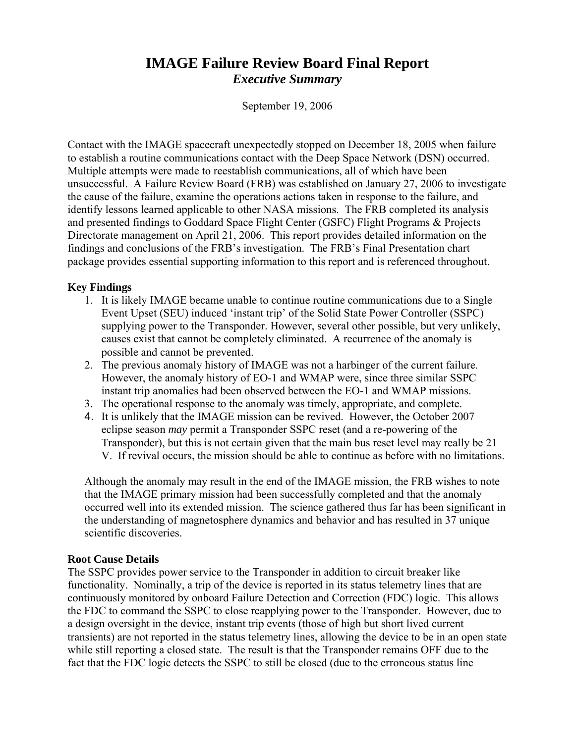# IMAGE Failure Review Board Final Report

***Executive Summary***

September 19, 2006

Contact with the IMAGE spacecraft unexpectedly stopped on December 18, 2005 when failure to establish a routine communications contact with the Deep Space Network (DSN) occurred. Multiple attempts were made to reestablish communications, all of which have been unsuccessful. A Failure Review Board (FRB) was established on January 27, 2006 to investigate the cause of the failure, examine the operations actions taken in response to the failure, and identify lessons learned applicable to other NASA missions. The FRB completed its analysis and presented findings to Goddard Space Flight Center (GSFC) Flight Programs & Projects Directorate management on April 21, 2006. This report provides detailed information on the findings and conclusions of the FRB's investigation. The FRB's Final Presentation chart package provides essential supporting information to this report and is referenced throughout.

**Key Findings**

1. It is likely IMAGE became unable to continue routine communications due to a Single Event Upset (SEU) induced 'instant trip' of the Solid State Power Controller (SSPC) supplying power to the Transponder. However, several other possible, but very unlikely, causes exist that cannot be completely eliminated. A recurrence of the anomaly is possible and cannot be prevented.
2. The previous anomaly history of IMAGE was not a harbinger of the current failure. However, the anomaly history of EO-1 and WMAP were, since three similar SSPC instant trip anomalies had been observed between the EO-1 and WMAP missions.
3. The operational response to the anomaly was timely, appropriate, and complete.
4. It is unlikely that the IMAGE mission can be revived. However, the October 2007 eclipse season *may* permit a Transponder SSPC reset (and a re-powering of the Transponder), but this is not certain given that the main bus reset level may really be 21 V. If revival occurs, the mission should be able to continue as before with no limitations.

Although the anomaly may result in the end of the IMAGE mission, the FRB wishes to note that the IMAGE primary mission had been successfully completed and that the anomaly occurred well into its extended mission. The science gathered thus far has been significant in the understanding of magnetosphere dynamics and behavior and has resulted in 37 unique scientific discoveries.

**Root Cause Details**

The SSPC provides power service to the Transponder in addition to circuit breaker like functionality. Nominally, a trip of the device is reported in its status telemetry lines that are continuously monitored by onboard Failure Detection and Correction (FDC) logic. This allows the FDC to command the SSPC to close reapplying power to the Transponder. However, due to a design oversight in the device, instant trip events (those of high but short lived current transients) are not reported in the status telemetry lines, allowing the device to be in an open state while still reporting a closed state. The result is that the Transponder remains OFF due to the fact that the FDC logic detects the SSPC to still be closed (due to the erroneous status line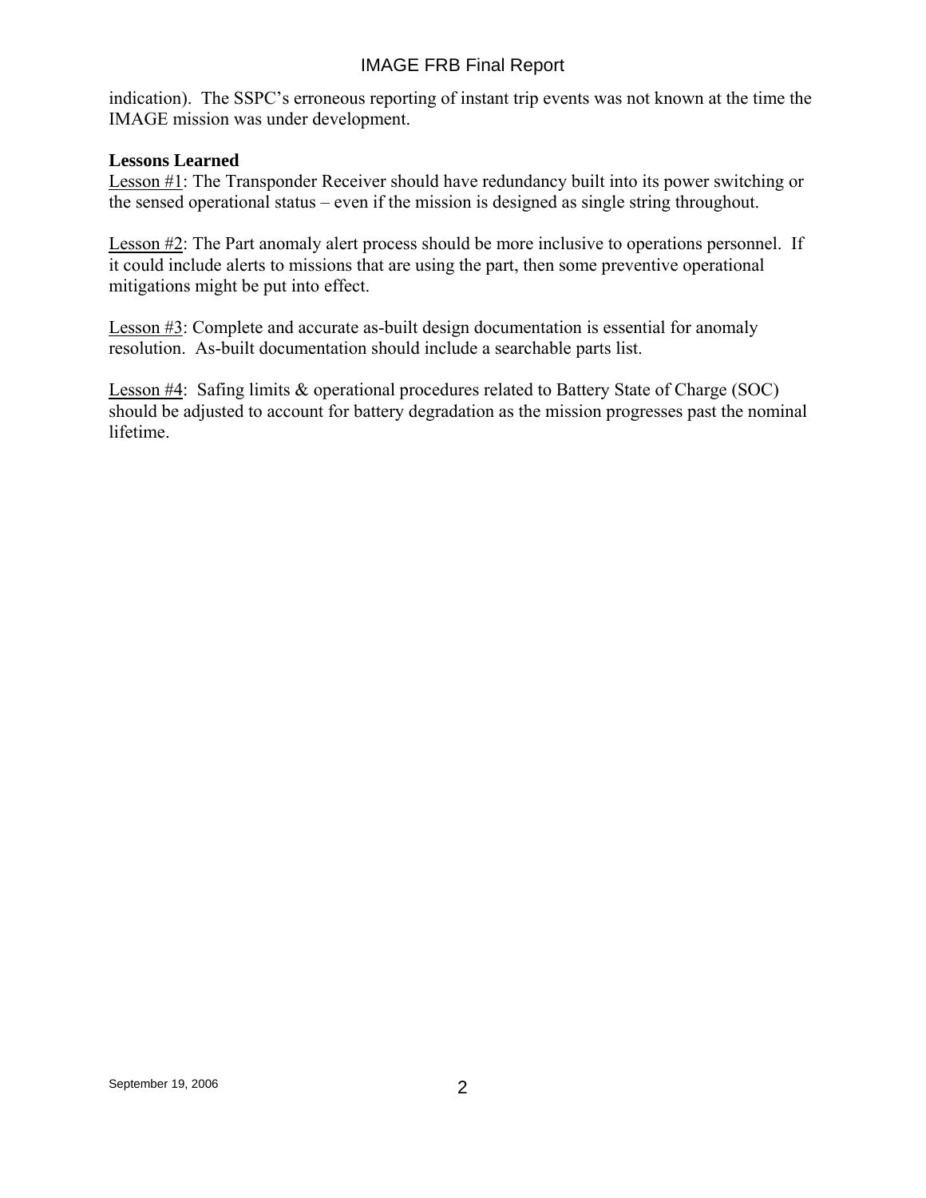indication). The SSPC's erroneous reporting of instant trip events was not known at the time the IMAGE mission was under development.

**Lessons Learned**

Lesson #1: The Transponder Receiver should have redundancy built into its power switching or the sensed operational status – even if the mission is designed as single string throughout.

Lesson #2: The Part anomaly alert process should be more inclusive to operations personnel. If it could include alerts to missions that are using the part, then some preventive operational mitigations might be put into effect.

Lesson #3: Complete and accurate as-built design documentation is essential for anomaly resolution. As-built documentation should include a searchable parts list.

Lesson #4: Safing limits & operational procedures related to Battery State of Charge (SOC) should be adjusted to account for battery degradation as the mission progresses past the nominal lifetime.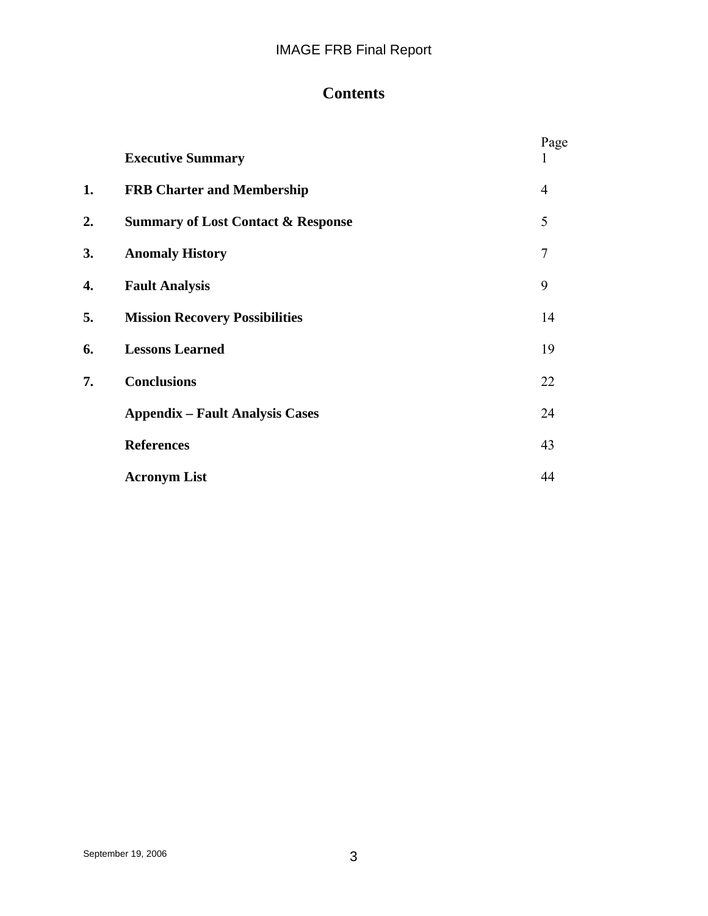# Contents

| | | Page |
|---|---|---|
| | **Executive Summary** | 1 |
| **1.** | **FRB Charter and Membership** | 4 |
| **2.** | **Summary of Lost Contact & Response** | 5 |
| **3.** | **Anomaly History** | 7 |
| **4.** | **Fault Analysis** | 9 |
| **5.** | **Mission Recovery Possibilities** | 14 |
| **6.** | **Lessons Learned** | 19 |
| **7.** | **Conclusions** | 22 |
| | **Appendix – Fault Analysis Cases** | 24 |
| | **References** | 43 |
| | **Acronym List** | 44 |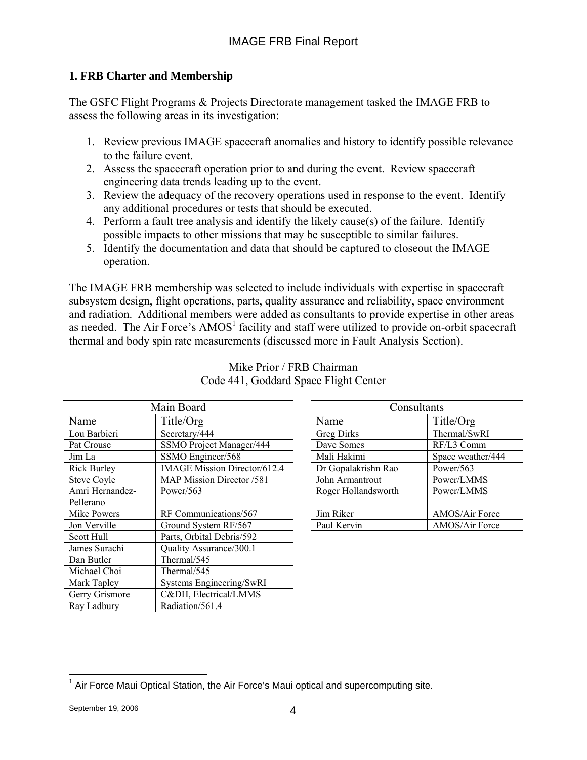## 1. FRB Charter and Membership

The GSFC Flight Programs & Projects Directorate management tasked the IMAGE FRB to assess the following areas in its investigation:

1. Review previous IMAGE spacecraft anomalies and history to identify possible relevance to the failure event.
2. Assess the spacecraft operation prior to and during the event. Review spacecraft engineering data trends leading up to the event.
3. Review the adequacy of the recovery operations used in response to the event. Identify any additional procedures or tests that should be executed.
4. Perform a fault tree analysis and identify the likely cause(s) of the failure. Identify possible impacts to other missions that may be susceptible to similar failures.
5. Identify the documentation and data that should be captured to closeout the IMAGE operation.

The IMAGE FRB membership was selected to include individuals with expertise in spacecraft subsystem design, flight operations, parts, quality assurance and reliability, space environment and radiation. Additional members were added as consultants to provide expertise in other areas as needed. The Air Force's AMOS[1] facility and staff were utilized to provide on-orbit spacecraft thermal and body spin rate measurements (discussed more in Fault Analysis Section).

Mike Prior / FRB Chairman
Code 441, Goddard Space Flight Center

| Main Board | |
|---|---|
| Name | Title/Org |
| Lou Barbieri | Secretary/444 |
| Pat Crouse | SSMO Project Manager/444 |
| Jim La | SSMO Engineer/568 |
| Rick Burley | IMAGE Mission Director/612.4 |
| Steve Coyle | MAP Mission Director /581 |
| Amri Hernandez-Pellerano | Power/563 |
| Mike Powers | RF Communications/567 |
| Jon Verville | Ground System RF/567 |
| Scott Hull | Parts, Orbital Debris/592 |
| James Surachi | Quality Assurance/300.1 |
| Dan Butler | Thermal/545 |
| Michael Choi | Thermal/545 |
| Mark Tapley | Systems Engineering/SwRI |
| Gerry Grismore | C&DH, Electrical/LMMS |
| Ray Ladbury | Radiation/561.4 |

| Consultants | |
|---|---|
| Name | Title/Org |
| Greg Dirks | Thermal/SwRI |
| Dave Somes | RF/L3 Comm |
| Mali Hakimi | Space weather/444 |
| Dr Gopalakrishn Rao | Power/563 |
| John Armantrout | Power/LMMS |
| Roger Hollandsworth | Power/LMMS |
| Jim Riker | AMOS/Air Force |
| Paul Kervin | AMOS/Air Force |

[1] Air Force Maui Optical Station, the Air Force's Maui optical and supercomputing site.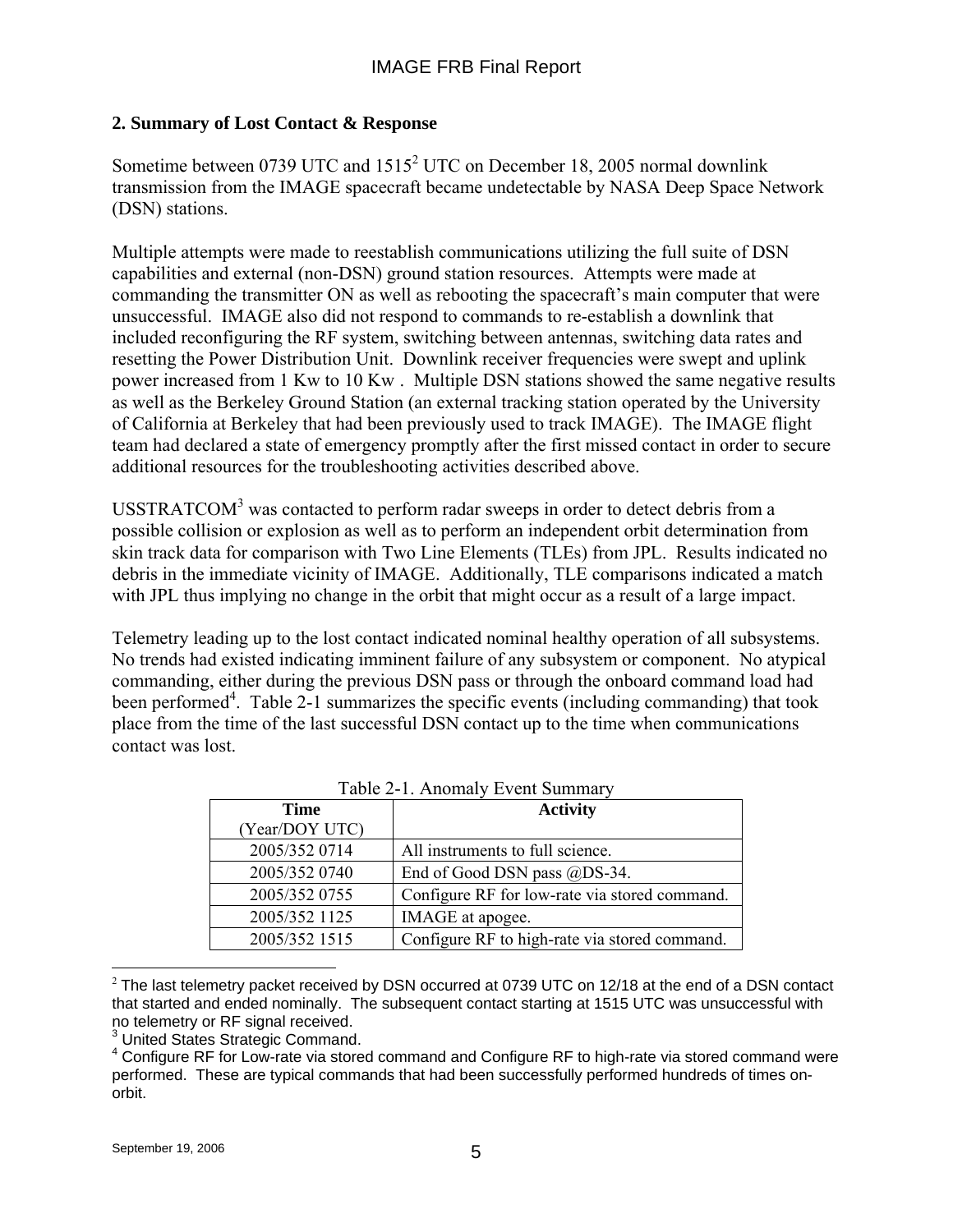## 2. Summary of Lost Contact & Response

Sometime between 0739 UTC and 1515[2] UTC on December 18, 2005 normal downlink transmission from the IMAGE spacecraft became undetectable by NASA Deep Space Network (DSN) stations.

Multiple attempts were made to reestablish communications utilizing the full suite of DSN capabilities and external (non-DSN) ground station resources. Attempts were made at commanding the transmitter ON as well as rebooting the spacecraft's main computer that were unsuccessful. IMAGE also did not respond to commands to re-establish a downlink that included reconfiguring the RF system, switching between antennas, switching data rates and resetting the Power Distribution Unit. Downlink receiver frequencies were swept and uplink power increased from 1 Kw to 10 Kw . Multiple DSN stations showed the same negative results as well as the Berkeley Ground Station (an external tracking station operated by the University of California at Berkeley that had been previously used to track IMAGE). The IMAGE flight team had declared a state of emergency promptly after the first missed contact in order to secure additional resources for the troubleshooting activities described above.

USSTRATCOM[3] was contacted to perform radar sweeps in order to detect debris from a possible collision or explosion as well as to perform an independent orbit determination from skin track data for comparison with Two Line Elements (TLEs) from JPL. Results indicated no debris in the immediate vicinity of IMAGE. Additionally, TLE comparisons indicated a match with JPL thus implying no change in the orbit that might occur as a result of a large impact.

Telemetry leading up to the lost contact indicated nominal healthy operation of all subsystems. No trends had existed indicating imminent failure of any subsystem or component. No atypical commanding, either during the previous DSN pass or through the onboard command load had been performed[4]. Table 2-1 summarizes the specific events (including commanding) that took place from the time of the last successful DSN contact up to the time when communications contact was lost.

Table 2-1. Anomaly Event Summary

| **Time** (Year/DOY UTC) | **Activity** |
|---|---|
| 2005/352 0714 | All instruments to full science. |
| 2005/352 0740 | End of Good DSN pass @DS-34. |
| 2005/352 0755 | Configure RF for low-rate via stored command. |
| 2005/352 1125 | IMAGE at apogee. |
| 2005/352 1515 | Configure RF to high-rate via stored command. |

[2] The last telemetry packet received by DSN occurred at 0739 UTC on 12/18 at the end of a DSN contact that started and ended nominally. The subsequent contact starting at 1515 UTC was unsuccessful with no telemetry or RF signal received.

[3] United States Strategic Command.

[4] Configure RF for Low-rate via stored command and Configure RF to high-rate via stored command were performed. These are typical commands that had been successfully performed hundreds of times on-orbit.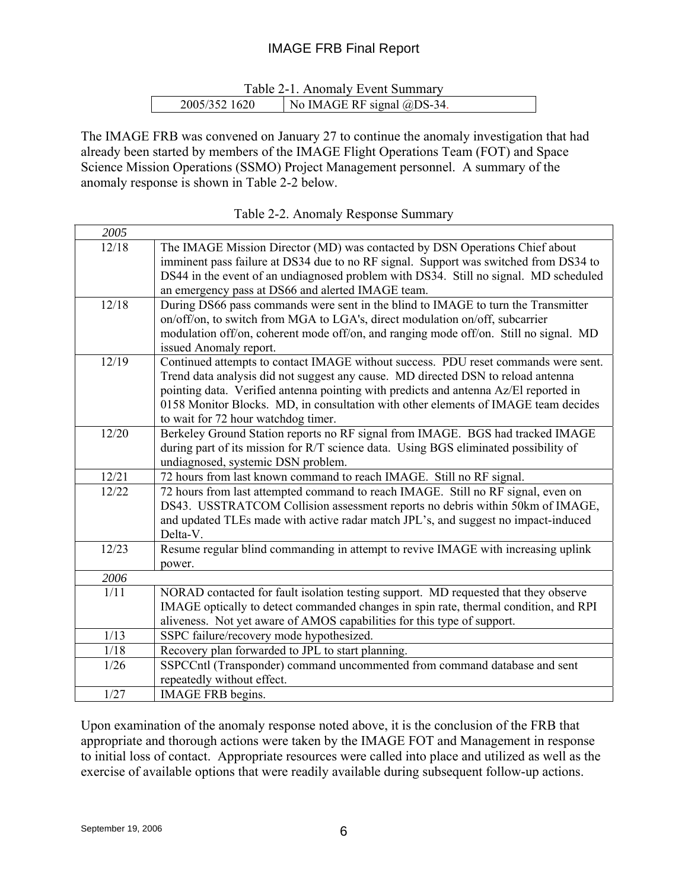Table 2-1. Anomaly Event Summary

| 2005/352 1620 | No IMAGE RF signal @DS-34. |
|---|---|

The IMAGE FRB was convened on January 27 to continue the anomaly investigation that had already been started by members of the IMAGE Flight Operations Team (FOT) and Space Science Mission Operations (SSMO) Project Management personnel. A summary of the anomaly response is shown in Table 2-2 below.

Table 2-2. Anomaly Response Summary

| *2005* | |
|---|---|
| 12/18 | The IMAGE Mission Director (MD) was contacted by DSN Operations Chief about imminent pass failure at DS34 due to no RF signal. Support was switched from DS34 to DS44 in the event of an undiagnosed problem with DS34. Still no signal. MD scheduled an emergency pass at DS66 and alerted IMAGE team. |
| 12/18 | During DS66 pass commands were sent in the blind to IMAGE to turn the Transmitter on/off/on, to switch from MGA to LGA's, direct modulation on/off, subcarrier modulation off/on, coherent mode off/on, and ranging mode off/on. Still no signal. MD issued Anomaly report. |
| 12/19 | Continued attempts to contact IMAGE without success. PDU reset commands were sent. Trend data analysis did not suggest any cause. MD directed DSN to reload antenna pointing data. Verified antenna pointing with predicts and antenna Az/El reported in 0158 Monitor Blocks. MD, in consultation with other elements of IMAGE team decides to wait for 72 hour watchdog timer. |
| 12/20 | Berkeley Ground Station reports no RF signal from IMAGE. BGS had tracked IMAGE during part of its mission for R/T science data. Using BGS eliminated possibility of undiagnosed, systemic DSN problem. |
| 12/21 | 72 hours from last known command to reach IMAGE. Still no RF signal. |
| 12/22 | 72 hours from last attempted command to reach IMAGE. Still no RF signal, even on DS43. USSTRATCOM Collision assessment reports no debris within 50km of IMAGE, and updated TLEs made with active radar match JPL's, and suggest no impact-induced Delta-V. |
| 12/23 | Resume regular blind commanding in attempt to revive IMAGE with increasing uplink power. |
| *2006* | |
| 1/11 | NORAD contacted for fault isolation testing support. MD requested that they observe IMAGE optically to detect commanded changes in spin rate, thermal condition, and RPI aliveness. Not yet aware of AMOS capabilities for this type of support. |
| 1/13 | SSPC failure/recovery mode hypothesized. |
| 1/18 | Recovery plan forwarded to JPL to start planning. |
| 1/26 | SSPCCntl (Transponder) command uncommented from command database and sent repeatedly without effect. |
| 1/27 | IMAGE FRB begins. |

Upon examination of the anomaly response noted above, it is the conclusion of the FRB that appropriate and thorough actions were taken by the IMAGE FOT and Management in response to initial loss of contact. Appropriate resources were called into place and utilized as well as the exercise of available options that were readily available during subsequent follow-up actions.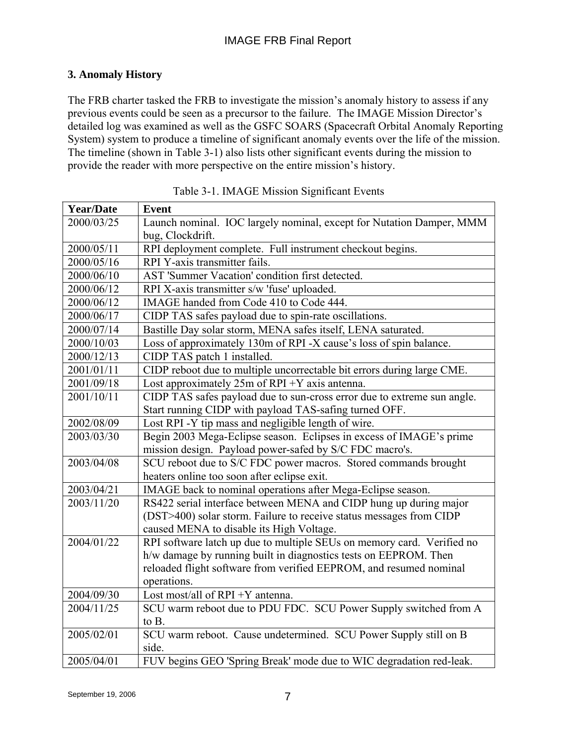## 3. Anomaly History

The FRB charter tasked the FRB to investigate the mission's anomaly history to assess if any previous events could be seen as a precursor to the failure. The IMAGE Mission Director's detailed log was examined as well as the GSFC SOARS (Spacecraft Orbital Anomaly Reporting System) system to produce a timeline of significant anomaly events over the life of the mission. The timeline (shown in Table 3-1) also lists other significant events during the mission to provide the reader with more perspective on the entire mission's history.

Table 3-1. IMAGE Mission Significant Events

| Year/Date | Event |
|---|---|
| 2000/03/25 | Launch nominal. IOC largely nominal, except for Nutation Damper, MMM bug, Clockdrift. |
| 2000/05/11 | RPI deployment complete. Full instrument checkout begins. |
| 2000/05/16 | RPI Y-axis transmitter fails. |
| 2000/06/10 | AST 'Summer Vacation' condition first detected. |
| 2000/06/12 | RPI X-axis transmitter s/w 'fuse' uploaded. |
| 2000/06/12 | IMAGE handed from Code 410 to Code 444. |
| 2000/06/17 | CIDP TAS safes payload due to spin-rate oscillations. |
| 2000/07/14 | Bastille Day solar storm, MENA safes itself, LENA saturated. |
| 2000/10/03 | Loss of approximately 130m of RPI -X cause's loss of spin balance. |
| 2000/12/13 | CIDP TAS patch 1 installed. |
| 2001/01/11 | CIDP reboot due to multiple uncorrectable bit errors during large CME. |
| 2001/09/18 | Lost approximately 25m of RPI +Y axis antenna. |
| 2001/10/11 | CIDP TAS safes payload due to sun-cross error due to extreme sun angle. Start running CIDP with payload TAS-safing turned OFF. |
| 2002/08/09 | Lost RPI -Y tip mass and negligible length of wire. |
| 2003/03/30 | Begin 2003 Mega-Eclipse season. Eclipses in excess of IMAGE's prime mission design. Payload power-safed by S/C FDC macro's. |
| 2003/04/08 | SCU reboot due to S/C FDC power macros. Stored commands brought heaters online too soon after eclipse exit. |
| 2003/04/21 | IMAGE back to nominal operations after Mega-Eclipse season. |
| 2003/11/20 | RS422 serial interface between MENA and CIDP hung up during major (DST>400) solar storm. Failure to receive status messages from CIDP caused MENA to disable its High Voltage. |
| 2004/01/22 | RPI software latch up due to multiple SEUs on memory card. Verified no h/w damage by running built in diagnostics tests on EEPROM. Then reloaded flight software from verified EEPROM, and resumed nominal operations. |
| 2004/09/30 | Lost most/all of RPI +Y antenna. |
| 2004/11/25 | SCU warm reboot due to PDU FDC. SCU Power Supply switched from A to B. |
| 2005/02/01 | SCU warm reboot. Cause undetermined. SCU Power Supply still on B side. |
| 2005/04/01 | FUV begins GEO 'Spring Break' mode due to WIC degradation red-leak. |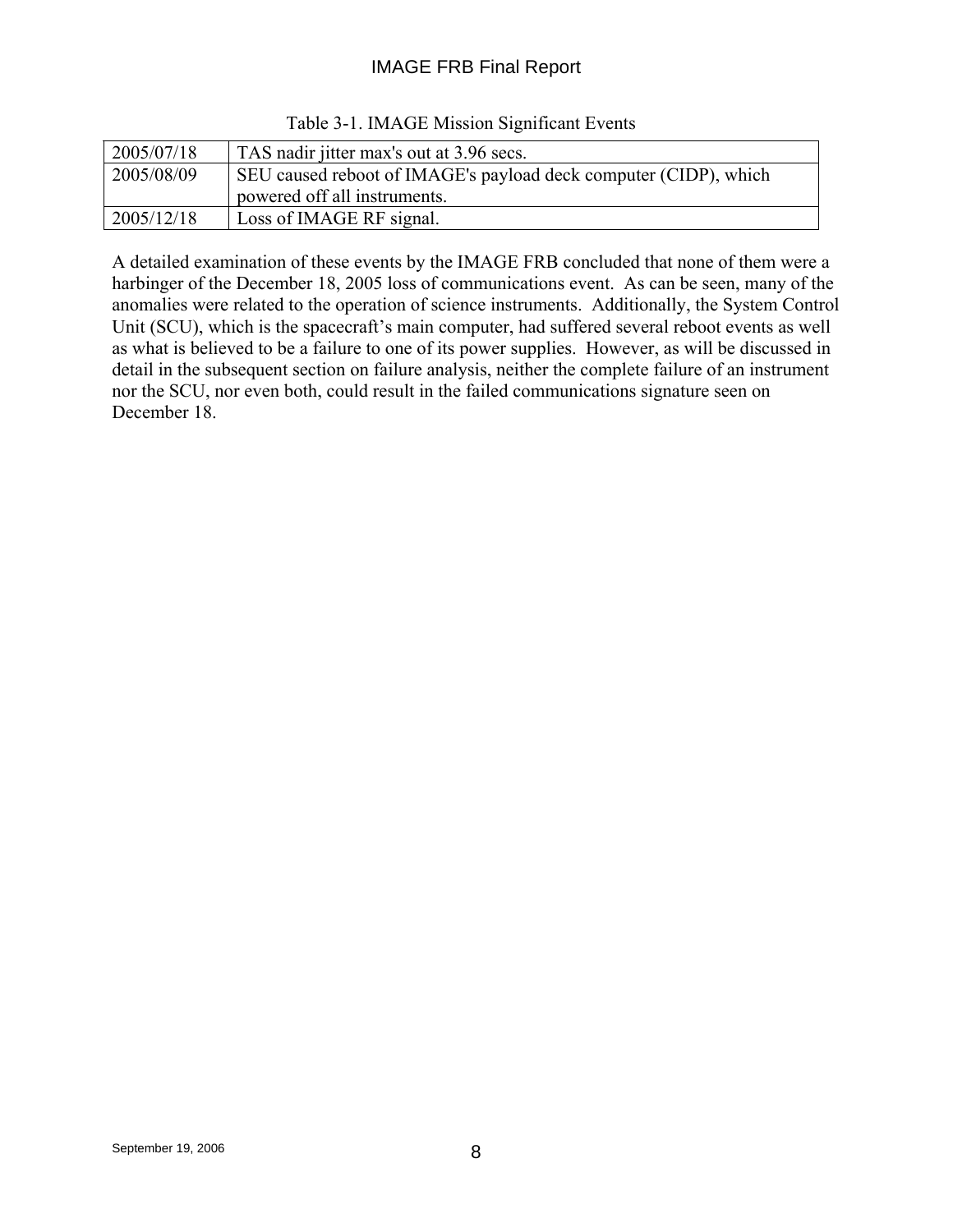Table 3-1. IMAGE Mission Significant Events

| | |
|---|---|
| 2005/07/18 | TAS nadir jitter max's out at 3.96 secs. |
| 2005/08/09 | SEU caused reboot of IMAGE's payload deck computer (CIDP), which powered off all instruments. |
| 2005/12/18 | Loss of IMAGE RF signal. |

A detailed examination of these events by the IMAGE FRB concluded that none of them were a harbinger of the December 18, 2005 loss of communications event. As can be seen, many of the anomalies were related to the operation of science instruments. Additionally, the System Control Unit (SCU), which is the spacecraft's main computer, had suffered several reboot events as well as what is believed to be a failure to one of its power supplies. However, as will be discussed in detail in the subsequent section on failure analysis, neither the complete failure of an instrument nor the SCU, nor even both, could result in the failed communications signature seen on December 18.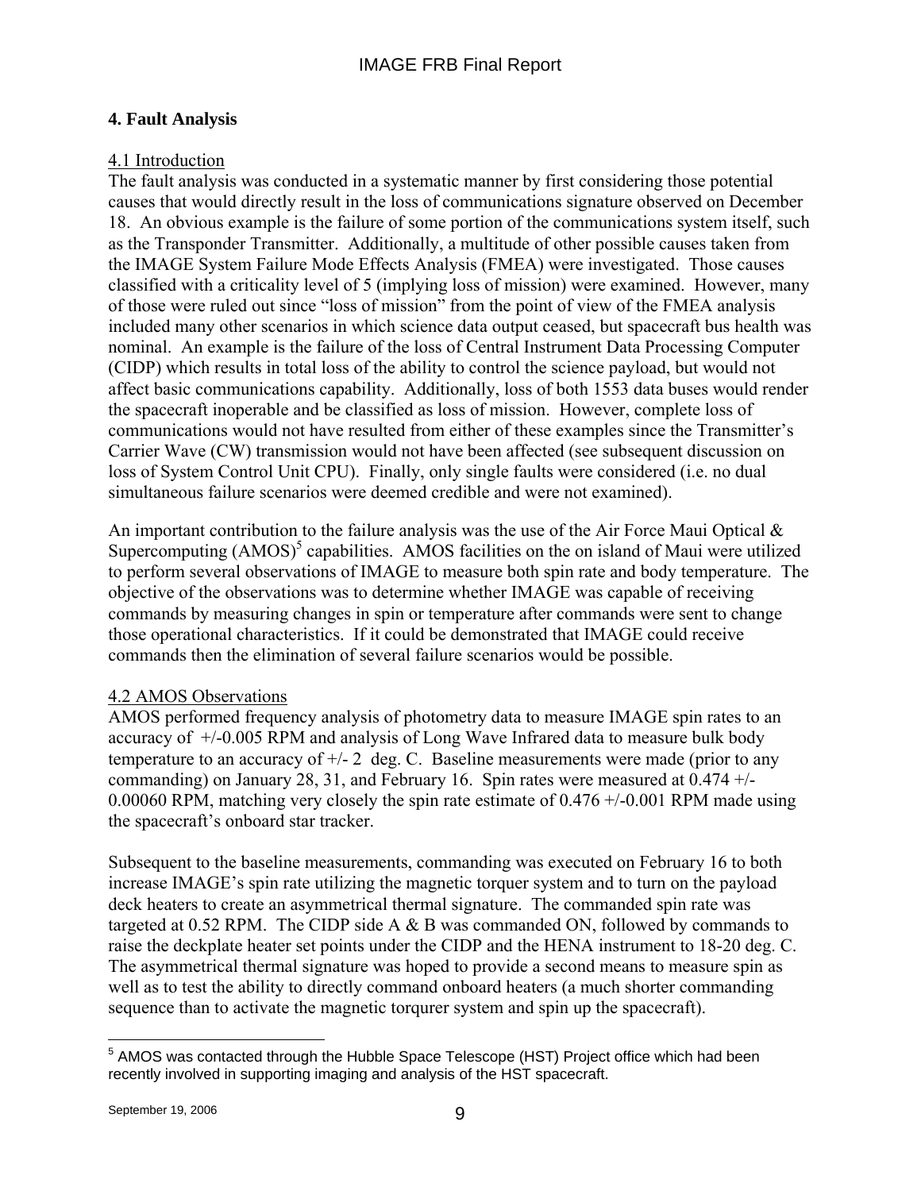## 4. Fault Analysis

### 4.1 Introduction

The fault analysis was conducted in a systematic manner by first considering those potential causes that would directly result in the loss of communications signature observed on December 18. An obvious example is the failure of some portion of the communications system itself, such as the Transponder Transmitter. Additionally, a multitude of other possible causes taken from the IMAGE System Failure Mode Effects Analysis (FMEA) were investigated. Those causes classified with a criticality level of 5 (implying loss of mission) were examined. However, many of those were ruled out since "loss of mission" from the point of view of the FMEA analysis included many other scenarios in which science data output ceased, but spacecraft bus health was nominal. An example is the failure of the loss of Central Instrument Data Processing Computer (CIDP) which results in total loss of the ability to control the science payload, but would not affect basic communications capability. Additionally, loss of both 1553 data buses would render the spacecraft inoperable and be classified as loss of mission. However, complete loss of communications would not have resulted from either of these examples since the Transmitter's Carrier Wave (CW) transmission would not have been affected (see subsequent discussion on loss of System Control Unit CPU). Finally, only single faults were considered (i.e. no dual simultaneous failure scenarios were deemed credible and were not examined).

An important contribution to the failure analysis was the use of the Air Force Maui Optical & Supercomputing (AMOS)[5] capabilities. AMOS facilities on the on island of Maui were utilized to perform several observations of IMAGE to measure both spin rate and body temperature. The objective of the observations was to determine whether IMAGE was capable of receiving commands by measuring changes in spin or temperature after commands were sent to change those operational characteristics. If it could be demonstrated that IMAGE could receive commands then the elimination of several failure scenarios would be possible.

### 4.2 AMOS Observations

AMOS performed frequency analysis of photometry data to measure IMAGE spin rates to an accuracy of +/-0.005 RPM and analysis of Long Wave Infrared data to measure bulk body temperature to an accuracy of +/- 2 deg. C. Baseline measurements were made (prior to any commanding) on January 28, 31, and February 16. Spin rates were measured at 0.474 +/- 0.00060 RPM, matching very closely the spin rate estimate of 0.476 +/-0.001 RPM made using the spacecraft's onboard star tracker.

Subsequent to the baseline measurements, commanding was executed on February 16 to both increase IMAGE's spin rate utilizing the magnetic torquer system and to turn on the payload deck heaters to create an asymmetrical thermal signature. The commanded spin rate was targeted at 0.52 RPM. The CIDP side A & B was commanded ON, followed by commands to raise the deckplate heater set points under the CIDP and the HENA instrument to 18-20 deg. C. The asymmetrical thermal signature was hoped to provide a second means to measure spin as well as to test the ability to directly command onboard heaters (a much shorter commanding sequence than to activate the magnetic torqurer system and spin up the spacecraft).

---

[5] AMOS was contacted through the Hubble Space Telescope (HST) Project office which had been recently involved in supporting imaging and analysis of the HST spacecraft.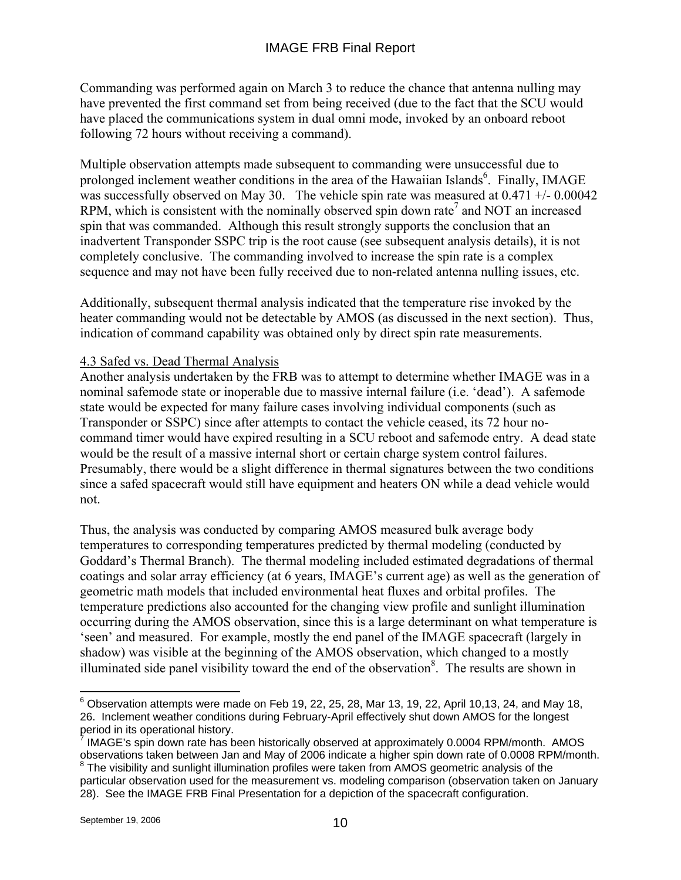Commanding was performed again on March 3 to reduce the chance that antenna nulling may have prevented the first command set from being received (due to the fact that the SCU would have placed the communications system in dual omni mode, invoked by an onboard reboot following 72 hours without receiving a command).

Multiple observation attempts made subsequent to commanding were unsuccessful due to prolonged inclement weather conditions in the area of the Hawaiian Islands[6]. Finally, IMAGE was successfully observed on May 30. The vehicle spin rate was measured at 0.471 +/- 0.00042 RPM, which is consistent with the nominally observed spin down rate[7] and NOT an increased spin that was commanded. Although this result strongly supports the conclusion that an inadvertent Transponder SSPC trip is the root cause (see subsequent analysis details), it is not completely conclusive. The commanding involved to increase the spin rate is a complex sequence and may not have been fully received due to non-related antenna nulling issues, etc.

Additionally, subsequent thermal analysis indicated that the temperature rise invoked by the heater commanding would not be detectable by AMOS (as discussed in the next section). Thus, indication of command capability was obtained only by direct spin rate measurements.

### 4.3 Safed vs. Dead Thermal Analysis

Another analysis undertaken by the FRB was to attempt to determine whether IMAGE was in a nominal safemode state or inoperable due to massive internal failure (i.e. 'dead'). A safemode state would be expected for many failure cases involving individual components (such as Transponder or SSPC) since after attempts to contact the vehicle ceased, its 72 hour no-command timer would have expired resulting in a SCU reboot and safemode entry. A dead state would be the result of a massive internal short or certain charge system control failures. Presumably, there would be a slight difference in thermal signatures between the two conditions since a safed spacecraft would still have equipment and heaters ON while a dead vehicle would not.

Thus, the analysis was conducted by comparing AMOS measured bulk average body temperatures to corresponding temperatures predicted by thermal modeling (conducted by Goddard's Thermal Branch). The thermal modeling included estimated degradations of thermal coatings and solar array efficiency (at 6 years, IMAGE's current age) as well as the generation of geometric math models that included environmental heat fluxes and orbital profiles. The temperature predictions also accounted for the changing view profile and sunlight illumination occurring during the AMOS observation, since this is a large determinant on what temperature is 'seen' and measured. For example, mostly the end panel of the IMAGE spacecraft (largely in shadow) was visible at the beginning of the AMOS observation, which changed to a mostly illuminated side panel visibility toward the end of the observation[8]. The results are shown in

---

[6] Observation attempts were made on Feb 19, 22, 25, 28, Mar 13, 19, 22, April 10,13, 24, and May 18, 26. Inclement weather conditions during February-April effectively shut down AMOS for the longest period in its operational history.

[7] IMAGE's spin down rate has been historically observed at approximately 0.0004 RPM/month. AMOS observations taken between Jan and May of 2006 indicate a higher spin down rate of 0.0008 RPM/month.

[8] The visibility and sunlight illumination profiles were taken from AMOS geometric analysis of the particular observation used for the measurement vs. modeling comparison (observation taken on January 28). See the IMAGE FRB Final Presentation for a depiction of the spacecraft configuration.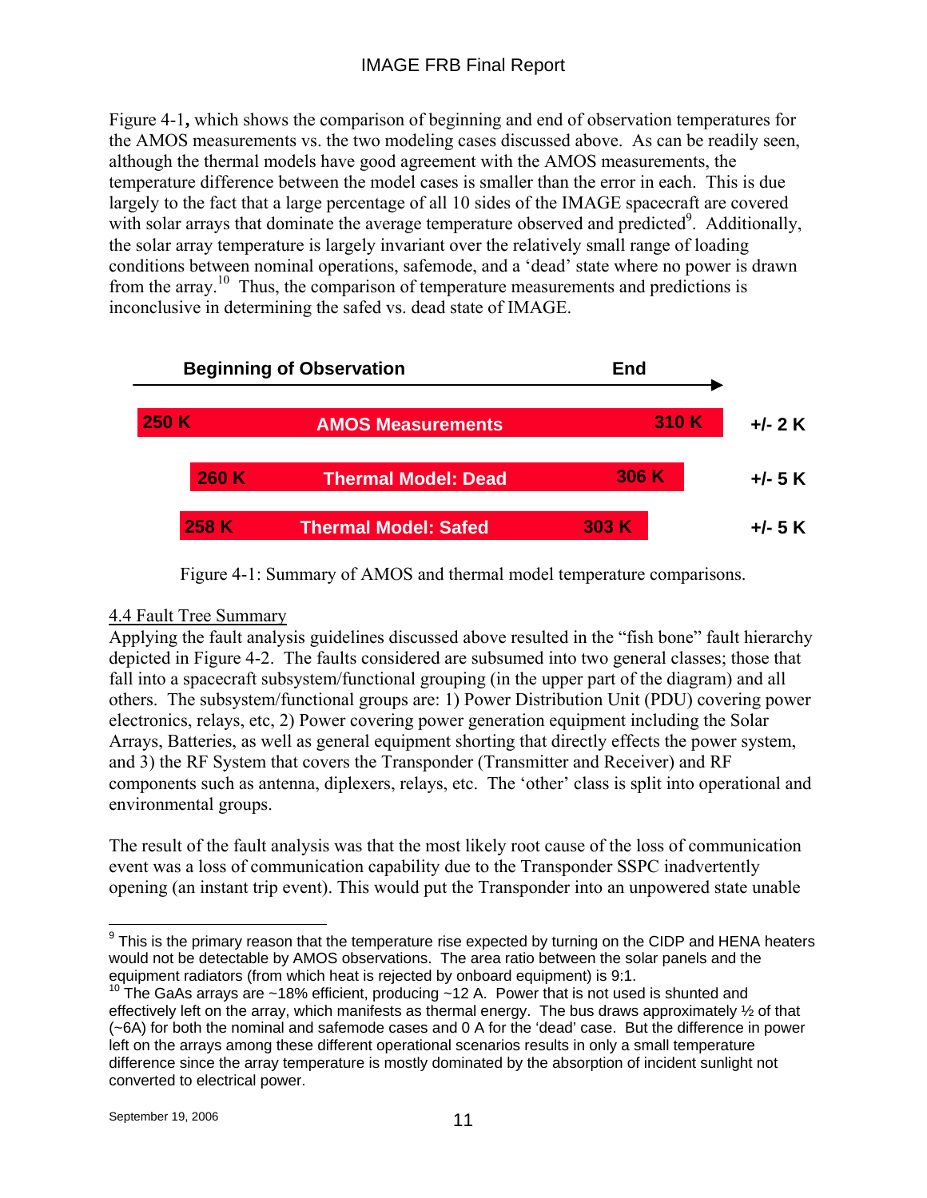Figure 4-1**,** which shows the comparison of beginning and end of observation temperatures for the AMOS measurements vs. the two modeling cases discussed above. As can be readily seen, although the thermal models have good agreement with the AMOS measurements, the temperature difference between the model cases is smaller than the error in each. This is due largely to the fact that a large percentage of all 10 sides of the IMAGE spacecraft are covered with solar arrays that dominate the average temperature observed and predicted[9]. Additionally, the solar array temperature is largely invariant over the relatively small range of loading conditions between nominal operations, safemode, and a 'dead' state where no power is drawn from the array.[10] Thus, the comparison of temperature measurements and predictions is inconclusive in determining the safed vs. dead state of IMAGE.

| | Beginning of Observation | End | |
|---|---|---|---|
| AMOS Measurements | 250 K | 310 K | +/- 2 K |
| Thermal Model: Dead | 260 K | 306 K | +/- 5 K |
| Thermal Model: Safed | 258 K | 303 K | +/- 5 K |

Figure 4-1: Summary of AMOS and thermal model temperature comparisons.

4.4 Fault Tree Summary

Applying the fault analysis guidelines discussed above resulted in the "fish bone" fault hierarchy depicted in Figure 4-2. The faults considered are subsumed into two general classes; those that fall into a spacecraft subsystem/functional grouping (in the upper part of the diagram) and all others. The subsystem/functional groups are: 1) Power Distribution Unit (PDU) covering power electronics, relays, etc, 2) Power covering power generation equipment including the Solar Arrays, Batteries, as well as general equipment shorting that directly effects the power system, and 3) the RF System that covers the Transponder (Transmitter and Receiver) and RF components such as antenna, diplexers, relays, etc. The 'other' class is split into operational and environmental groups.

The result of the fault analysis was that the most likely root cause of the loss of communication event was a loss of communication capability due to the Transponder SSPC inadvertently opening (an instant trip event). This would put the Transponder into an unpowered state unable

---

[9] This is the primary reason that the temperature rise expected by turning on the CIDP and HENA heaters would not be detectable by AMOS observations. The area ratio between the solar panels and the equipment radiators (from which heat is rejected by onboard equipment) is 9:1.

[10] The GaAs arrays are ~18% efficient, producing ~12 A. Power that is not used is shunted and effectively left on the array, which manifests as thermal energy. The bus draws approximately ½ of that (~6A) for both the nominal and safemode cases and 0 A for the 'dead' case. But the difference in power left on the arrays among these different operational scenarios results in only a small temperature difference since the array temperature is mostly dominated by the absorption of incident sunlight not converted to electrical power.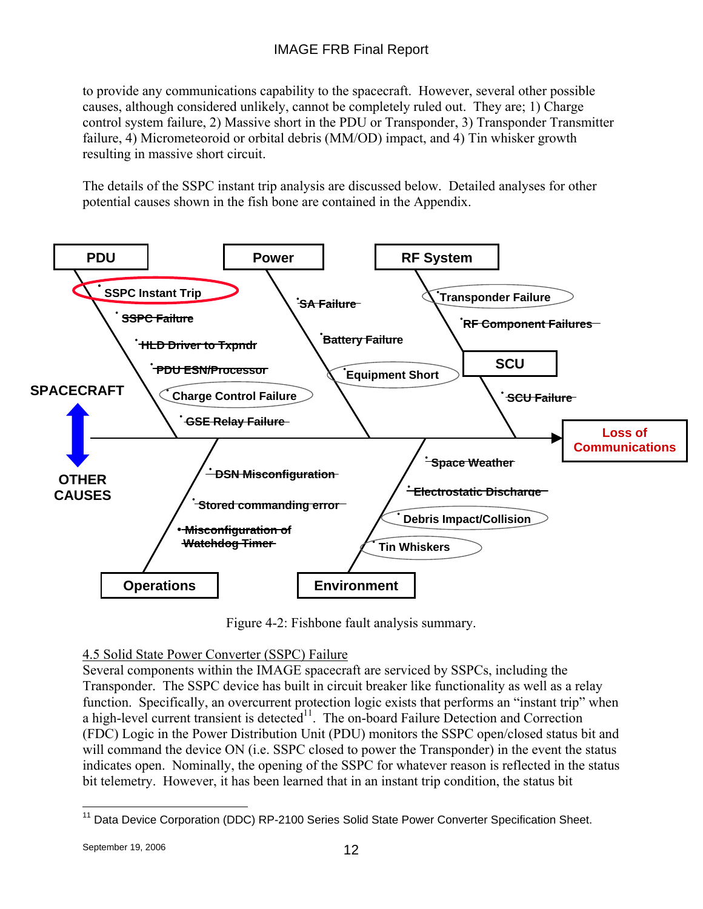to provide any communications capability to the spacecraft. However, several other possible causes, although considered unlikely, cannot be completely ruled out. They are; 1) Charge control system failure, 2) Massive short in the PDU or Transponder, 3) Transponder Transmitter failure, 4) Micrometeoroid or orbital debris (MM/OD) impact, and 4) Tin whisker growth resulting in massive short circuit.

The details of the SSPC instant trip analysis are discussed below. Detailed analyses for other potential causes shown in the fish bone are contained in the Appendix.

Figure 4-2: Fishbone fault analysis summary.

4.5 Solid State Power Converter (SSPC) Failure

Several components within the IMAGE spacecraft are serviced by SSPCs, including the Transponder. The SSPC device has built in circuit breaker like functionality as well as a relay function. Specifically, an overcurrent protection logic exists that performs an "instant trip" when a high-level current transient is detected[11]. The on-board Failure Detection and Correction (FDC) Logic in the Power Distribution Unit (PDU) monitors the SSPC open/closed status bit and will command the device ON (i.e. SSPC closed to power the Transponder) in the event the status indicates open. Nominally, the opening of the SSPC for whatever reason is reflected in the status bit telemetry. However, it has been learned that in an instant trip condition, the status bit

[11] Data Device Corporation (DDC) RP-2100 Series Solid State Power Converter Specification Sheet.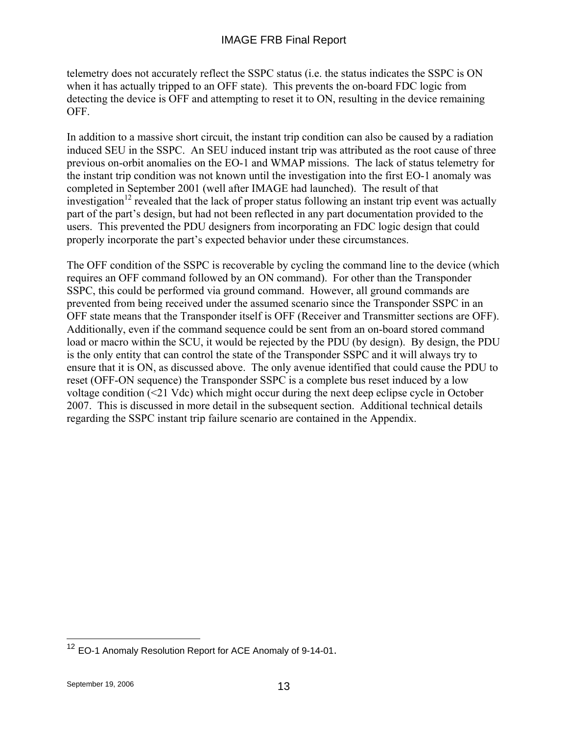telemetry does not accurately reflect the SSPC status (i.e. the status indicates the SSPC is ON when it has actually tripped to an OFF state). This prevents the on-board FDC logic from detecting the device is OFF and attempting to reset it to ON, resulting in the device remaining OFF.

In addition to a massive short circuit, the instant trip condition can also be caused by a radiation induced SEU in the SSPC. An SEU induced instant trip was attributed as the root cause of three previous on-orbit anomalies on the EO-1 and WMAP missions. The lack of status telemetry for the instant trip condition was not known until the investigation into the first EO-1 anomaly was completed in September 2001 (well after IMAGE had launched). The result of that investigation[12] revealed that the lack of proper status following an instant trip event was actually part of the part's design, but had not been reflected in any part documentation provided to the users. This prevented the PDU designers from incorporating an FDC logic design that could properly incorporate the part's expected behavior under these circumstances.

The OFF condition of the SSPC is recoverable by cycling the command line to the device (which requires an OFF command followed by an ON command). For other than the Transponder SSPC, this could be performed via ground command. However, all ground commands are prevented from being received under the assumed scenario since the Transponder SSPC in an OFF state means that the Transponder itself is OFF (Receiver and Transmitter sections are OFF). Additionally, even if the command sequence could be sent from an on-board stored command load or macro within the SCU, it would be rejected by the PDU (by design). By design, the PDU is the only entity that can control the state of the Transponder SSPC and it will always try to ensure that it is ON, as discussed above. The only avenue identified that could cause the PDU to reset (OFF-ON sequence) the Transponder SSPC is a complete bus reset induced by a low voltage condition (<21 Vdc) which might occur during the next deep eclipse cycle in October 2007. This is discussed in more detail in the subsequent section. Additional technical details regarding the SSPC instant trip failure scenario are contained in the Appendix.

---

[12] EO-1 Anomaly Resolution Report for ACE Anomaly of 9-14-01.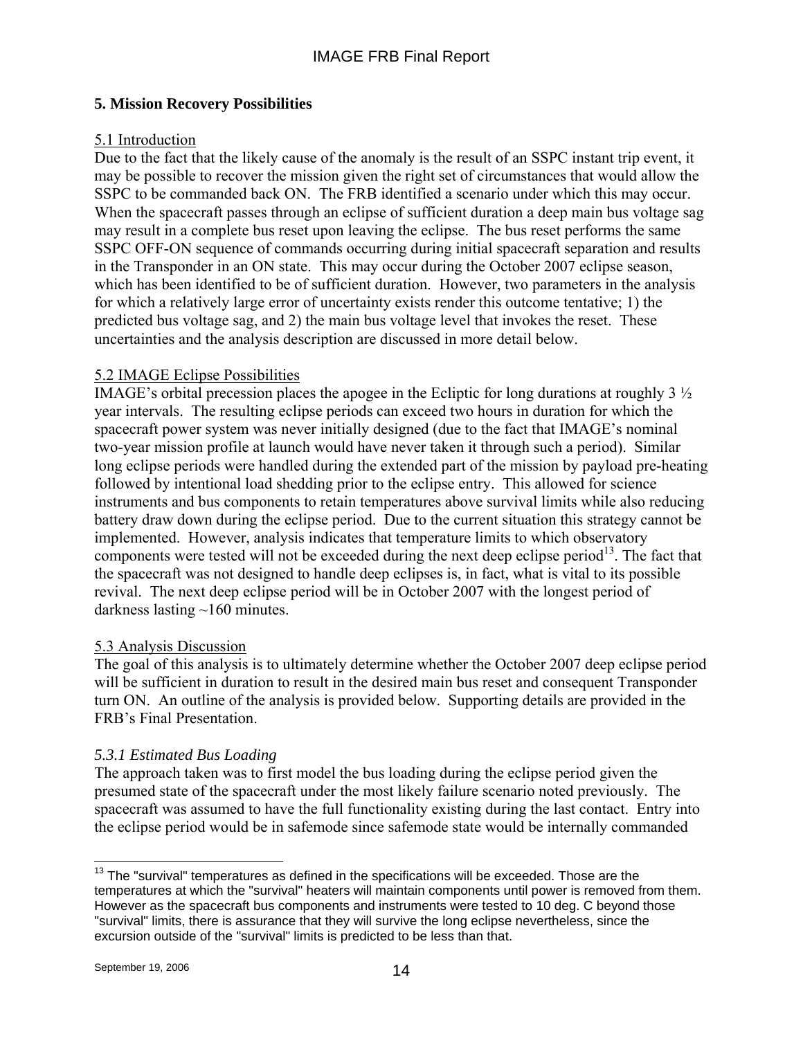## 5. Mission Recovery Possibilities

5.1 Introduction

Due to the fact that the likely cause of the anomaly is the result of an SSPC instant trip event, it may be possible to recover the mission given the right set of circumstances that would allow the SSPC to be commanded back ON. The FRB identified a scenario under which this may occur. When the spacecraft passes through an eclipse of sufficient duration a deep main bus voltage sag may result in a complete bus reset upon leaving the eclipse. The bus reset performs the same SSPC OFF-ON sequence of commands occurring during initial spacecraft separation and results in the Transponder in an ON state. This may occur during the October 2007 eclipse season, which has been identified to be of sufficient duration. However, two parameters in the analysis for which a relatively large error of uncertainty exists render this outcome tentative; 1) the predicted bus voltage sag, and 2) the main bus voltage level that invokes the reset. These uncertainties and the analysis description are discussed in more detail below.

5.2 IMAGE Eclipse Possibilities

IMAGE's orbital precession places the apogee in the Ecliptic for long durations at roughly 3 ½ year intervals. The resulting eclipse periods can exceed two hours in duration for which the spacecraft power system was never initially designed (due to the fact that IMAGE's nominal two-year mission profile at launch would have never taken it through such a period). Similar long eclipse periods were handled during the extended part of the mission by payload pre-heating followed by intentional load shedding prior to the eclipse entry. This allowed for science instruments and bus components to retain temperatures above survival limits while also reducing battery draw down during the eclipse period. Due to the current situation this strategy cannot be implemented. However, analysis indicates that temperature limits to which observatory components were tested will not be exceeded during the next deep eclipse period[13]. The fact that the spacecraft was not designed to handle deep eclipses is, in fact, what is vital to its possible revival. The next deep eclipse period will be in October 2007 with the longest period of darkness lasting ~160 minutes.

5.3 Analysis Discussion

The goal of this analysis is to ultimately determine whether the October 2007 deep eclipse period will be sufficient in duration to result in the desired main bus reset and consequent Transponder turn ON. An outline of the analysis is provided below. Supporting details are provided in the FRB's Final Presentation.

*5.3.1 Estimated Bus Loading*

The approach taken was to first model the bus loading during the eclipse period given the presumed state of the spacecraft under the most likely failure scenario noted previously. The spacecraft was assumed to have the full functionality existing during the last contact. Entry into the eclipse period would be in safemode since safemode state would be internally commanded

[13] The "survival" temperatures as defined in the specifications will be exceeded. Those are the temperatures at which the "survival" heaters will maintain components until power is removed from them. However as the spacecraft bus components and instruments were tested to 10 deg. C beyond those "survival" limits, there is assurance that they will survive the long eclipse nevertheless, since the excursion outside of the "survival" limits is predicted to be less than that.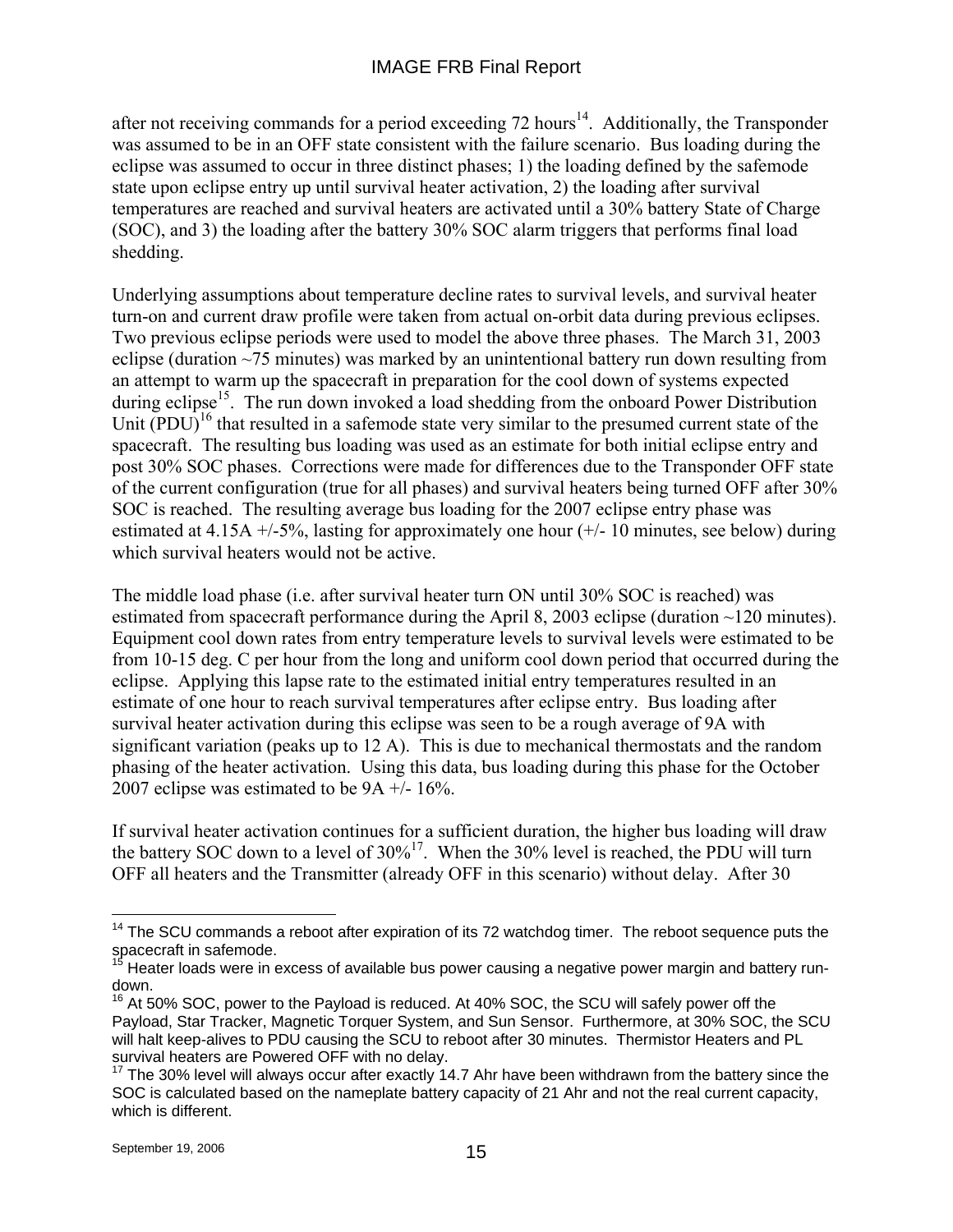after not receiving commands for a period exceeding 72 hours[14]. Additionally, the Transponder was assumed to be in an OFF state consistent with the failure scenario. Bus loading during the eclipse was assumed to occur in three distinct phases; 1) the loading defined by the safemode state upon eclipse entry up until survival heater activation, 2) the loading after survival temperatures are reached and survival heaters are activated until a 30% battery State of Charge (SOC), and 3) the loading after the battery 30% SOC alarm triggers that performs final load shedding.

Underlying assumptions about temperature decline rates to survival levels, and survival heater turn-on and current draw profile were taken from actual on-orbit data during previous eclipses. Two previous eclipse periods were used to model the above three phases. The March 31, 2003 eclipse (duration ~75 minutes) was marked by an unintentional battery run down resulting from an attempt to warm up the spacecraft in preparation for the cool down of systems expected during eclipse[15]. The run down invoked a load shedding from the onboard Power Distribution Unit (PDU)[16] that resulted in a safemode state very similar to the presumed current state of the spacecraft. The resulting bus loading was used as an estimate for both initial eclipse entry and post 30% SOC phases. Corrections were made for differences due to the Transponder OFF state of the current configuration (true for all phases) and survival heaters being turned OFF after 30% SOC is reached. The resulting average bus loading for the 2007 eclipse entry phase was estimated at 4.15A +/-5%, lasting for approximately one hour (+/- 10 minutes, see below) during which survival heaters would not be active.

The middle load phase (i.e. after survival heater turn ON until 30% SOC is reached) was estimated from spacecraft performance during the April 8, 2003 eclipse (duration ~120 minutes). Equipment cool down rates from entry temperature levels to survival levels were estimated to be from 10-15 deg. C per hour from the long and uniform cool down period that occurred during the eclipse. Applying this lapse rate to the estimated initial entry temperatures resulted in an estimate of one hour to reach survival temperatures after eclipse entry. Bus loading after survival heater activation during this eclipse was seen to be a rough average of 9A with significant variation (peaks up to 12 A). This is due to mechanical thermostats and the random phasing of the heater activation. Using this data, bus loading during this phase for the October 2007 eclipse was estimated to be 9A +/- 16%.

If survival heater activation continues for a sufficient duration, the higher bus loading will draw the battery SOC down to a level of 30%[17]. When the 30% level is reached, the PDU will turn OFF all heaters and the Transmitter (already OFF in this scenario) without delay. After 30

---

[14] The SCU commands a reboot after expiration of its 72 watchdog timer. The reboot sequence puts the spacecraft in safemode.

[15] Heater loads were in excess of available bus power causing a negative power margin and battery run-down.

[16] At 50% SOC, power to the Payload is reduced. At 40% SOC, the SCU will safely power off the Payload, Star Tracker, Magnetic Torquer System, and Sun Sensor. Furthermore, at 30% SOC, the SCU will halt keep-alives to PDU causing the SCU to reboot after 30 minutes. Thermistor Heaters and PL survival heaters are Powered OFF with no delay.

[17] The 30% level will always occur after exactly 14.7 Ahr have been withdrawn from the battery since the SOC is calculated based on the nameplate battery capacity of 21 Ahr and not the real current capacity, which is different.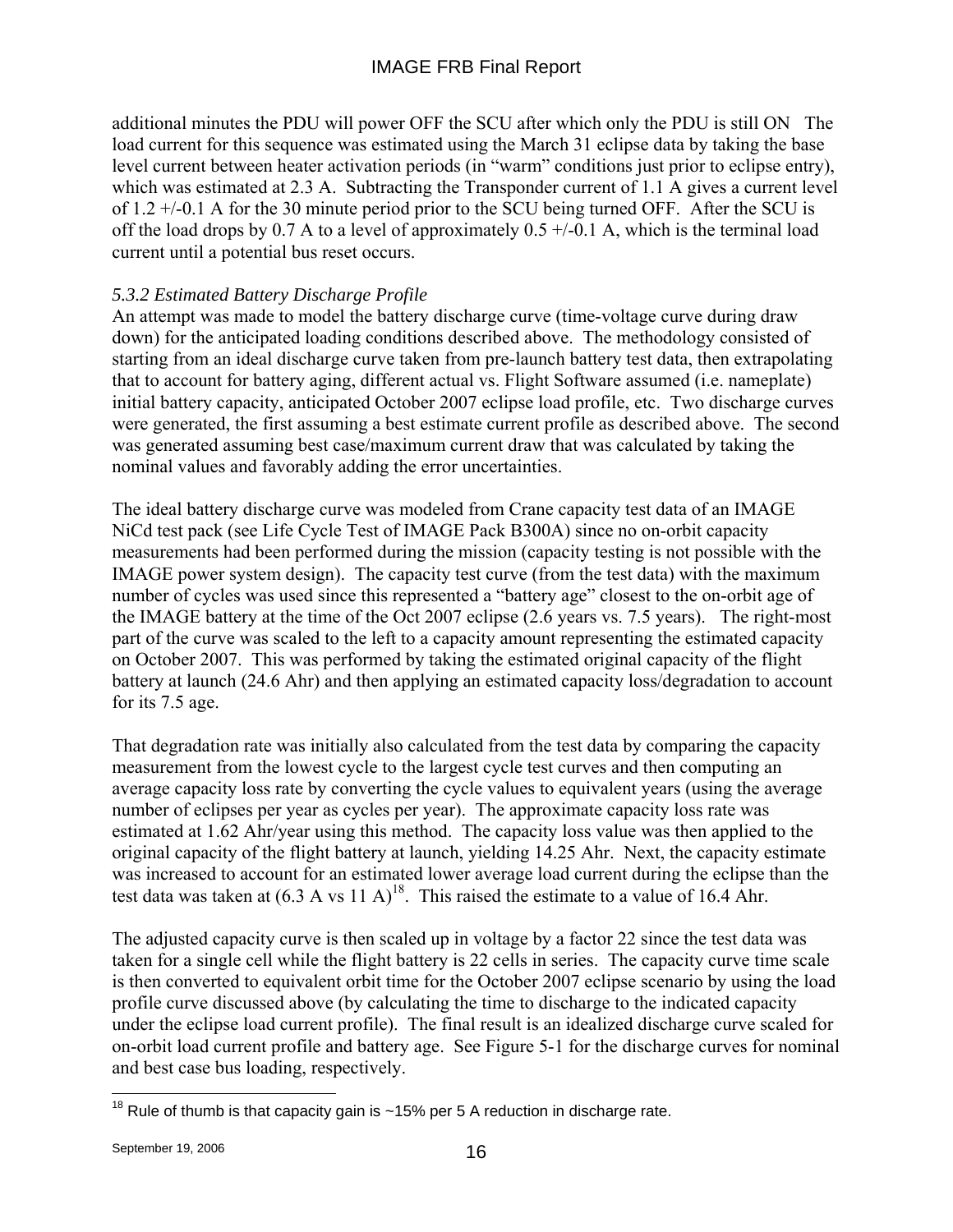additional minutes the PDU will power OFF the SCU after which only the PDU is still ON The load current for this sequence was estimated using the March 31 eclipse data by taking the base level current between heater activation periods (in "warm" conditions just prior to eclipse entry), which was estimated at 2.3 A. Subtracting the Transponder current of 1.1 A gives a current level of 1.2 +/-0.1 A for the 30 minute period prior to the SCU being turned OFF. After the SCU is off the load drops by 0.7 A to a level of approximately 0.5 +/-0.1 A, which is the terminal load current until a potential bus reset occurs.

### *5.3.2 Estimated Battery Discharge Profile*

An attempt was made to model the battery discharge curve (time-voltage curve during draw down) for the anticipated loading conditions described above. The methodology consisted of starting from an ideal discharge curve taken from pre-launch battery test data, then extrapolating that to account for battery aging, different actual vs. Flight Software assumed (i.e. nameplate) initial battery capacity, anticipated October 2007 eclipse load profile, etc. Two discharge curves were generated, the first assuming a best estimate current profile as described above. The second was generated assuming best case/maximum current draw that was calculated by taking the nominal values and favorably adding the error uncertainties.

The ideal battery discharge curve was modeled from Crane capacity test data of an IMAGE NiCd test pack (see Life Cycle Test of IMAGE Pack B300A) since no on-orbit capacity measurements had been performed during the mission (capacity testing is not possible with the IMAGE power system design). The capacity test curve (from the test data) with the maximum number of cycles was used since this represented a "battery age" closest to the on-orbit age of the IMAGE battery at the time of the Oct 2007 eclipse (2.6 years vs. 7.5 years). The right-most part of the curve was scaled to the left to a capacity amount representing the estimated capacity on October 2007. This was performed by taking the estimated original capacity of the flight battery at launch (24.6 Ahr) and then applying an estimated capacity loss/degradation to account for its 7.5 age.

That degradation rate was initially also calculated from the test data by comparing the capacity measurement from the lowest cycle to the largest cycle test curves and then computing an average capacity loss rate by converting the cycle values to equivalent years (using the average number of eclipses per year as cycles per year). The approximate capacity loss rate was estimated at 1.62 Ahr/year using this method. The capacity loss value was then applied to the original capacity of the flight battery at launch, yielding 14.25 Ahr. Next, the capacity estimate was increased to account for an estimated lower average load current during the eclipse than the test data was taken at (6.3 A vs 11 A)[18]. This raised the estimate to a value of 16.4 Ahr.

The adjusted capacity curve is then scaled up in voltage by a factor 22 since the test data was taken for a single cell while the flight battery is 22 cells in series. The capacity curve time scale is then converted to equivalent orbit time for the October 2007 eclipse scenario by using the load profile curve discussed above (by calculating the time to discharge to the indicated capacity under the eclipse load current profile). The final result is an idealized discharge curve scaled for on-orbit load current profile and battery age. See Figure 5-1 for the discharge curves for nominal and best case bus loading, respectively.

---

[18] Rule of thumb is that capacity gain is ~15% per 5 A reduction in discharge rate.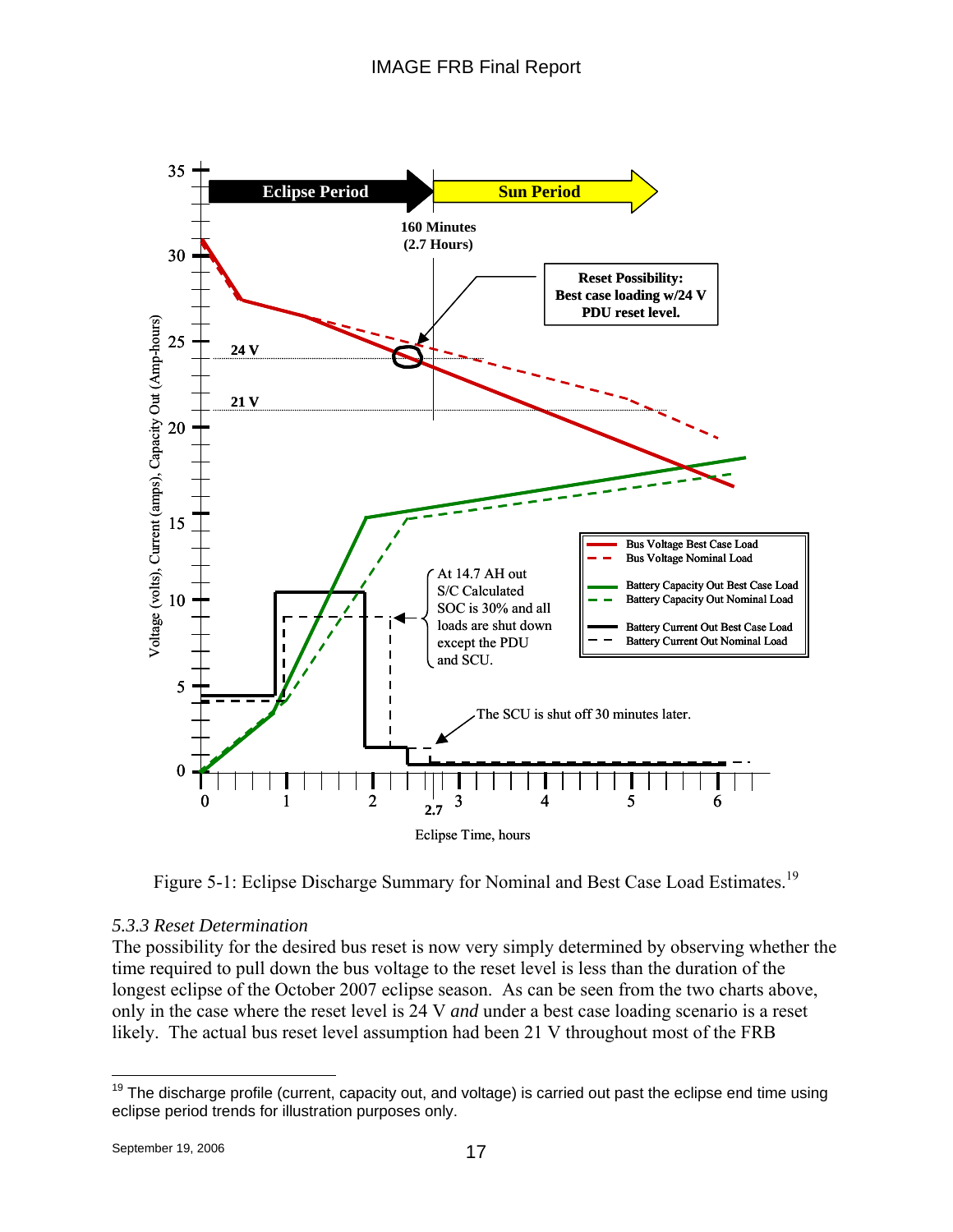Figure 5-1: Eclipse Discharge Summary for Nominal and Best Case Load Estimates.[19]

### *5.3.3 Reset Determination*

The possibility for the desired bus reset is now very simply determined by observing whether the time required to pull down the bus voltage to the reset level is less than the duration of the longest eclipse of the October 2007 eclipse season. As can be seen from the two charts above, only in the case where the reset level is 24 V *and* under a best case loading scenario is a reset likely. The actual bus reset level assumption had been 21 V throughout most of the FRB

---

[19] The discharge profile (current, capacity out, and voltage) is carried out past the eclipse end time using eclipse period trends for illustration purposes only.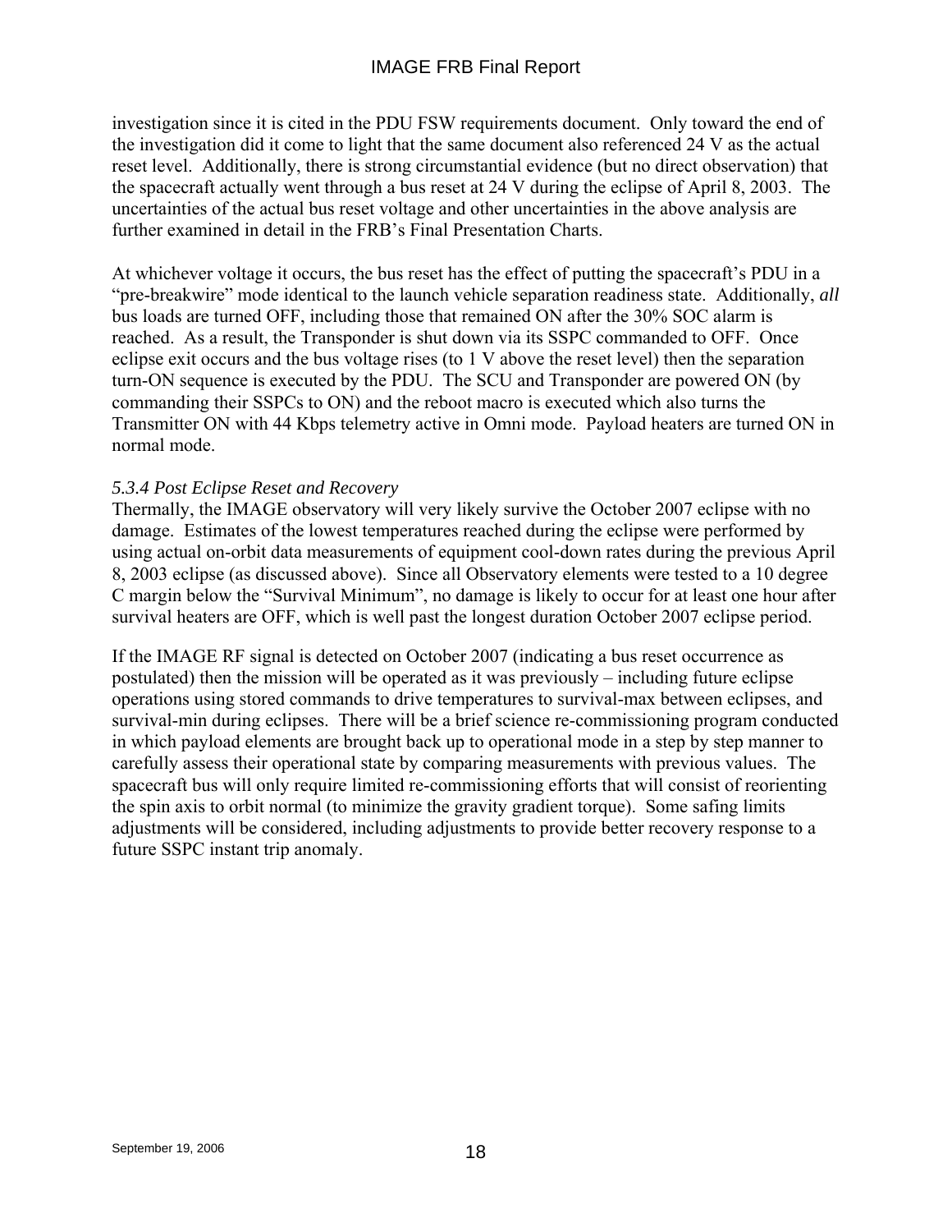investigation since it is cited in the PDU FSW requirements document. Only toward the end of the investigation did it come to light that the same document also referenced 24 V as the actual reset level. Additionally, there is strong circumstantial evidence (but no direct observation) that the spacecraft actually went through a bus reset at 24 V during the eclipse of April 8, 2003. The uncertainties of the actual bus reset voltage and other uncertainties in the above analysis are further examined in detail in the FRB's Final Presentation Charts.

At whichever voltage it occurs, the bus reset has the effect of putting the spacecraft's PDU in a "pre-breakwire" mode identical to the launch vehicle separation readiness state. Additionally, *all* bus loads are turned OFF, including those that remained ON after the 30% SOC alarm is reached. As a result, the Transponder is shut down via its SSPC commanded to OFF. Once eclipse exit occurs and the bus voltage rises (to 1 V above the reset level) then the separation turn-ON sequence is executed by the PDU. The SCU and Transponder are powered ON (by commanding their SSPCs to ON) and the reboot macro is executed which also turns the Transmitter ON with 44 Kbps telemetry active in Omni mode. Payload heaters are turned ON in normal mode.

### *5.3.4 Post Eclipse Reset and Recovery*

Thermally, the IMAGE observatory will very likely survive the October 2007 eclipse with no damage. Estimates of the lowest temperatures reached during the eclipse were performed by using actual on-orbit data measurements of equipment cool-down rates during the previous April 8, 2003 eclipse (as discussed above). Since all Observatory elements were tested to a 10 degree C margin below the "Survival Minimum", no damage is likely to occur for at least one hour after survival heaters are OFF, which is well past the longest duration October 2007 eclipse period.

If the IMAGE RF signal is detected on October 2007 (indicating a bus reset occurrence as postulated) then the mission will be operated as it was previously – including future eclipse operations using stored commands to drive temperatures to survival-max between eclipses, and survival-min during eclipses. There will be a brief science re-commissioning program conducted in which payload elements are brought back up to operational mode in a step by step manner to carefully assess their operational state by comparing measurements with previous values. The spacecraft bus will only require limited re-commissioning efforts that will consist of reorienting the spin axis to orbit normal (to minimize the gravity gradient torque). Some safing limits adjustments will be considered, including adjustments to provide better recovery response to a future SSPC instant trip anomaly.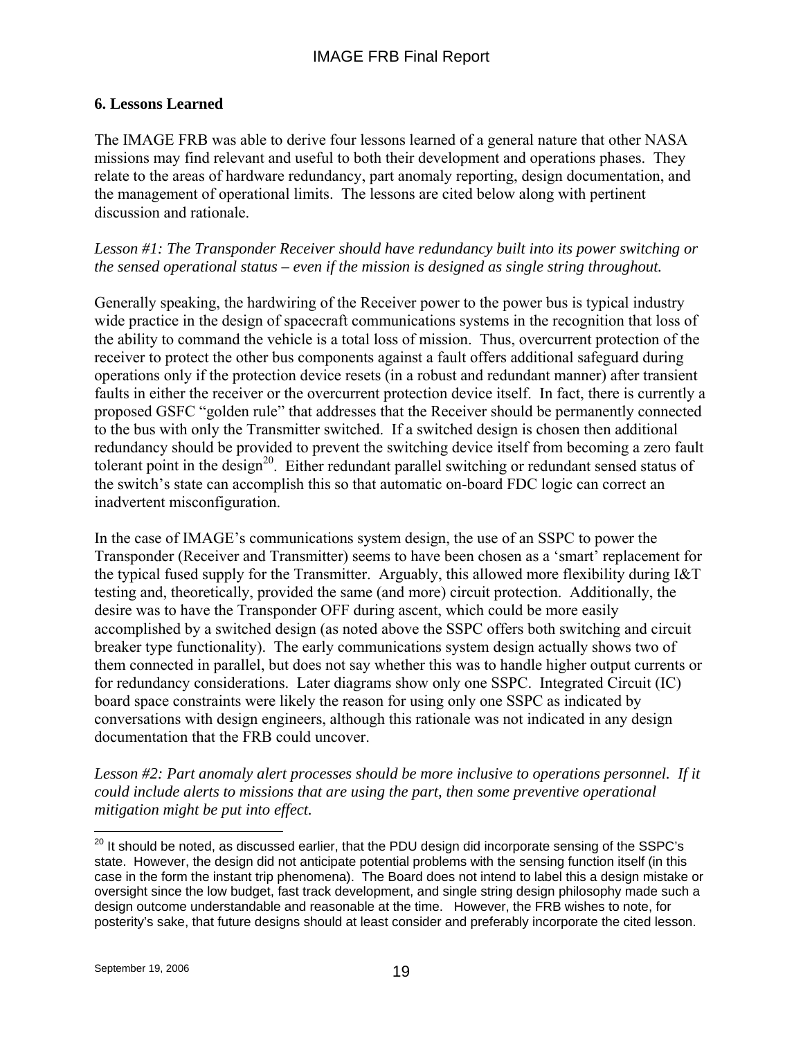## 6. Lessons Learned

The IMAGE FRB was able to derive four lessons learned of a general nature that other NASA missions may find relevant and useful to both their development and operations phases. They relate to the areas of hardware redundancy, part anomaly reporting, design documentation, and the management of operational limits. The lessons are cited below along with pertinent discussion and rationale.

*Lesson #1: The Transponder Receiver should have redundancy built into its power switching or the sensed operational status – even if the mission is designed as single string throughout.*

Generally speaking, the hardwiring of the Receiver power to the power bus is typical industry wide practice in the design of spacecraft communications systems in the recognition that loss of the ability to command the vehicle is a total loss of mission. Thus, overcurrent protection of the receiver to protect the other bus components against a fault offers additional safeguard during operations only if the protection device resets (in a robust and redundant manner) after transient faults in either the receiver or the overcurrent protection device itself. In fact, there is currently a proposed GSFC "golden rule" that addresses that the Receiver should be permanently connected to the bus with only the Transmitter switched. If a switched design is chosen then additional redundancy should be provided to prevent the switching device itself from becoming a zero fault tolerant point in the design[20]. Either redundant parallel switching or redundant sensed status of the switch's state can accomplish this so that automatic on-board FDC logic can correct an inadvertent misconfiguration.

In the case of IMAGE's communications system design, the use of an SSPC to power the Transponder (Receiver and Transmitter) seems to have been chosen as a 'smart' replacement for the typical fused supply for the Transmitter. Arguably, this allowed more flexibility during I&T testing and, theoretically, provided the same (and more) circuit protection. Additionally, the desire was to have the Transponder OFF during ascent, which could be more easily accomplished by a switched design (as noted above the SSPC offers both switching and circuit breaker type functionality). The early communications system design actually shows two of them connected in parallel, but does not say whether this was to handle higher output currents or for redundancy considerations. Later diagrams show only one SSPC. Integrated Circuit (IC) board space constraints were likely the reason for using only one SSPC as indicated by conversations with design engineers, although this rationale was not indicated in any design documentation that the FRB could uncover.

*Lesson #2: Part anomaly alert processes should be more inclusive to operations personnel. If it could include alerts to missions that are using the part, then some preventive operational mitigation might be put into effect.*

---

[20] It should be noted, as discussed earlier, that the PDU design did incorporate sensing of the SSPC's state. However, the design did not anticipate potential problems with the sensing function itself (in this case in the form the instant trip phenomena). The Board does not intend to label this a design mistake or oversight since the low budget, fast track development, and single string design philosophy made such a design outcome understandable and reasonable at the time. However, the FRB wishes to note, for posterity's sake, that future designs should at least consider and preferably incorporate the cited lesson.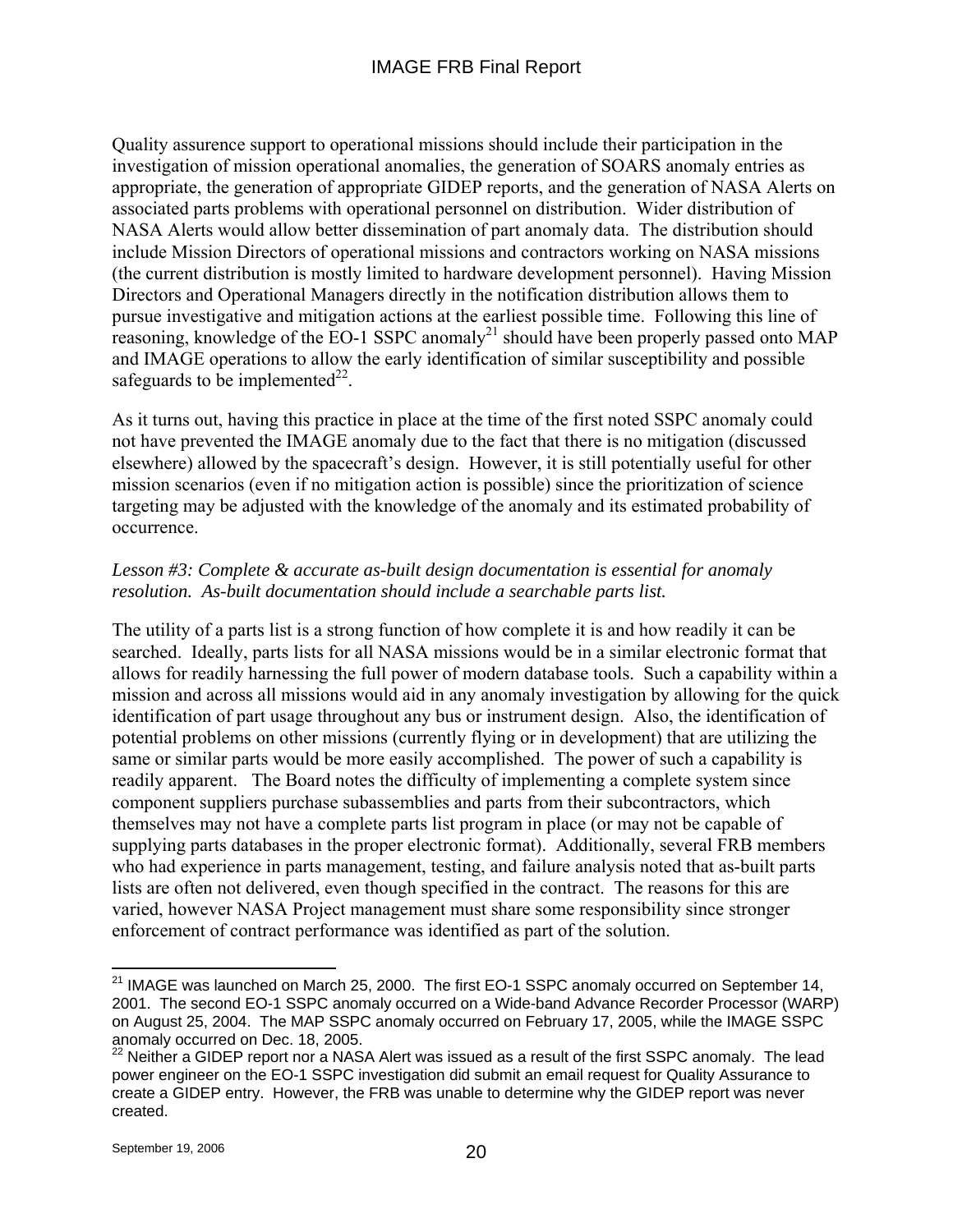Quality assurence support to operational missions should include their participation in the investigation of mission operational anomalies, the generation of SOARS anomaly entries as appropriate, the generation of appropriate GIDEP reports, and the generation of NASA Alerts on associated parts problems with operational personnel on distribution. Wider distribution of NASA Alerts would allow better dissemination of part anomaly data. The distribution should include Mission Directors of operational missions and contractors working on NASA missions (the current distribution is mostly limited to hardware development personnel). Having Mission Directors and Operational Managers directly in the notification distribution allows them to pursue investigative and mitigation actions at the earliest possible time. Following this line of reasoning, knowledge of the EO-1 SSPC anomaly[21] should have been properly passed onto MAP and IMAGE operations to allow the early identification of similar susceptibility and possible safeguards to be implemented[22].

As it turns out, having this practice in place at the time of the first noted SSPC anomaly could not have prevented the IMAGE anomaly due to the fact that there is no mitigation (discussed elsewhere) allowed by the spacecraft's design. However, it is still potentially useful for other mission scenarios (even if no mitigation action is possible) since the prioritization of science targeting may be adjusted with the knowledge of the anomaly and its estimated probability of occurrence.

*Lesson #3: Complete & accurate as-built design documentation is essential for anomaly resolution. As-built documentation should include a searchable parts list.*

The utility of a parts list is a strong function of how complete it is and how readily it can be searched. Ideally, parts lists for all NASA missions would be in a similar electronic format that allows for readily harnessing the full power of modern database tools. Such a capability within a mission and across all missions would aid in any anomaly investigation by allowing for the quick identification of part usage throughout any bus or instrument design. Also, the identification of potential problems on other missions (currently flying or in development) that are utilizing the same or similar parts would be more easily accomplished. The power of such a capability is readily apparent. The Board notes the difficulty of implementing a complete system since component suppliers purchase subassemblies and parts from their subcontractors, which themselves may not have a complete parts list program in place (or may not be capable of supplying parts databases in the proper electronic format). Additionally, several FRB members who had experience in parts management, testing, and failure analysis noted that as-built parts lists are often not delivered, even though specified in the contract. The reasons for this are varied, however NASA Project management must share some responsibility since stronger enforcement of contract performance was identified as part of the solution.

---

[21] IMAGE was launched on March 25, 2000. The first EO-1 SSPC anomaly occurred on September 14, 2001. The second EO-1 SSPC anomaly occurred on a Wide-band Advance Recorder Processor (WARP) on August 25, 2004. The MAP SSPC anomaly occurred on February 17, 2005, while the IMAGE SSPC anomaly occurred on Dec. 18, 2005.

[22] Neither a GIDEP report nor a NASA Alert was issued as a result of the first SSPC anomaly. The lead power engineer on the EO-1 SSPC investigation did submit an email request for Quality Assurance to create a GIDEP entry. However, the FRB was unable to determine why the GIDEP report was never created.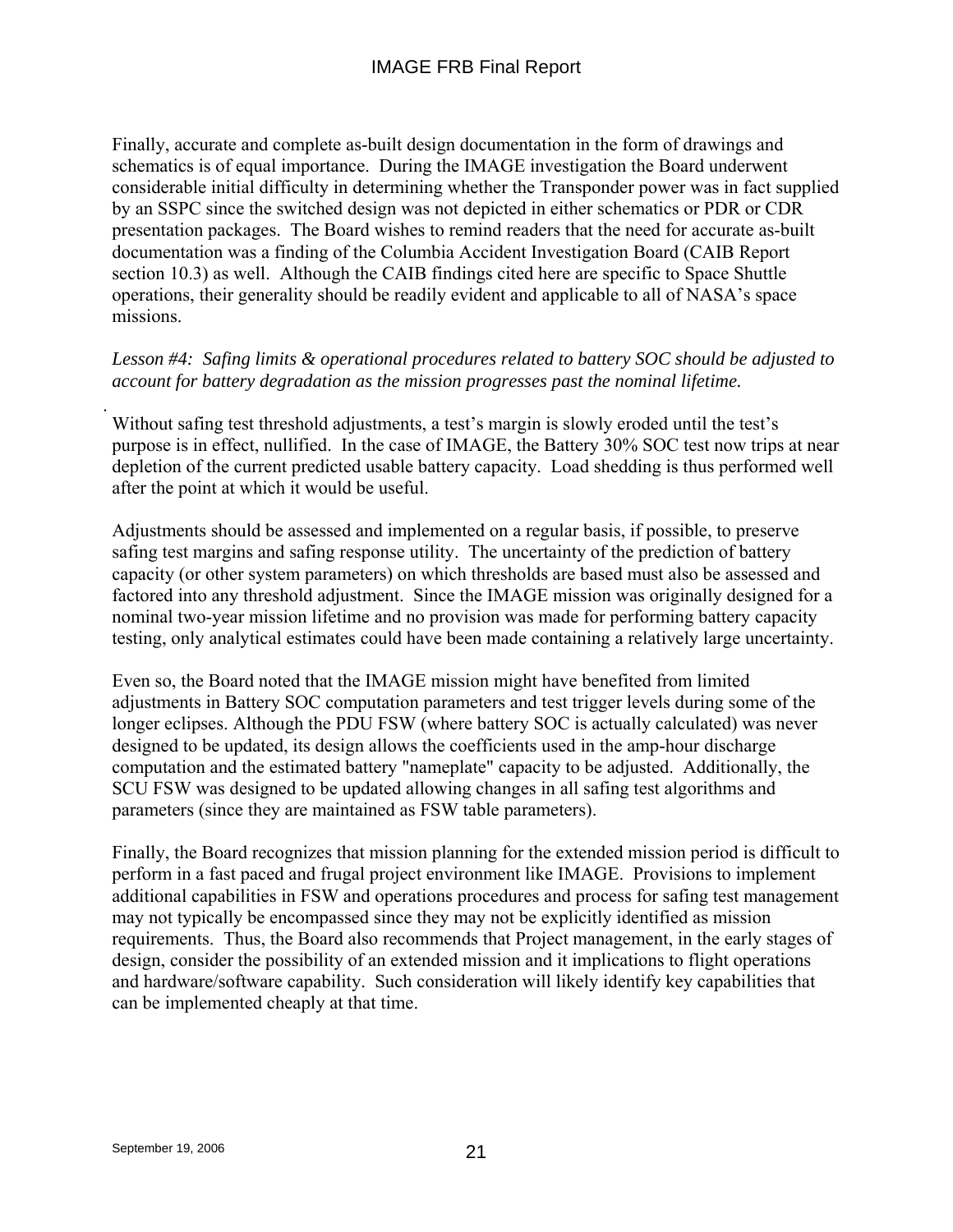Finally, accurate and complete as-built design documentation in the form of drawings and schematics is of equal importance. During the IMAGE investigation the Board underwent considerable initial difficulty in determining whether the Transponder power was in fact supplied by an SSPC since the switched design was not depicted in either schematics or PDR or CDR presentation packages. The Board wishes to remind readers that the need for accurate as-built documentation was a finding of the Columbia Accident Investigation Board (CAIB Report section 10.3) as well. Although the CAIB findings cited here are specific to Space Shuttle operations, their generality should be readily evident and applicable to all of NASA's space missions.

*Lesson #4: Safing limits & operational procedures related to battery SOC should be adjusted to account for battery degradation as the mission progresses past the nominal lifetime.*

Without safing test threshold adjustments, a test's margin is slowly eroded until the test's purpose is in effect, nullified. In the case of IMAGE, the Battery 30% SOC test now trips at near depletion of the current predicted usable battery capacity. Load shedding is thus performed well after the point at which it would be useful.

Adjustments should be assessed and implemented on a regular basis, if possible, to preserve safing test margins and safing response utility. The uncertainty of the prediction of battery capacity (or other system parameters) on which thresholds are based must also be assessed and factored into any threshold adjustment. Since the IMAGE mission was originally designed for a nominal two-year mission lifetime and no provision was made for performing battery capacity testing, only analytical estimates could have been made containing a relatively large uncertainty.

Even so, the Board noted that the IMAGE mission might have benefited from limited adjustments in Battery SOC computation parameters and test trigger levels during some of the longer eclipses. Although the PDU FSW (where battery SOC is actually calculated) was never designed to be updated, its design allows the coefficients used in the amp-hour discharge computation and the estimated battery "nameplate" capacity to be adjusted. Additionally, the SCU FSW was designed to be updated allowing changes in all safing test algorithms and parameters (since they are maintained as FSW table parameters).

Finally, the Board recognizes that mission planning for the extended mission period is difficult to perform in a fast paced and frugal project environment like IMAGE. Provisions to implement additional capabilities in FSW and operations procedures and process for safing test management may not typically be encompassed since they may not be explicitly identified as mission requirements. Thus, the Board also recommends that Project management, in the early stages of design, consider the possibility of an extended mission and it implications to flight operations and hardware/software capability. Such consideration will likely identify key capabilities that can be implemented cheaply at that time.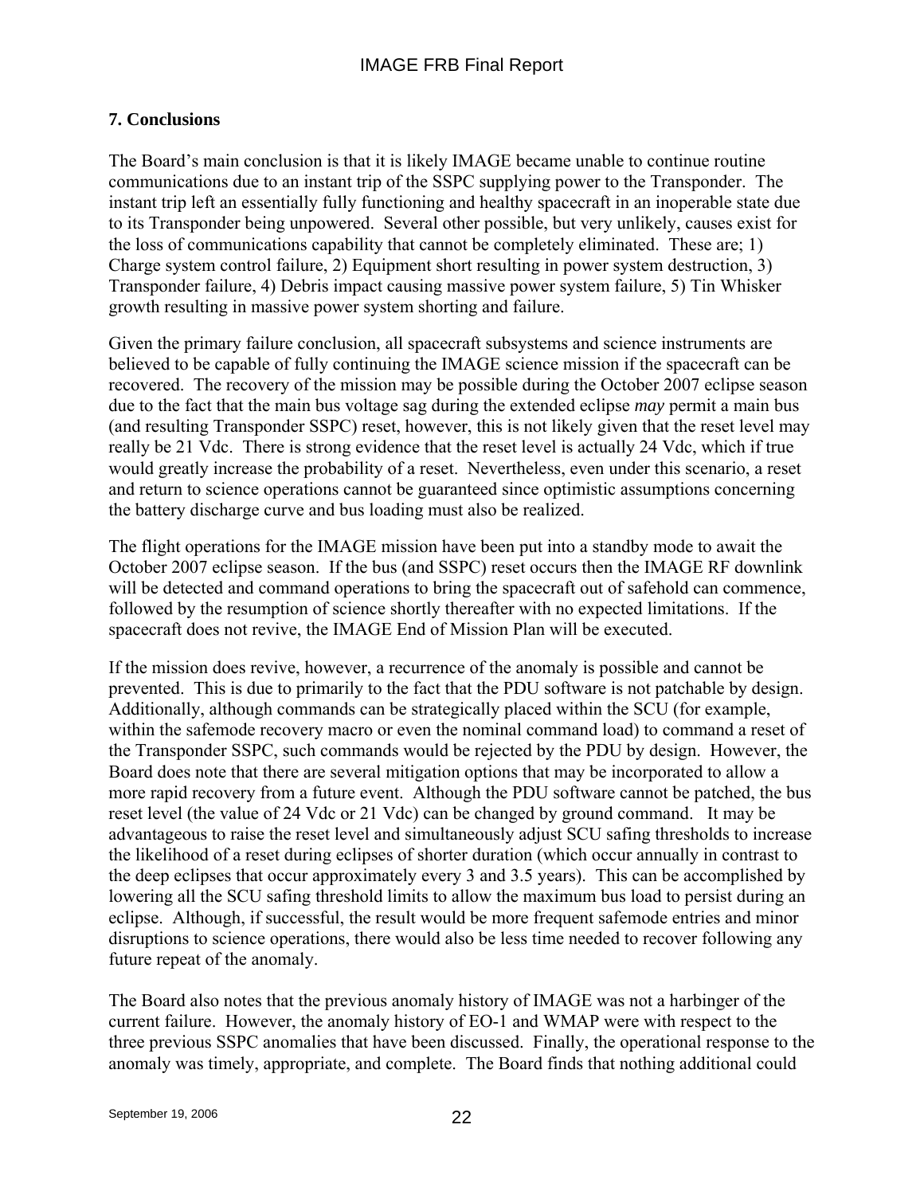## 7. Conclusions

The Board's main conclusion is that it is likely IMAGE became unable to continue routine communications due to an instant trip of the SSPC supplying power to the Transponder. The instant trip left an essentially fully functioning and healthy spacecraft in an inoperable state due to its Transponder being unpowered. Several other possible, but very unlikely, causes exist for the loss of communications capability that cannot be completely eliminated. These are; 1) Charge system control failure, 2) Equipment short resulting in power system destruction, 3) Transponder failure, 4) Debris impact causing massive power system failure, 5) Tin Whisker growth resulting in massive power system shorting and failure.

Given the primary failure conclusion, all spacecraft subsystems and science instruments are believed to be capable of fully continuing the IMAGE science mission if the spacecraft can be recovered. The recovery of the mission may be possible during the October 2007 eclipse season due to the fact that the main bus voltage sag during the extended eclipse *may* permit a main bus (and resulting Transponder SSPC) reset, however, this is not likely given that the reset level may really be 21 Vdc. There is strong evidence that the reset level is actually 24 Vdc, which if true would greatly increase the probability of a reset. Nevertheless, even under this scenario, a reset and return to science operations cannot be guaranteed since optimistic assumptions concerning the battery discharge curve and bus loading must also be realized.

The flight operations for the IMAGE mission have been put into a standby mode to await the October 2007 eclipse season. If the bus (and SSPC) reset occurs then the IMAGE RF downlink will be detected and command operations to bring the spacecraft out of safehold can commence, followed by the resumption of science shortly thereafter with no expected limitations. If the spacecraft does not revive, the IMAGE End of Mission Plan will be executed.

If the mission does revive, however, a recurrence of the anomaly is possible and cannot be prevented. This is due to primarily to the fact that the PDU software is not patchable by design. Additionally, although commands can be strategically placed within the SCU (for example, within the safemode recovery macro or even the nominal command load) to command a reset of the Transponder SSPC, such commands would be rejected by the PDU by design. However, the Board does note that there are several mitigation options that may be incorporated to allow a more rapid recovery from a future event. Although the PDU software cannot be patched, the bus reset level (the value of 24 Vdc or 21 Vdc) can be changed by ground command. It may be advantageous to raise the reset level and simultaneously adjust SCU safing thresholds to increase the likelihood of a reset during eclipses of shorter duration (which occur annually in contrast to the deep eclipses that occur approximately every 3 and 3.5 years). This can be accomplished by lowering all the SCU safing threshold limits to allow the maximum bus load to persist during an eclipse. Although, if successful, the result would be more frequent safemode entries and minor disruptions to science operations, there would also be less time needed to recover following any future repeat of the anomaly.

The Board also notes that the previous anomaly history of IMAGE was not a harbinger of the current failure. However, the anomaly history of EO-1 and WMAP were with respect to the three previous SSPC anomalies that have been discussed. Finally, the operational response to the anomaly was timely, appropriate, and complete. The Board finds that nothing additional could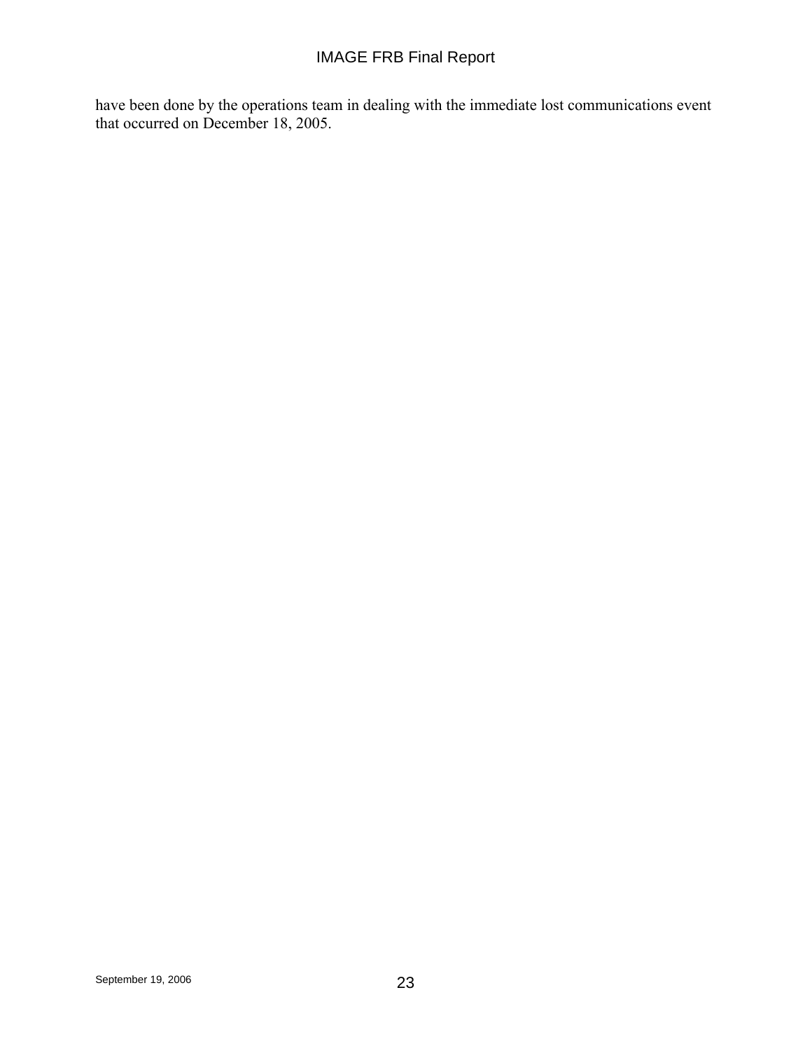have been done by the operations team in dealing with the immediate lost communications event that occurred on December 18, 2005.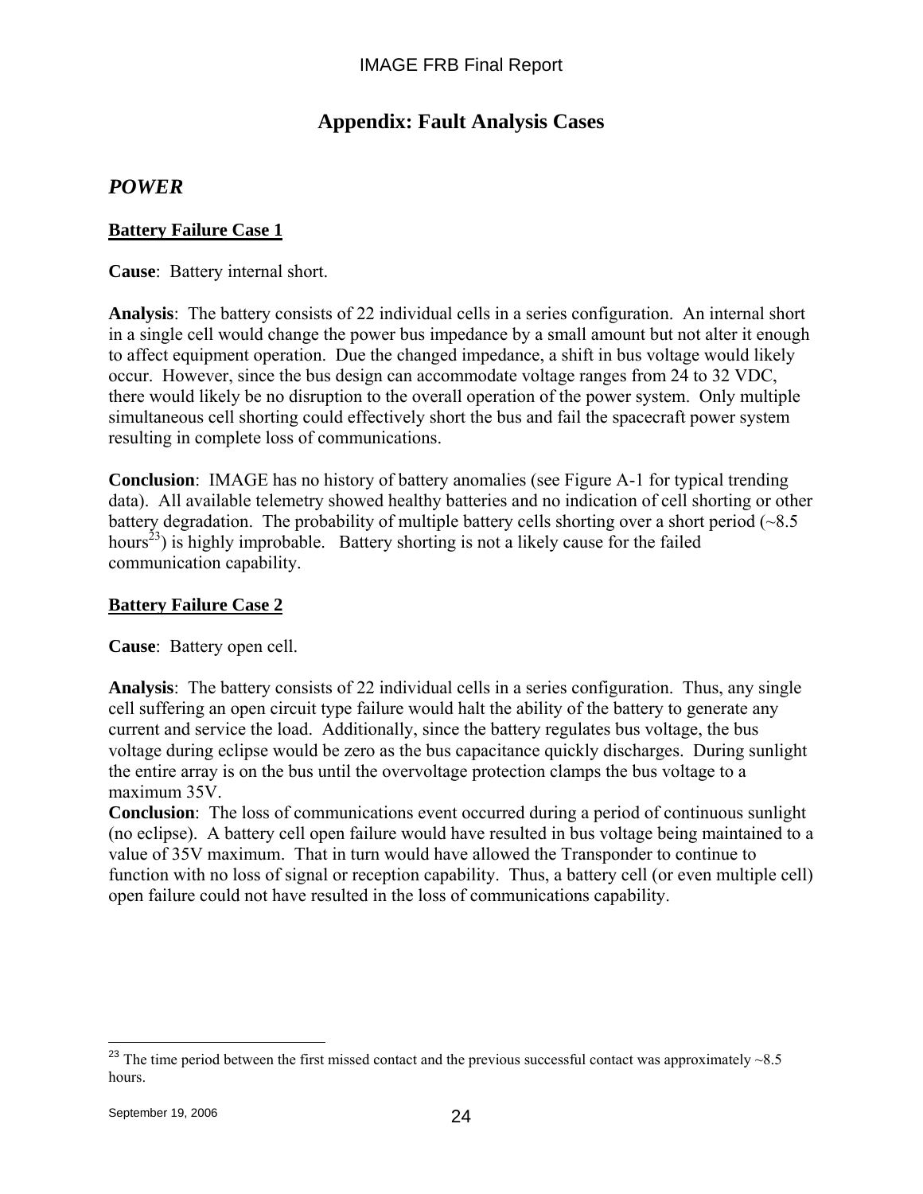# Appendix: Fault Analysis Cases

## *POWER*

### Battery Failure Case 1

**Cause**: Battery internal short.

**Analysis**: The battery consists of 22 individual cells in a series configuration. An internal short in a single cell would change the power bus impedance by a small amount but not alter it enough to affect equipment operation. Due the changed impedance, a shift in bus voltage would likely occur. However, since the bus design can accommodate voltage ranges from 24 to 32 VDC, there would likely be no disruption to the overall operation of the power system. Only multiple simultaneous cell shorting could effectively short the bus and fail the spacecraft power system resulting in complete loss of communications.

**Conclusion**: IMAGE has no history of battery anomalies (see Figure A-1 for typical trending data). All available telemetry showed healthy batteries and no indication of cell shorting or other battery degradation. The probability of multiple battery cells shorting over a short period (~8.5 hours[23]) is highly improbable. Battery shorting is not a likely cause for the failed communication capability.

### Battery Failure Case 2

**Cause**: Battery open cell.

**Analysis**: The battery consists of 22 individual cells in a series configuration. Thus, any single cell suffering an open circuit type failure would halt the ability of the battery to generate any current and service the load. Additionally, since the battery regulates bus voltage, the bus voltage during eclipse would be zero as the bus capacitance quickly discharges. During sunlight the entire array is on the bus until the overvoltage protection clamps the bus voltage to a maximum 35V.

**Conclusion**: The loss of communications event occurred during a period of continuous sunlight (no eclipse). A battery cell open failure would have resulted in bus voltage being maintained to a value of 35V maximum. That in turn would have allowed the Transponder to continue to function with no loss of signal or reception capability. Thus, a battery cell (or even multiple cell) open failure could not have resulted in the loss of communications capability.

---

[23] The time period between the first missed contact and the previous successful contact was approximately ~8.5 hours.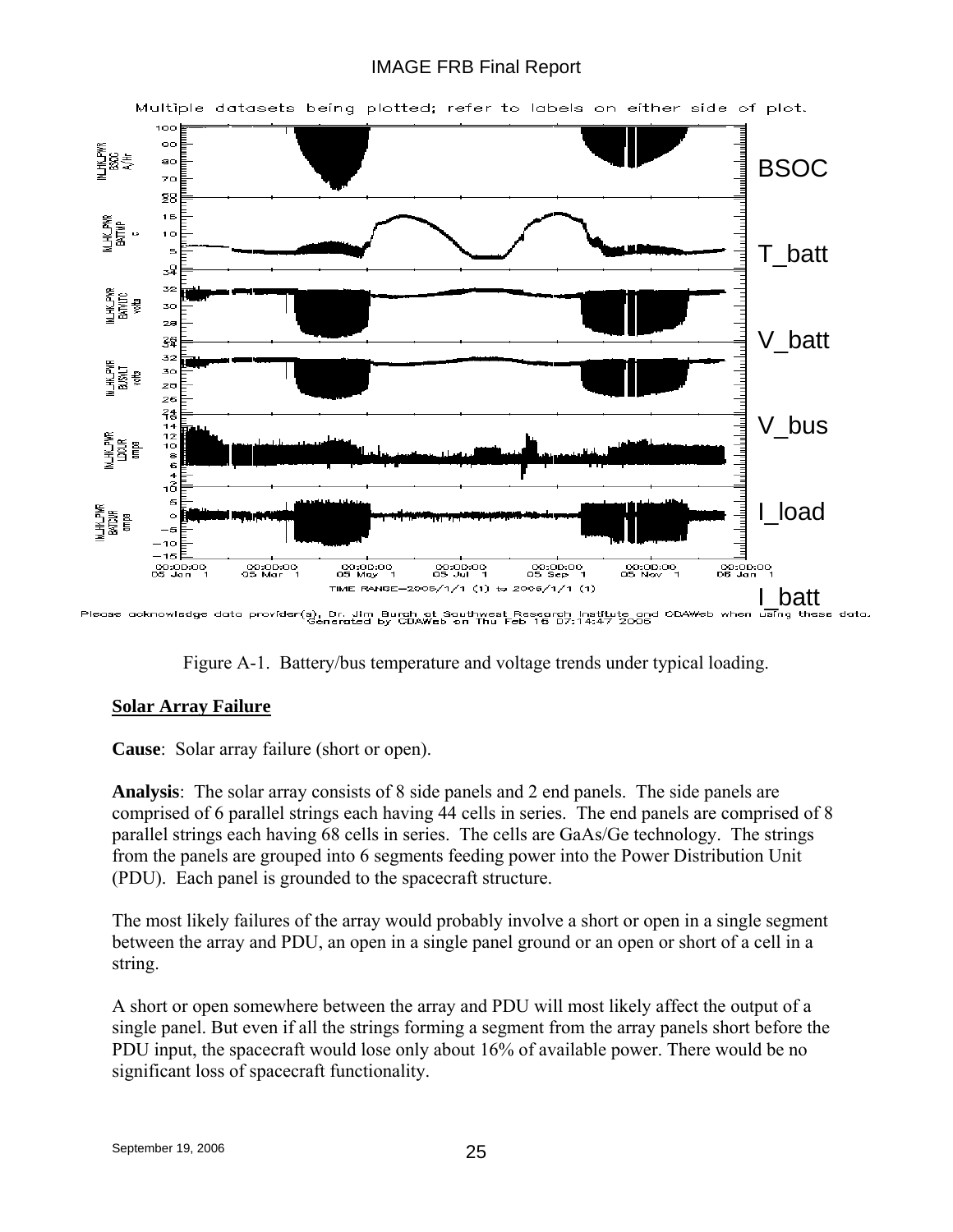Figure A-1. Battery/bus temperature and voltage trends under typical loading.

**Solar Array Failure**

**Cause**: Solar array failure (short or open).

**Analysis**: The solar array consists of 8 side panels and 2 end panels. The side panels are comprised of 6 parallel strings each having 44 cells in series. The end panels are comprised of 8 parallel strings each having 68 cells in series. The cells are GaAs/Ge technology. The strings from the panels are grouped into 6 segments feeding power into the Power Distribution Unit (PDU). Each panel is grounded to the spacecraft structure.

The most likely failures of the array would probably involve a short or open in a single segment between the array and PDU, an open in a single panel ground or an open or short of a cell in a string.

A short or open somewhere between the array and PDU will most likely affect the output of a single panel. But even if all the strings forming a segment from the array panels short before the PDU input, the spacecraft would lose only about 16% of available power. There would be no significant loss of spacecraft functionality.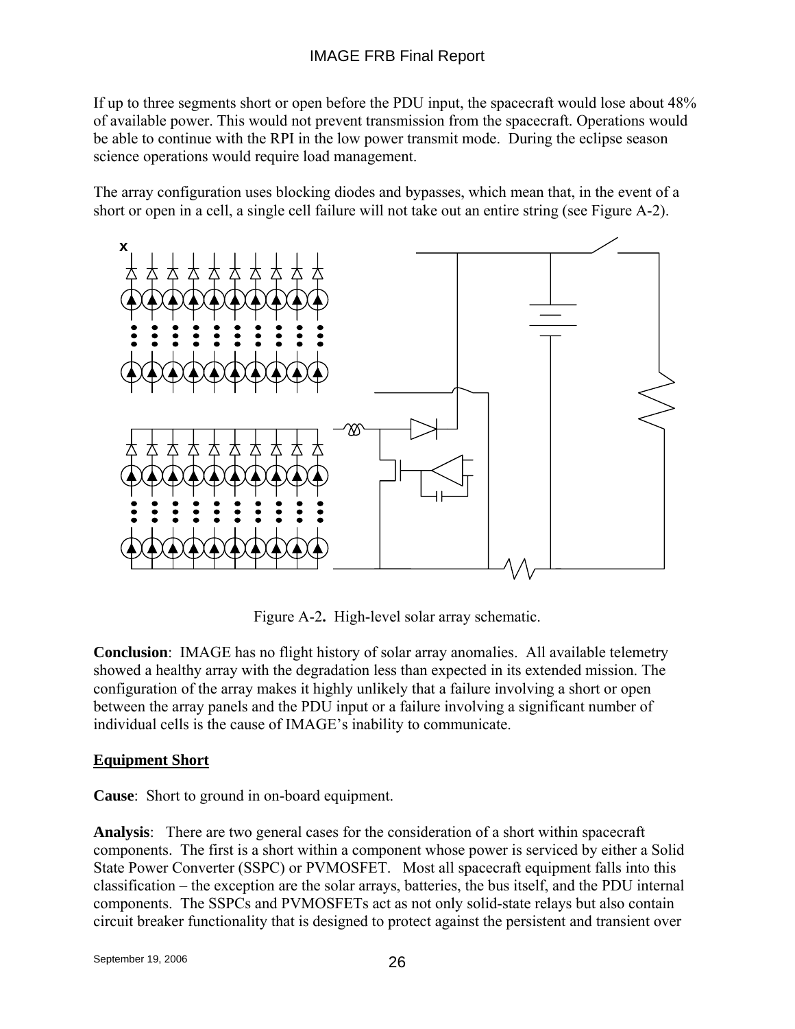If up to three segments short or open before the PDU input, the spacecraft would lose about 48% of available power. This would not prevent transmission from the spacecraft. Operations would be able to continue with the RPI in the low power transmit mode. During the eclipse season science operations would require load management.

The array configuration uses blocking diodes and bypasses, which mean that, in the event of a short or open in a cell, a single cell failure will not take out an entire string (see Figure A-2).

Figure A-2. High-level solar array schematic.

**Conclusion**: IMAGE has no flight history of solar array anomalies. All available telemetry showed a healthy array with the degradation less than expected in its extended mission. The configuration of the array makes it highly unlikely that a failure involving a short or open between the array panels and the PDU input or a failure involving a significant number of individual cells is the cause of IMAGE's inability to communicate.

## Equipment Short

**Cause**: Short to ground in on-board equipment.

**Analysis**: There are two general cases for the consideration of a short within spacecraft components. The first is a short within a component whose power is serviced by either a Solid State Power Converter (SSPC) or PVMOSFET. Most all spacecraft equipment falls into this classification – the exception are the solar arrays, batteries, the bus itself, and the PDU internal components. The SSPCs and PVMOSFETs act as not only solid-state relays but also contain circuit breaker functionality that is designed to protect against the persistent and transient over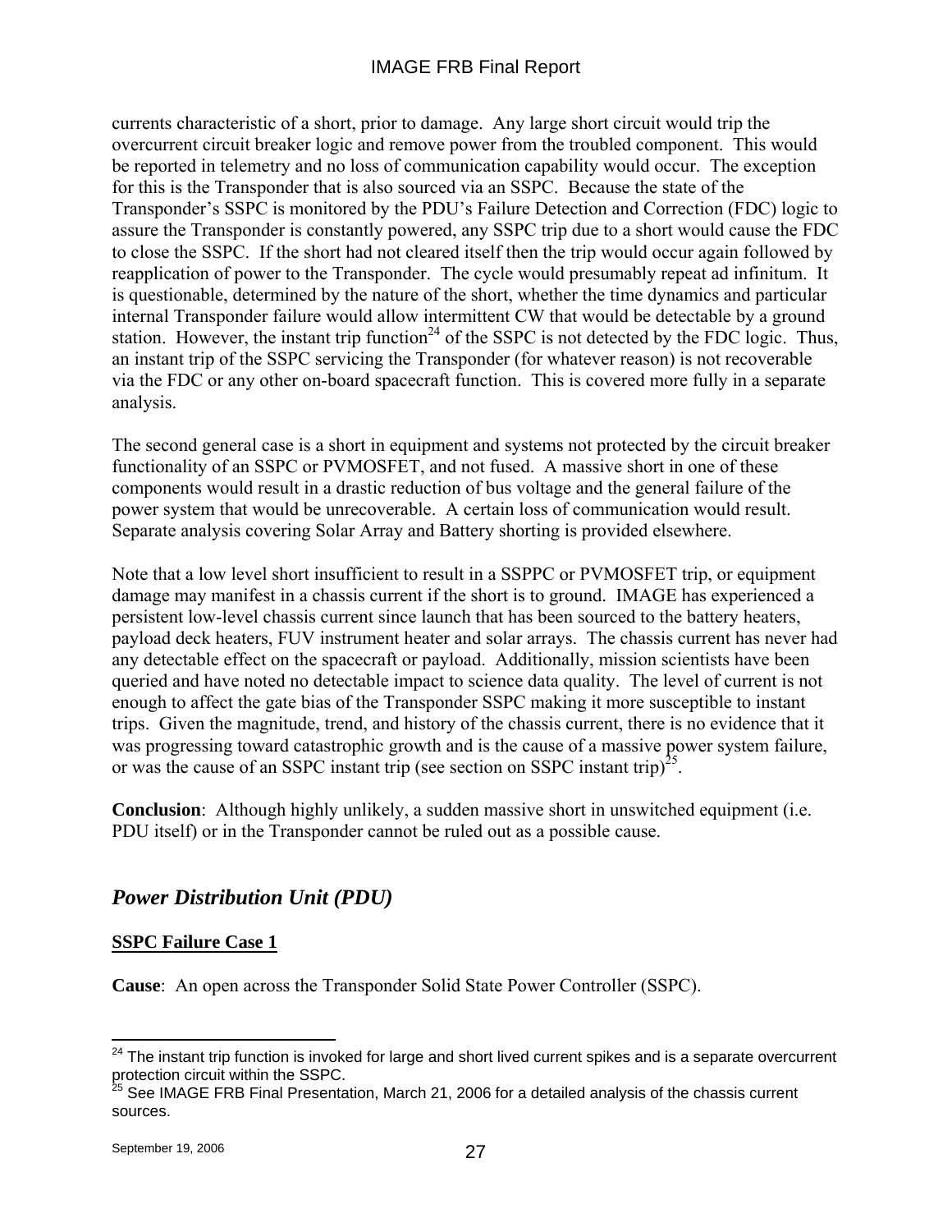currents characteristic of a short, prior to damage. Any large short circuit would trip the overcurrent circuit breaker logic and remove power from the troubled component. This would be reported in telemetry and no loss of communication capability would occur. The exception for this is the Transponder that is also sourced via an SSPC. Because the state of the Transponder's SSPC is monitored by the PDU's Failure Detection and Correction (FDC) logic to assure the Transponder is constantly powered, any SSPC trip due to a short would cause the FDC to close the SSPC. If the short had not cleared itself then the trip would occur again followed by reapplication of power to the Transponder. The cycle would presumably repeat ad infinitum. It is questionable, determined by the nature of the short, whether the time dynamics and particular internal Transponder failure would allow intermittent CW that would be detectable by a ground station. However, the instant trip function[24] of the SSPC is not detected by the FDC logic. Thus, an instant trip of the SSPC servicing the Transponder (for whatever reason) is not recoverable via the FDC or any other on-board spacecraft function. This is covered more fully in a separate analysis.

The second general case is a short in equipment and systems not protected by the circuit breaker functionality of an SSPC or PVMOSFET, and not fused. A massive short in one of these components would result in a drastic reduction of bus voltage and the general failure of the power system that would be unrecoverable. A certain loss of communication would result. Separate analysis covering Solar Array and Battery shorting is provided elsewhere.

Note that a low level short insufficient to result in a SSPPC or PVMOSFET trip, or equipment damage may manifest in a chassis current if the short is to ground. IMAGE has experienced a persistent low-level chassis current since launch that has been sourced to the battery heaters, payload deck heaters, FUV instrument heater and solar arrays. The chassis current has never had any detectable effect on the spacecraft or payload. Additionally, mission scientists have been queried and have noted no detectable impact to science data quality. The level of current is not enough to affect the gate bias of the Transponder SSPC making it more susceptible to instant trips. Given the magnitude, trend, and history of the chassis current, there is no evidence that it was progressing toward catastrophic growth and is the cause of a massive power system failure, or was the cause of an SSPC instant trip (see section on SSPC instant trip)[25].

**Conclusion**: Although highly unlikely, a sudden massive short in unswitched equipment (i.e. PDU itself) or in the Transponder cannot be ruled out as a possible cause.

## *Power Distribution Unit (PDU)*

### SSPC Failure Case 1

**Cause**: An open across the Transponder Solid State Power Controller (SSPC).

[24] The instant trip function is invoked for large and short lived current spikes and is a separate overcurrent protection circuit within the SSPC.

[25] See IMAGE FRB Final Presentation, March 21, 2006 for a detailed analysis of the chassis current sources.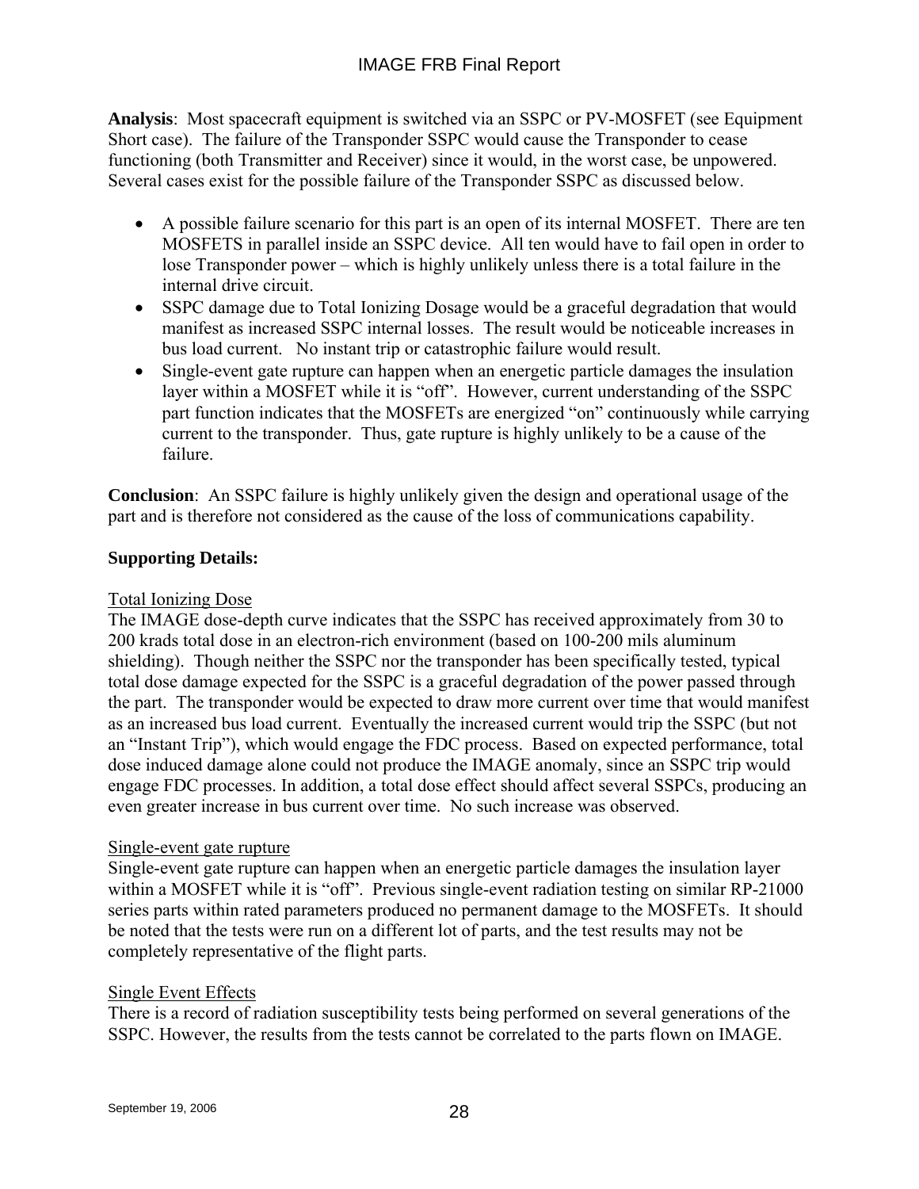**Analysis**: Most spacecraft equipment is switched via an SSPC or PV-MOSFET (see Equipment Short case). The failure of the Transponder SSPC would cause the Transponder to cease functioning (both Transmitter and Receiver) since it would, in the worst case, be unpowered. Several cases exist for the possible failure of the Transponder SSPC as discussed below.

- A possible failure scenario for this part is an open of its internal MOSFET. There are ten MOSFETS in parallel inside an SSPC device. All ten would have to fail open in order to lose Transponder power – which is highly unlikely unless there is a total failure in the internal drive circuit.
- SSPC damage due to Total Ionizing Dosage would be a graceful degradation that would manifest as increased SSPC internal losses. The result would be noticeable increases in bus load current. No instant trip or catastrophic failure would result.
- Single-event gate rupture can happen when an energetic particle damages the insulation layer within a MOSFET while it is "off". However, current understanding of the SSPC part function indicates that the MOSFETs are energized "on" continuously while carrying current to the transponder. Thus, gate rupture is highly unlikely to be a cause of the failure.

**Conclusion**: An SSPC failure is highly unlikely given the design and operational usage of the part and is therefore not considered as the cause of the loss of communications capability.

**Supporting Details:**

Total Ionizing Dose

The IMAGE dose-depth curve indicates that the SSPC has received approximately from 30 to 200 krads total dose in an electron-rich environment (based on 100-200 mils aluminum shielding). Though neither the SSPC nor the transponder has been specifically tested, typical total dose damage expected for the SSPC is a graceful degradation of the power passed through the part. The transponder would be expected to draw more current over time that would manifest as an increased bus load current. Eventually the increased current would trip the SSPC (but not an "Instant Trip"), which would engage the FDC process. Based on expected performance, total dose induced damage alone could not produce the IMAGE anomaly, since an SSPC trip would engage FDC processes. In addition, a total dose effect should affect several SSPCs, producing an even greater increase in bus current over time. No such increase was observed.

Single-event gate rupture

Single-event gate rupture can happen when an energetic particle damages the insulation layer within a MOSFET while it is "off". Previous single-event radiation testing on similar RP-21000 series parts within rated parameters produced no permanent damage to the MOSFETs. It should be noted that the tests were run on a different lot of parts, and the test results may not be completely representative of the flight parts.

Single Event Effects

There is a record of radiation susceptibility tests being performed on several generations of the SSPC. However, the results from the tests cannot be correlated to the parts flown on IMAGE.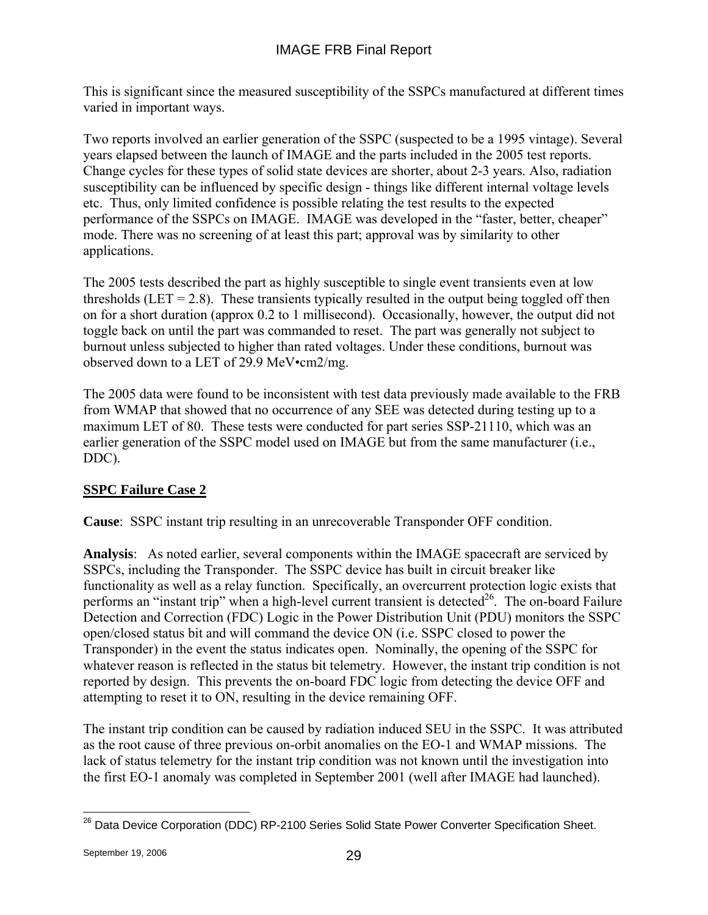This is significant since the measured susceptibility of the SSPCs manufactured at different times varied in important ways.

Two reports involved an earlier generation of the SSPC (suspected to be a 1995 vintage). Several years elapsed between the launch of IMAGE and the parts included in the 2005 test reports. Change cycles for these types of solid state devices are shorter, about 2-3 years. Also, radiation susceptibility can be influenced by specific design - things like different internal voltage levels etc. Thus, only limited confidence is possible relating the test results to the expected performance of the SSPCs on IMAGE. IMAGE was developed in the "faster, better, cheaper" mode. There was no screening of at least this part; approval was by similarity to other applications.

The 2005 tests described the part as highly susceptible to single event transients even at low thresholds (LET = 2.8). These transients typically resulted in the output being toggled off then on for a short duration (approx 0.2 to 1 millisecond). Occasionally, however, the output did not toggle back on until the part was commanded to reset. The part was generally not subject to burnout unless subjected to higher than rated voltages. Under these conditions, burnout was observed down to a LET of 29.9 MeV•cm2/mg.

The 2005 data were found to be inconsistent with test data previously made available to the FRB from WMAP that showed that no occurrence of any SEE was detected during testing up to a maximum LET of 80. These tests were conducted for part series SSP-21110, which was an earlier generation of the SSPC model used on IMAGE but from the same manufacturer (i.e., DDC).

**SSPC Failure Case 2**

**Cause**: SSPC instant trip resulting in an unrecoverable Transponder OFF condition.

**Analysis**: As noted earlier, several components within the IMAGE spacecraft are serviced by SSPCs, including the Transponder. The SSPC device has built in circuit breaker like functionality as well as a relay function. Specifically, an overcurrent protection logic exists that performs an "instant trip" when a high-level current transient is detected[26]. The on-board Failure Detection and Correction (FDC) Logic in the Power Distribution Unit (PDU) monitors the SSPC open/closed status bit and will command the device ON (i.e. SSPC closed to power the Transponder) in the event the status indicates open. Nominally, the opening of the SSPC for whatever reason is reflected in the status bit telemetry. However, the instant trip condition is not reported by design. This prevents the on-board FDC logic from detecting the device OFF and attempting to reset it to ON, resulting in the device remaining OFF.

The instant trip condition can be caused by radiation induced SEU in the SSPC. It was attributed as the root cause of three previous on-orbit anomalies on the EO-1 and WMAP missions. The lack of status telemetry for the instant trip condition was not known until the investigation into the first EO-1 anomaly was completed in September 2001 (well after IMAGE had launched).

[26] Data Device Corporation (DDC) RP-2100 Series Solid State Power Converter Specification Sheet.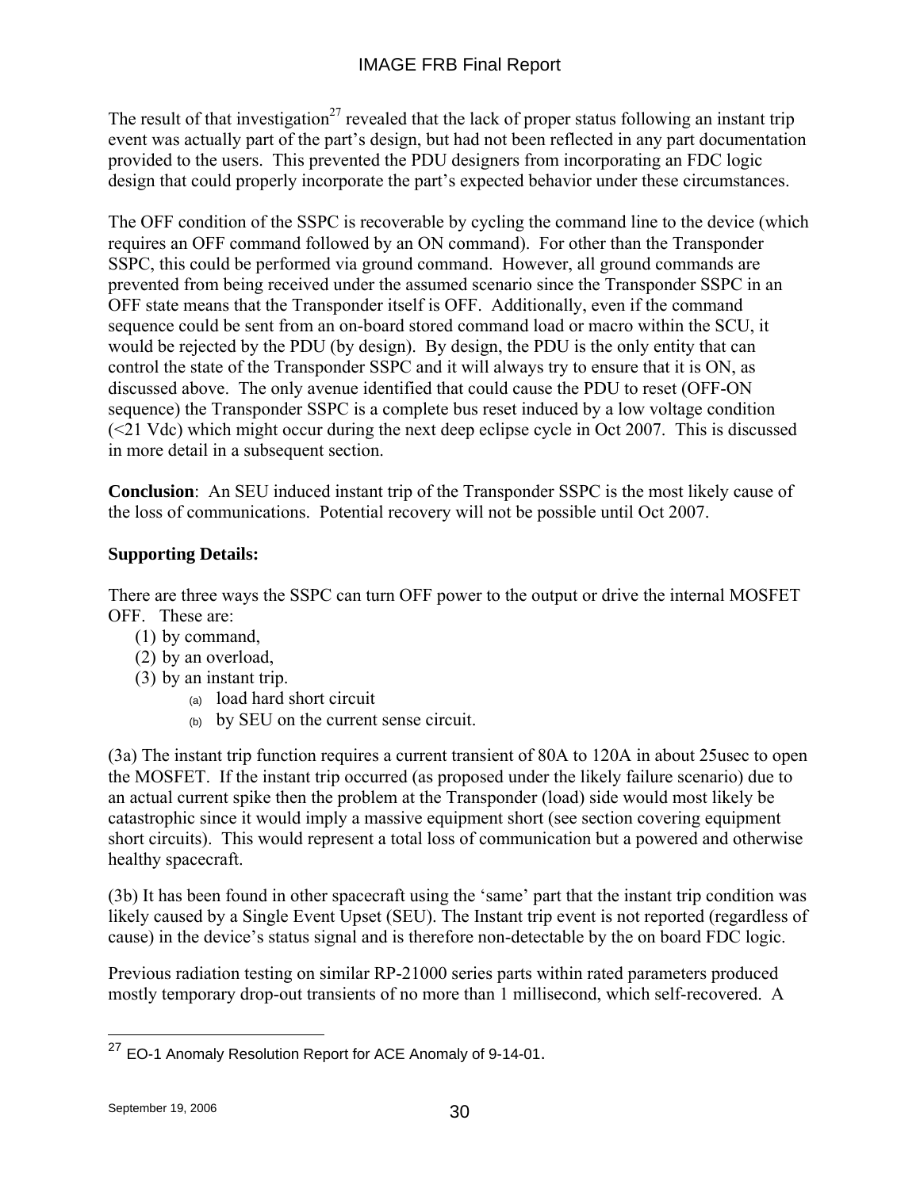The result of that investigation[27] revealed that the lack of proper status following an instant trip event was actually part of the part's design, but had not been reflected in any part documentation provided to the users. This prevented the PDU designers from incorporating an FDC logic design that could properly incorporate the part's expected behavior under these circumstances.

The OFF condition of the SSPC is recoverable by cycling the command line to the device (which requires an OFF command followed by an ON command). For other than the Transponder SSPC, this could be performed via ground command. However, all ground commands are prevented from being received under the assumed scenario since the Transponder SSPC in an OFF state means that the Transponder itself is OFF. Additionally, even if the command sequence could be sent from an on-board stored command load or macro within the SCU, it would be rejected by the PDU (by design). By design, the PDU is the only entity that can control the state of the Transponder SSPC and it will always try to ensure that it is ON, as discussed above. The only avenue identified that could cause the PDU to reset (OFF-ON sequence) the Transponder SSPC is a complete bus reset induced by a low voltage condition (<21 Vdc) which might occur during the next deep eclipse cycle in Oct 2007. This is discussed in more detail in a subsequent section.

**Conclusion**: An SEU induced instant trip of the Transponder SSPC is the most likely cause of the loss of communications. Potential recovery will not be possible until Oct 2007.

**Supporting Details:**

There are three ways the SSPC can turn OFF power to the output or drive the internal MOSFET OFF. These are:

1. by command,
2. by an overload,
3. by an instant trip.
   - (a) load hard short circuit
   - (b) by SEU on the current sense circuit.

(3a) The instant trip function requires a current transient of 80A to 120A in about 25usec to open the MOSFET. If the instant trip occurred (as proposed under the likely failure scenario) due to an actual current spike then the problem at the Transponder (load) side would most likely be catastrophic since it would imply a massive equipment short (see section covering equipment short circuits). This would represent a total loss of communication but a powered and otherwise healthy spacecraft.

(3b) It has been found in other spacecraft using the 'same' part that the instant trip condition was likely caused by a Single Event Upset (SEU). The Instant trip event is not reported (regardless of cause) in the device's status signal and is therefore non-detectable by the on board FDC logic.

Previous radiation testing on similar RP-21000 series parts within rated parameters produced mostly temporary drop-out transients of no more than 1 millisecond, which self-recovered. A

[27] EO-1 Anomaly Resolution Report for ACE Anomaly of 9-14-01.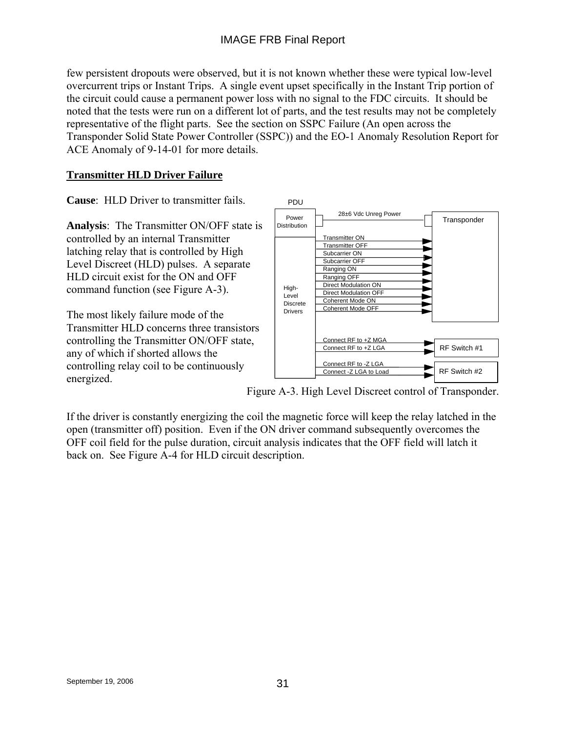few persistent dropouts were observed, but it is not known whether these were typical low-level overcurrent trips or Instant Trips. A single event upset specifically in the Instant Trip portion of the circuit could cause a permanent power loss with no signal to the FDC circuits. It should be noted that the tests were run on a different lot of parts, and the test results may not be completely representative of the flight parts. See the section on SSPC Failure (An open across the Transponder Solid State Power Controller (SSPC)) and the EO-1 Anomaly Resolution Report for ACE Anomaly of 9-14-01 for more details.

## Transmitter HLD Driver Failure

**Cause**: HLD Driver to transmitter fails.

**Analysis**: The Transmitter ON/OFF state is controlled by an internal Transmitter latching relay that is controlled by High Level Discreet (HLD) pulses. A separate HLD circuit exist for the ON and OFF command function (see Figure A-3).

The most likely failure mode of the Transmitter HLD concerns three transistors controlling the Transmitter ON/OFF state, any of which if shorted allows the controlling relay coil to be continuously energized.

PDU

Power Distribution — 28±6 Vdc Unreg Power — Transponder

High-Level Discrete Drivers → Transponder: Transmitter ON, Transmitter OFF, Subcarrier ON, Subcarrier OFF, Ranging ON, Ranging OFF, Direct Modulation ON, Direct Modulation OFF, Coherent Mode ON, Coherent Mode OFF

High-Level Discrete Drivers → RF Switch #1: Connect RF to +Z MGA, Connect RF to +Z LGA

High-Level Discrete Drivers → RF Switch #2: Connect RF to -Z LGA, Connect -Z LGA to Load

Figure A-3. High Level Discreet control of Transponder.

If the driver is constantly energizing the coil the magnetic force will keep the relay latched in the open (transmitter off) position. Even if the ON driver command subsequently overcomes the OFF coil field for the pulse duration, circuit analysis indicates that the OFF field will latch it back on. See Figure A-4 for HLD circuit description.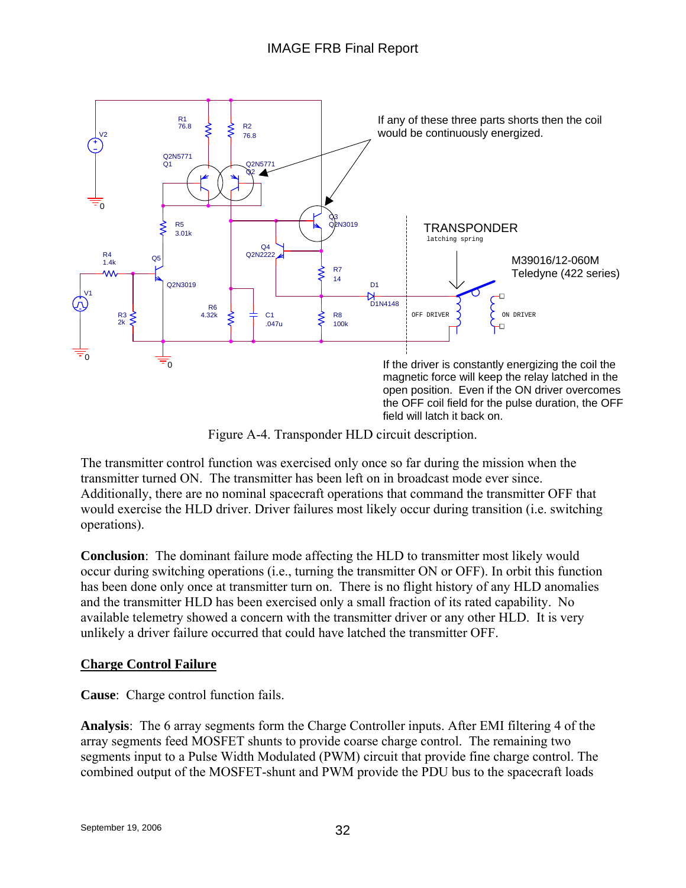If any of these three parts shorts then the coil would be continuously energized.

If the driver is constantly energizing the coil the magnetic force will keep the relay latched in the open position. Even if the ON driver overcomes the OFF coil field for the pulse duration, the OFF field will latch it back on.

Figure A-4. Transponder HLD circuit description.

The transmitter control function was exercised only once so far during the mission when the transmitter turned ON. The transmitter has been left on in broadcast mode ever since. Additionally, there are no nominal spacecraft operations that command the transmitter OFF that would exercise the HLD driver. Driver failures most likely occur during transition (i.e. switching operations).

**Conclusion**: The dominant failure mode affecting the HLD to transmitter most likely would occur during switching operations (i.e., turning the transmitter ON or OFF). In orbit this function has been done only once at transmitter turn on. There is no flight history of any HLD anomalies and the transmitter HLD has been exercised only a small fraction of its rated capability. No available telemetry showed a concern with the transmitter driver or any other HLD. It is very unlikely a driver failure occurred that could have latched the transmitter OFF.

## Charge Control Failure

**Cause**: Charge control function fails.

**Analysis**: The 6 array segments form the Charge Controller inputs. After EMI filtering 4 of the array segments feed MOSFET shunts to provide coarse charge control. The remaining two segments input to a Pulse Width Modulated (PWM) circuit that provide fine charge control. The combined output of the MOSFET-shunt and PWM provide the PDU bus to the spacecraft loads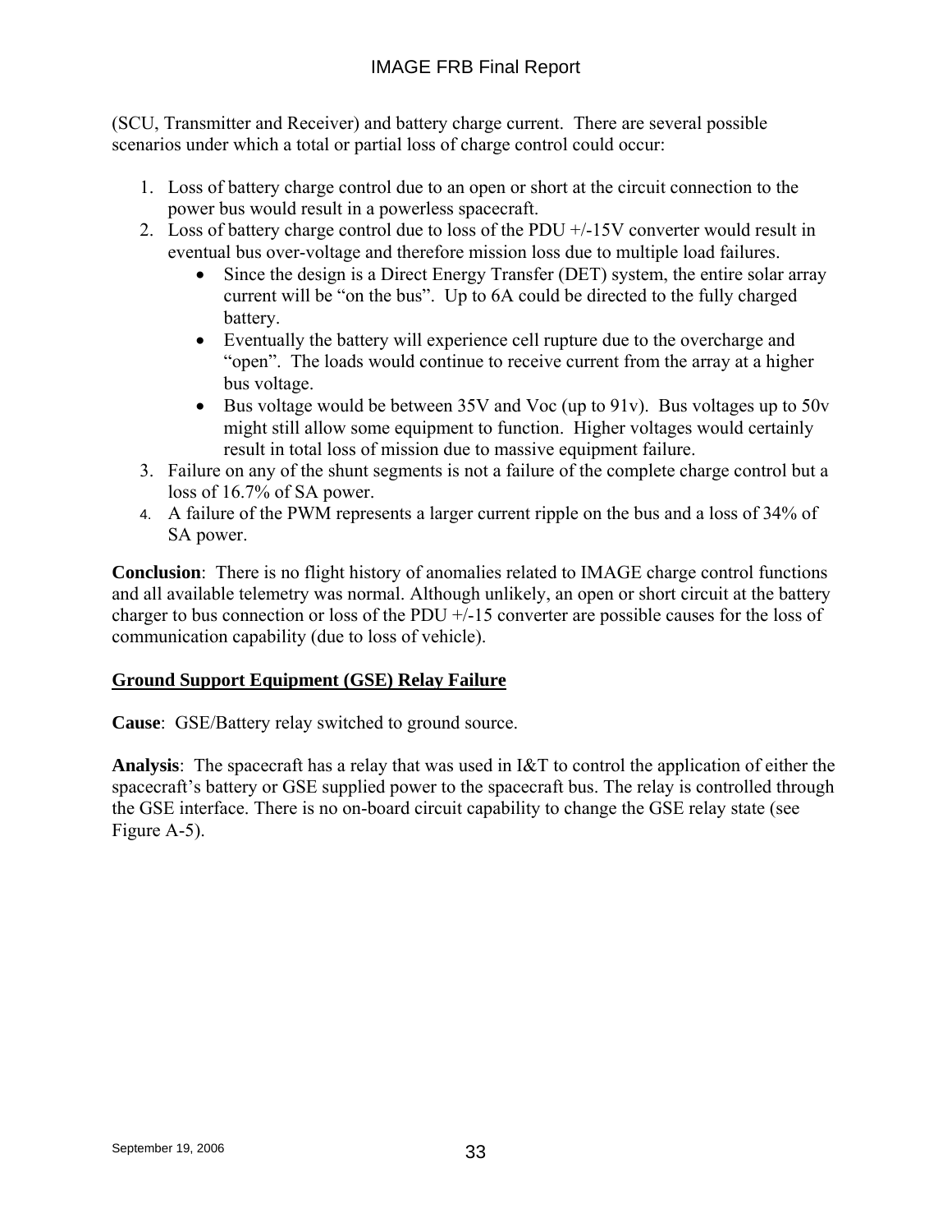(SCU, Transmitter and Receiver) and battery charge current. There are several possible scenarios under which a total or partial loss of charge control could occur:

1. Loss of battery charge control due to an open or short at the circuit connection to the power bus would result in a powerless spacecraft.
2. Loss of battery charge control due to loss of the PDU +/-15V converter would result in eventual bus over-voltage and therefore mission loss due to multiple load failures.
    - Since the design is a Direct Energy Transfer (DET) system, the entire solar array current will be "on the bus". Up to 6A could be directed to the fully charged battery.
    - Eventually the battery will experience cell rupture due to the overcharge and "open". The loads would continue to receive current from the array at a higher bus voltage.
    - Bus voltage would be between 35V and Voc (up to 91v). Bus voltages up to 50v might still allow some equipment to function. Higher voltages would certainly result in total loss of mission due to massive equipment failure.
3. Failure on any of the shunt segments is not a failure of the complete charge control but a loss of 16.7% of SA power.
4. A failure of the PWM represents a larger current ripple on the bus and a loss of 34% of SA power.

**Conclusion**: There is no flight history of anomalies related to IMAGE charge control functions and all available telemetry was normal. Although unlikely, an open or short circuit at the battery charger to bus connection or loss of the PDU +/-15 converter are possible causes for the loss of communication capability (due to loss of vehicle).

**Ground Support Equipment (GSE) Relay Failure**

**Cause**: GSE/Battery relay switched to ground source.

**Analysis**: The spacecraft has a relay that was used in I&T to control the application of either the spacecraft's battery or GSE supplied power to the spacecraft bus. The relay is controlled through the GSE interface. There is no on-board circuit capability to change the GSE relay state (see Figure A-5).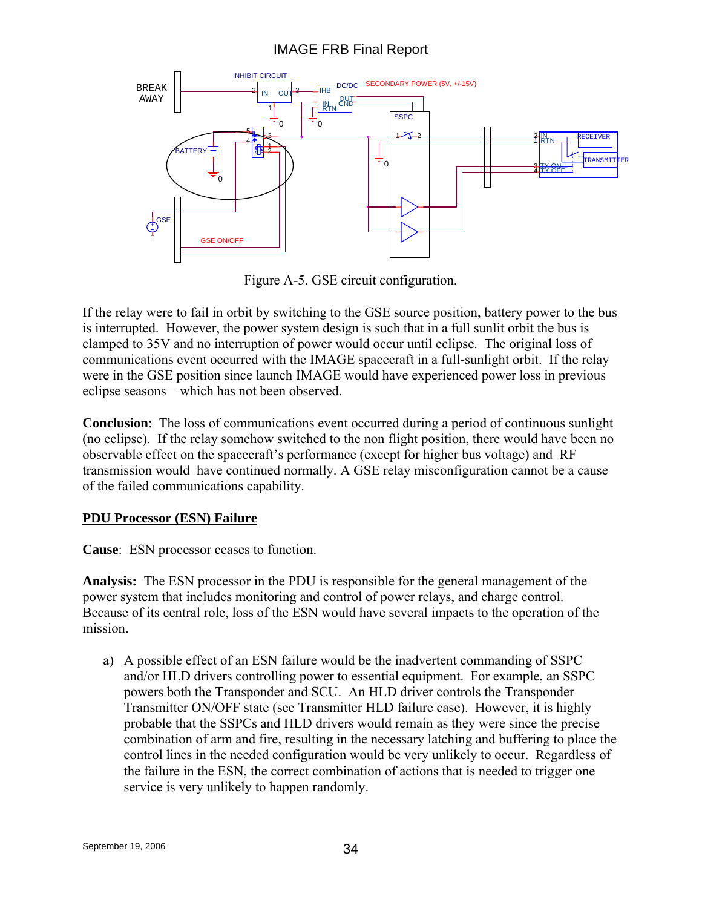Figure A-5. GSE circuit configuration.

If the relay were to fail in orbit by switching to the GSE source position, battery power to the bus is interrupted. However, the power system design is such that in a full sunlit orbit the bus is clamped to 35V and no interruption of power would occur until eclipse. The original loss of communications event occurred with the IMAGE spacecraft in a full-sunlight orbit. If the relay were in the GSE position since launch IMAGE would have experienced power loss in previous eclipse seasons – which has not been observed.

**Conclusion**: The loss of communications event occurred during a period of continuous sunlight (no eclipse). If the relay somehow switched to the non flight position, there would have been no observable effect on the spacecraft's performance (except for higher bus voltage) and RF transmission would have continued normally. A GSE relay misconfiguration cannot be a cause of the failed communications capability.

## PDU Processor (ESN) Failure

**Cause**: ESN processor ceases to function.

**Analysis:** The ESN processor in the PDU is responsible for the general management of the power system that includes monitoring and control of power relays, and charge control. Because of its central role, loss of the ESN would have several impacts to the operation of the mission.

a) A possible effect of an ESN failure would be the inadvertent commanding of SSPC and/or HLD drivers controlling power to essential equipment. For example, an SSPC powers both the Transponder and SCU. An HLD driver controls the Transponder Transmitter ON/OFF state (see Transmitter HLD failure case). However, it is highly probable that the SSPCs and HLD drivers would remain as they were since the precise combination of arm and fire, resulting in the necessary latching and buffering to place the control lines in the needed configuration would be very unlikely to occur. Regardless of the failure in the ESN, the correct combination of actions that is needed to trigger one service is very unlikely to happen randomly.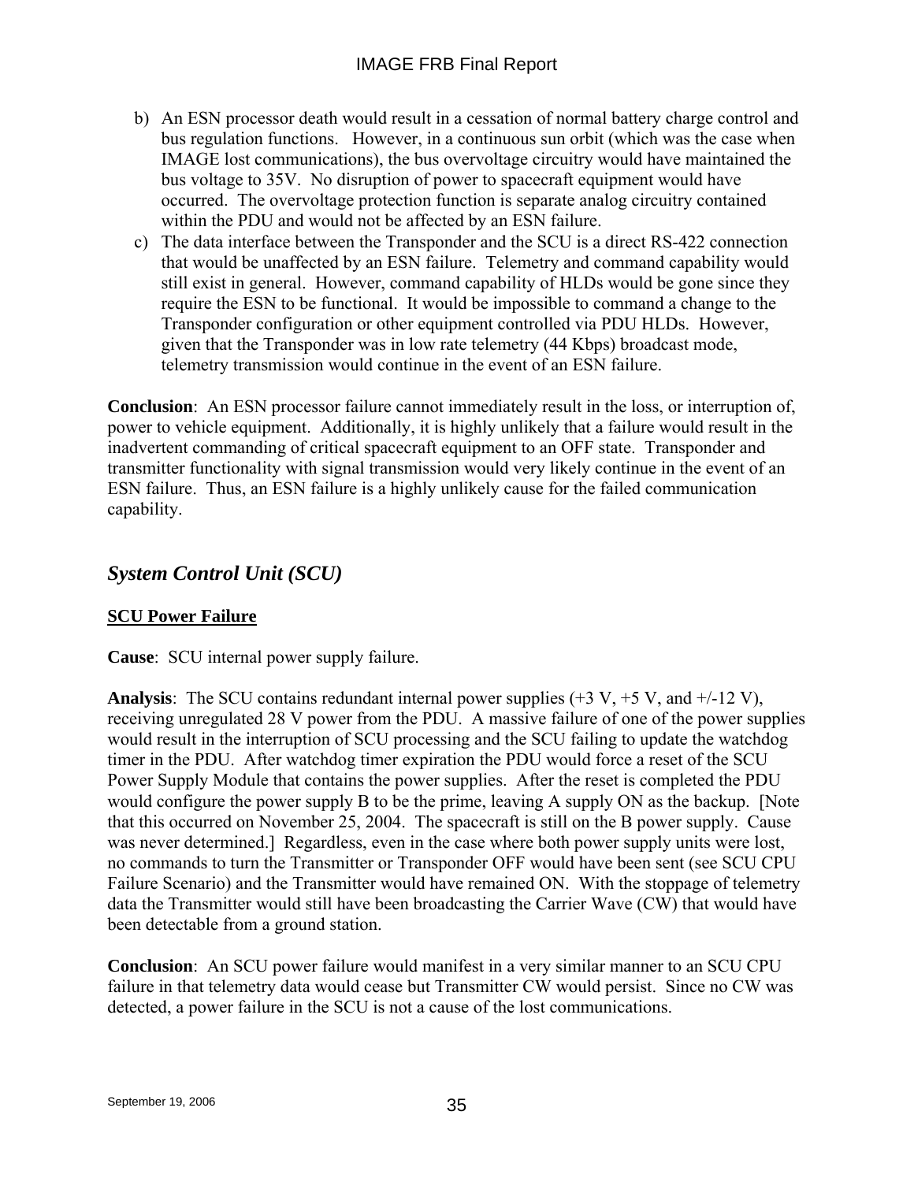b) An ESN processor death would result in a cessation of normal battery charge control and bus regulation functions. However, in a continuous sun orbit (which was the case when IMAGE lost communications), the bus overvoltage circuitry would have maintained the bus voltage to 35V. No disruption of power to spacecraft equipment would have occurred. The overvoltage protection function is separate analog circuitry contained within the PDU and would not be affected by an ESN failure.
c) The data interface between the Transponder and the SCU is a direct RS-422 connection that would be unaffected by an ESN failure. Telemetry and command capability would still exist in general. However, command capability of HLDs would be gone since they require the ESN to be functional. It would be impossible to command a change to the Transponder configuration or other equipment controlled via PDU HLDs. However, given that the Transponder was in low rate telemetry (44 Kbps) broadcast mode, telemetry transmission would continue in the event of an ESN failure.

**Conclusion**: An ESN processor failure cannot immediately result in the loss, or interruption of, power to vehicle equipment. Additionally, it is highly unlikely that a failure would result in the inadvertent commanding of critical spacecraft equipment to an OFF state. Transponder and transmitter functionality with signal transmission would very likely continue in the event of an ESN failure. Thus, an ESN failure is a highly unlikely cause for the failed communication capability.

## *System Control Unit (SCU)*

### SCU Power Failure

**Cause**: SCU internal power supply failure.

**Analysis**: The SCU contains redundant internal power supplies (+3 V, +5 V, and +/-12 V), receiving unregulated 28 V power from the PDU. A massive failure of one of the power supplies would result in the interruption of SCU processing and the SCU failing to update the watchdog timer in the PDU. After watchdog timer expiration the PDU would force a reset of the SCU Power Supply Module that contains the power supplies. After the reset is completed the PDU would configure the power supply B to be the prime, leaving A supply ON as the backup. [Note that this occurred on November 25, 2004. The spacecraft is still on the B power supply. Cause was never determined.] Regardless, even in the case where both power supply units were lost, no commands to turn the Transmitter or Transponder OFF would have been sent (see SCU CPU Failure Scenario) and the Transmitter would have remained ON. With the stoppage of telemetry data the Transmitter would still have been broadcasting the Carrier Wave (CW) that would have been detectable from a ground station.

**Conclusion**: An SCU power failure would manifest in a very similar manner to an SCU CPU failure in that telemetry data would cease but Transmitter CW would persist. Since no CW was detected, a power failure in the SCU is not a cause of the lost communications.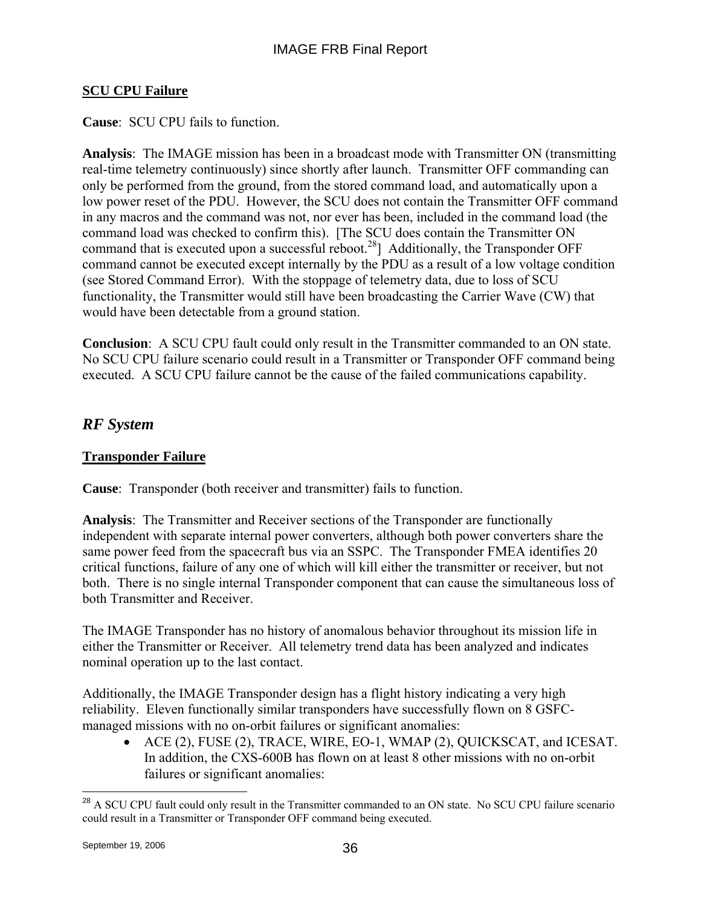**SCU CPU Failure**

**Cause**: SCU CPU fails to function.

**Analysis**: The IMAGE mission has been in a broadcast mode with Transmitter ON (transmitting real-time telemetry continuously) since shortly after launch. Transmitter OFF commanding can only be performed from the ground, from the stored command load, and automatically upon a low power reset of the PDU. However, the SCU does not contain the Transmitter OFF command in any macros and the command was not, nor ever has been, included in the command load (the command load was checked to confirm this). [The SCU does contain the Transmitter ON command that is executed upon a successful reboot.[28]] Additionally, the Transponder OFF command cannot be executed except internally by the PDU as a result of a low voltage condition (see Stored Command Error). With the stoppage of telemetry data, due to loss of SCU functionality, the Transmitter would still have been broadcasting the Carrier Wave (CW) that would have been detectable from a ground station.

**Conclusion**: A SCU CPU fault could only result in the Transmitter commanded to an ON state. No SCU CPU failure scenario could result in a Transmitter or Transponder OFF command being executed. A SCU CPU failure cannot be the cause of the failed communications capability.

## *RF System*

**Transponder Failure**

**Cause**: Transponder (both receiver and transmitter) fails to function.

**Analysis**: The Transmitter and Receiver sections of the Transponder are functionally independent with separate internal power converters, although both power converters share the same power feed from the spacecraft bus via an SSPC. The Transponder FMEA identifies 20 critical functions, failure of any one of which will kill either the transmitter or receiver, but not both. There is no single internal Transponder component that can cause the simultaneous loss of both Transmitter and Receiver.

The IMAGE Transponder has no history of anomalous behavior throughout its mission life in either the Transmitter or Receiver. All telemetry trend data has been analyzed and indicates nominal operation up to the last contact.

Additionally, the IMAGE Transponder design has a flight history indicating a very high reliability. Eleven functionally similar transponders have successfully flown on 8 GSFC-managed missions with no on-orbit failures or significant anomalies:

- ACE (2), FUSE (2), TRACE, WIRE, EO-1, WMAP (2), QUICKSCAT, and ICESAT. In addition, the CXS-600B has flown on at least 8 other missions with no on-orbit failures or significant anomalies:

---

[28] A SCU CPU fault could only result in the Transmitter commanded to an ON state. No SCU CPU failure scenario could result in a Transmitter or Transponder OFF command being executed.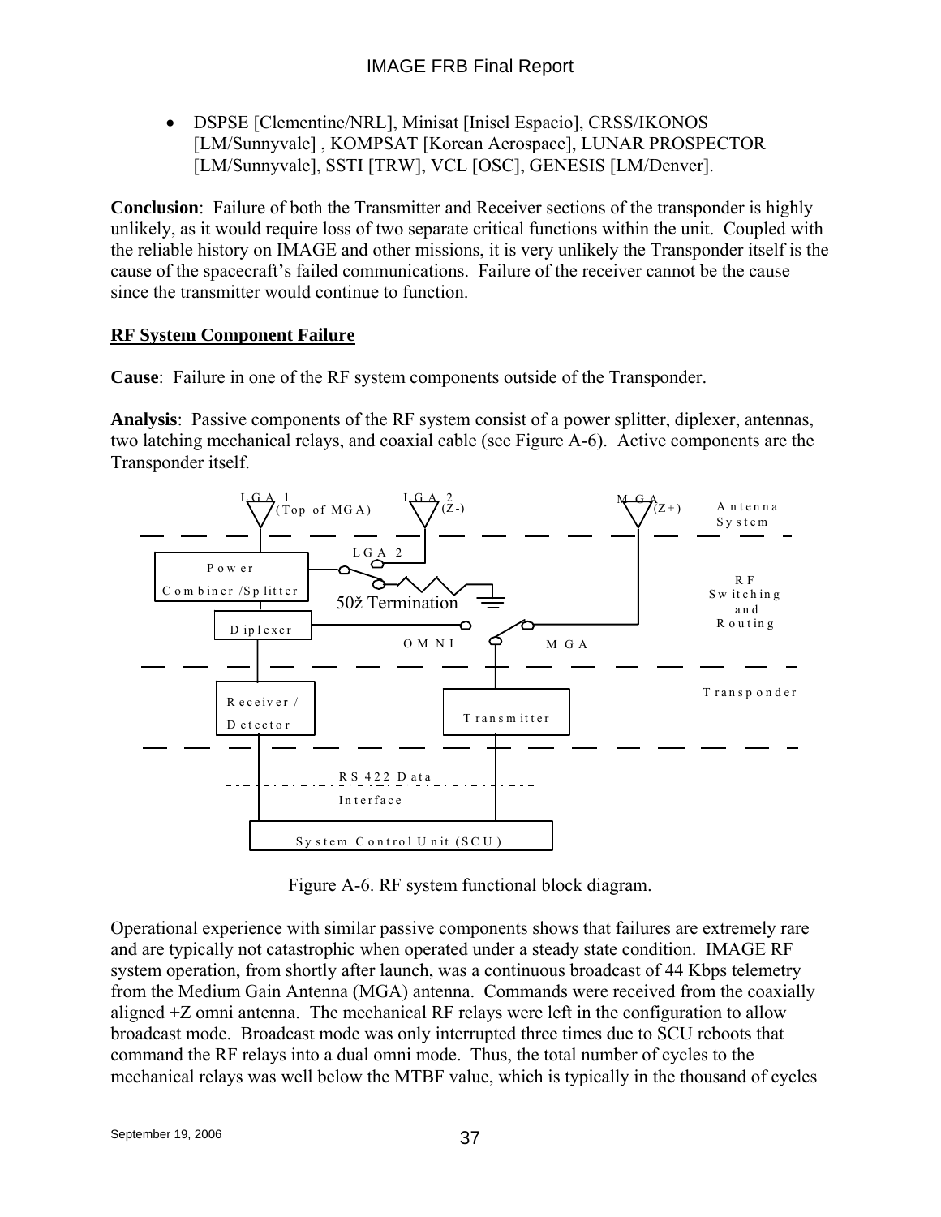- DSPSE [Clementine/NRL], Minisat [Inisel Espacio], CRSS/IKONOS [LM/Sunnyvale] , KOMPSAT [Korean Aerospace], LUNAR PROSPECTOR [LM/Sunnyvale], SSTI [TRW], VCL [OSC], GENESIS [LM/Denver].

**Conclusion**: Failure of both the Transmitter and Receiver sections of the transponder is highly unlikely, as it would require loss of two separate critical functions within the unit. Coupled with the reliable history on IMAGE and other missions, it is very unlikely the Transponder itself is the cause of the spacecraft's failed communications. Failure of the receiver cannot be the cause since the transmitter would continue to function.

## RF System Component Failure

**Cause**: Failure in one of the RF system components outside of the Transponder.

**Analysis**: Passive components of the RF system consist of a power splitter, diplexer, antennas, two latching mechanical relays, and coaxial cable (see Figure A-6). Active components are the Transponder itself.

LGA 1 (Top of MGA) LGA 2 (Z-) MGA (Z+) Antenna System

LGA 2 Power Combiner/Splitter 50ž Termination RF Switching and Routing Diplexer OMNI MGA

Receiver / Detector Transmitter Transponder

RS422 Data Interface

System Control Unit (SCU)

Figure A-6. RF system functional block diagram.

Operational experience with similar passive components shows that failures are extremely rare and are typically not catastrophic when operated under a steady state condition. IMAGE RF system operation, from shortly after launch, was a continuous broadcast of 44 Kbps telemetry from the Medium Gain Antenna (MGA) antenna. Commands were received from the coaxially aligned +Z omni antenna. The mechanical RF relays were left in the configuration to allow broadcast mode. Broadcast mode was only interrupted three times due to SCU reboots that command the RF relays into a dual omni mode. Thus, the total number of cycles to the mechanical relays was well below the MTBF value, which is typically in the thousand of cycles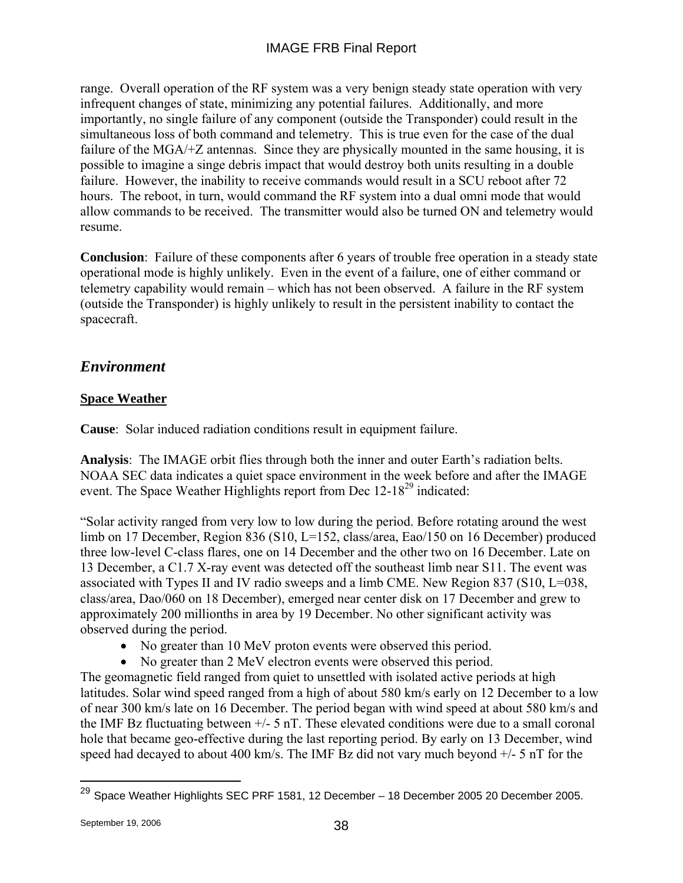range. Overall operation of the RF system was a very benign steady state operation with very infrequent changes of state, minimizing any potential failures. Additionally, and more importantly, no single failure of any component (outside the Transponder) could result in the simultaneous loss of both command and telemetry. This is true even for the case of the dual failure of the MGA/+Z antennas. Since they are physically mounted in the same housing, it is possible to imagine a singe debris impact that would destroy both units resulting in a double failure. However, the inability to receive commands would result in a SCU reboot after 72 hours. The reboot, in turn, would command the RF system into a dual omni mode that would allow commands to be received. The transmitter would also be turned ON and telemetry would resume.

**Conclusion**: Failure of these components after 6 years of trouble free operation in a steady state operational mode is highly unlikely. Even in the event of a failure, one of either command or telemetry capability would remain – which has not been observed. A failure in the RF system (outside the Transponder) is highly unlikely to result in the persistent inability to contact the spacecraft.

## *Environment*

### Space Weather

**Cause**: Solar induced radiation conditions result in equipment failure.

**Analysis**: The IMAGE orbit flies through both the inner and outer Earth's radiation belts. NOAA SEC data indicates a quiet space environment in the week before and after the IMAGE event. The Space Weather Highlights report from Dec 12-18[29] indicated:

"Solar activity ranged from very low to low during the period. Before rotating around the west limb on 17 December, Region 836 (S10, L=152, class/area, Eao/150 on 16 December) produced three low-level C-class flares, one on 14 December and the other two on 16 December. Late on 13 December, a C1.7 X-ray event was detected off the southeast limb near S11. The event was associated with Types II and IV radio sweeps and a limb CME. New Region 837 (S10, L=038, class/area, Dao/060 on 18 December), emerged near center disk on 17 December and grew to approximately 200 millionths in area by 19 December. No other significant activity was observed during the period.

- No greater than 10 MeV proton events were observed this period.
- No greater than 2 MeV electron events were observed this period.

The geomagnetic field ranged from quiet to unsettled with isolated active periods at high latitudes. Solar wind speed ranged from a high of about 580 km/s early on 12 December to a low of near 300 km/s late on 16 December. The period began with wind speed at about 580 km/s and the IMF Bz fluctuating between +/- 5 nT. These elevated conditions were due to a small coronal hole that became geo-effective during the last reporting period. By early on 13 December, wind speed had decayed to about 400 km/s. The IMF Bz did not vary much beyond +/- 5 nT for the

[29] Space Weather Highlights SEC PRF 1581, 12 December – 18 December 2005 20 December 2005.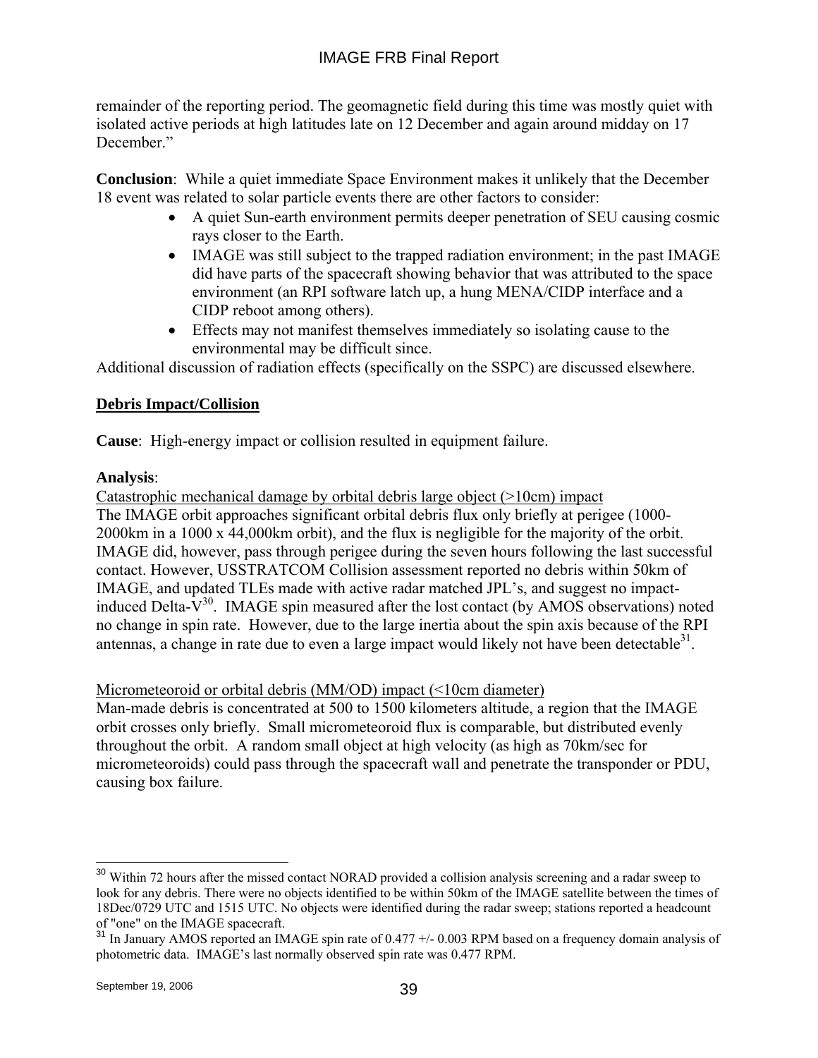remainder of the reporting period. The geomagnetic field during this time was mostly quiet with isolated active periods at high latitudes late on 12 December and again around midday on 17 December."

**Conclusion**: While a quiet immediate Space Environment makes it unlikely that the December 18 event was related to solar particle events there are other factors to consider:

- A quiet Sun-earth environment permits deeper penetration of SEU causing cosmic rays closer to the Earth.
- IMAGE was still subject to the trapped radiation environment; in the past IMAGE did have parts of the spacecraft showing behavior that was attributed to the space environment (an RPI software latch up, a hung MENA/CIDP interface and a CIDP reboot among others).
- Effects may not manifest themselves immediately so isolating cause to the environmental may be difficult since.

Additional discussion of radiation effects (specifically on the SSPC) are discussed elsewhere.

## Debris Impact/Collision

**Cause**: High-energy impact or collision resulted in equipment failure.

**Analysis**:

Catastrophic mechanical damage by orbital debris large object (>10cm) impact

The IMAGE orbit approaches significant orbital debris flux only briefly at perigee (1000-2000km in a 1000 x 44,000km orbit), and the flux is negligible for the majority of the orbit. IMAGE did, however, pass through perigee during the seven hours following the last successful contact. However, USSTRATCOM Collision assessment reported no debris within 50km of IMAGE, and updated TLEs made with active radar matched JPL's, and suggest no impact-induced Delta-V[30]. IMAGE spin measured after the lost contact (by AMOS observations) noted no change in spin rate. However, due to the large inertia about the spin axis because of the RPI antennas, a change in rate due to even a large impact would likely not have been detectable[31].

Micrometeoroid or orbital debris (MM/OD) impact (<10cm diameter)

Man-made debris is concentrated at 500 to 1500 kilometers altitude, a region that the IMAGE orbit crosses only briefly. Small micrometeoroid flux is comparable, but distributed evenly throughout the orbit. A random small object at high velocity (as high as 70km/sec for micrometeoroids) could pass through the spacecraft wall and penetrate the transponder or PDU, causing box failure.

---

[30] Within 72 hours after the missed contact NORAD provided a collision analysis screening and a radar sweep to look for any debris. There were no objects identified to be within 50km of the IMAGE satellite between the times of 18Dec/0729 UTC and 1515 UTC. No objects were identified during the radar sweep; stations reported a headcount of "one" on the IMAGE spacecraft.

[31] In January AMOS reported an IMAGE spin rate of 0.477 +/- 0.003 RPM based on a frequency domain analysis of photometric data. IMAGE's last normally observed spin rate was 0.477 RPM.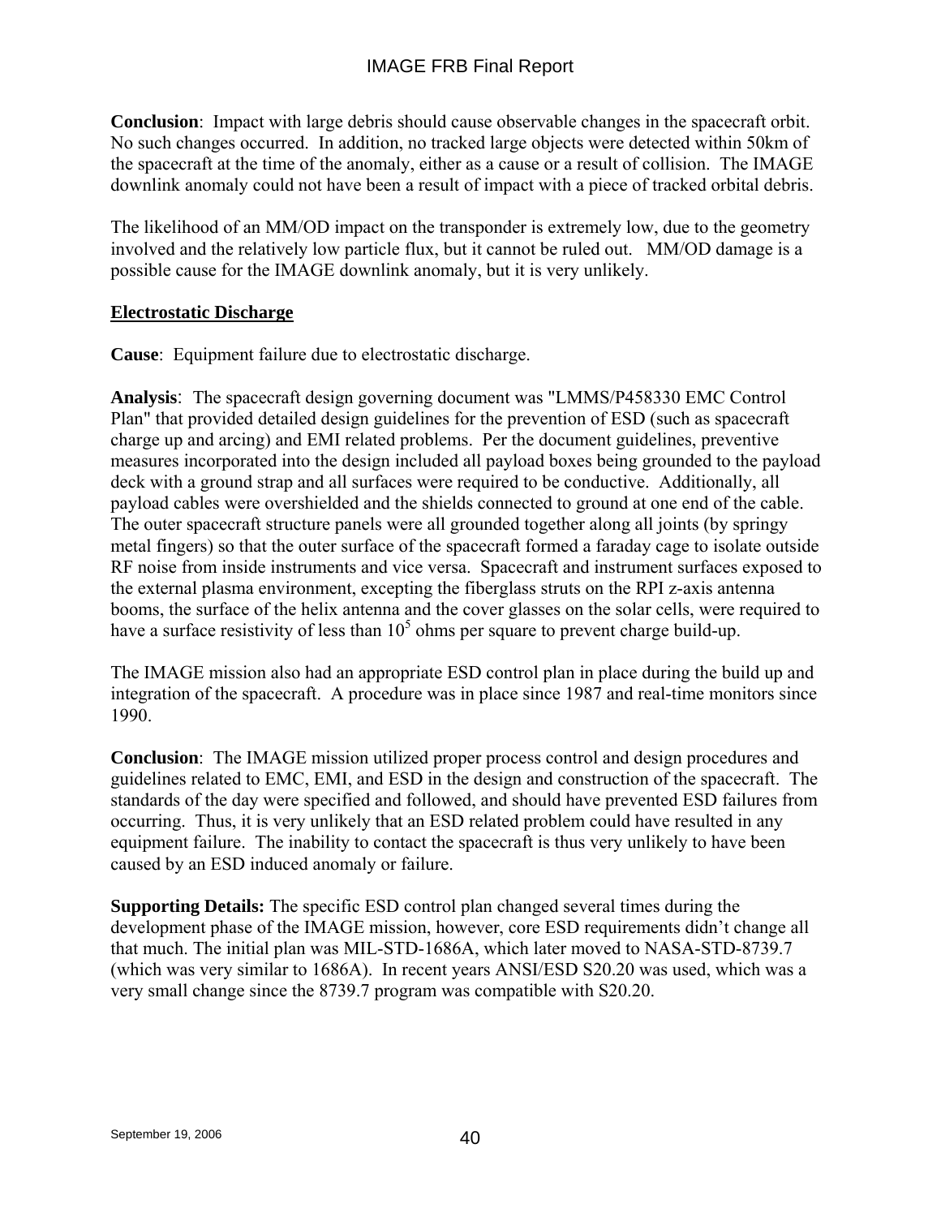**Conclusion**: Impact with large debris should cause observable changes in the spacecraft orbit. No such changes occurred. In addition, no tracked large objects were detected within 50km of the spacecraft at the time of the anomaly, either as a cause or a result of collision. The IMAGE downlink anomaly could not have been a result of impact with a piece of tracked orbital debris.

The likelihood of an MM/OD impact on the transponder is extremely low, due to the geometry involved and the relatively low particle flux, but it cannot be ruled out. MM/OD damage is a possible cause for the IMAGE downlink anomaly, but it is very unlikely.

## Electrostatic Discharge

**Cause**: Equipment failure due to electrostatic discharge.

**Analysis**: The spacecraft design governing document was "LMMS/P458330 EMC Control Plan" that provided detailed design guidelines for the prevention of ESD (such as spacecraft charge up and arcing) and EMI related problems. Per the document guidelines, preventive measures incorporated into the design included all payload boxes being grounded to the payload deck with a ground strap and all surfaces were required to be conductive. Additionally, all payload cables were overshielded and the shields connected to ground at one end of the cable. The outer spacecraft structure panels were all grounded together along all joints (by springy metal fingers) so that the outer surface of the spacecraft formed a faraday cage to isolate outside RF noise from inside instruments and vice versa. Spacecraft and instrument surfaces exposed to the external plasma environment, excepting the fiberglass struts on the RPI z-axis antenna booms, the surface of the helix antenna and the cover glasses on the solar cells, were required to have a surface resistivity of less than $10^5$ ohms per square to prevent charge build-up.

The IMAGE mission also had an appropriate ESD control plan in place during the build up and integration of the spacecraft. A procedure was in place since 1987 and real-time monitors since 1990.

**Conclusion**: The IMAGE mission utilized proper process control and design procedures and guidelines related to EMC, EMI, and ESD in the design and construction of the spacecraft. The standards of the day were specified and followed, and should have prevented ESD failures from occurring. Thus, it is very unlikely that an ESD related problem could have resulted in any equipment failure. The inability to contact the spacecraft is thus very unlikely to have been caused by an ESD induced anomaly or failure.

**Supporting Details:** The specific ESD control plan changed several times during the development phase of the IMAGE mission, however, core ESD requirements didn't change all that much. The initial plan was MIL-STD-1686A, which later moved to NASA-STD-8739.7 (which was very similar to 1686A). In recent years ANSI/ESD S20.20 was used, which was a very small change since the 8739.7 program was compatible with S20.20.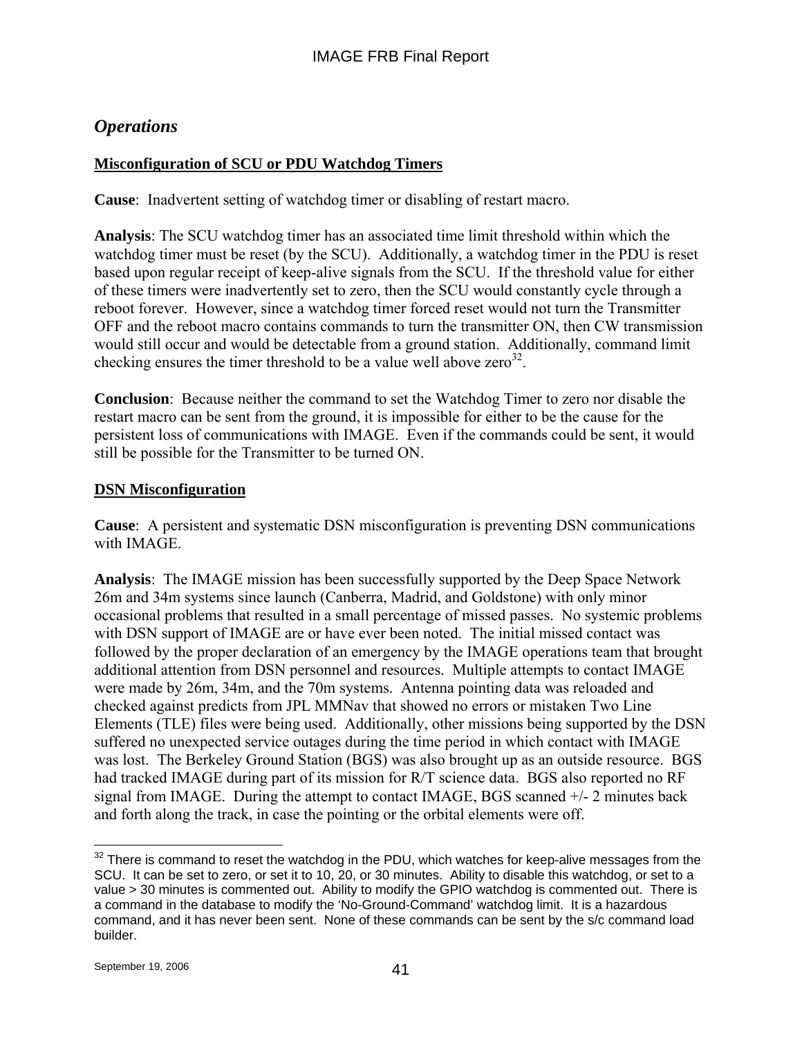## *Operations*

### Misconfiguration of SCU or PDU Watchdog Timers

**Cause**: Inadvertent setting of watchdog timer or disabling of restart macro.

**Analysis**: The SCU watchdog timer has an associated time limit threshold within which the watchdog timer must be reset (by the SCU). Additionally, a watchdog timer in the PDU is reset based upon regular receipt of keep-alive signals from the SCU. If the threshold value for either of these timers were inadvertently set to zero, then the SCU would constantly cycle through a reboot forever. However, since a watchdog timer forced reset would not turn the Transmitter OFF and the reboot macro contains commands to turn the transmitter ON, then CW transmission would still occur and would be detectable from a ground station. Additionally, command limit checking ensures the timer threshold to be a value well above zero[32].

**Conclusion**: Because neither the command to set the Watchdog Timer to zero nor disable the restart macro can be sent from the ground, it is impossible for either to be the cause for the persistent loss of communications with IMAGE. Even if the commands could be sent, it would still be possible for the Transmitter to be turned ON.

### DSN Misconfiguration

**Cause**: A persistent and systematic DSN misconfiguration is preventing DSN communications with IMAGE.

**Analysis**: The IMAGE mission has been successfully supported by the Deep Space Network 26m and 34m systems since launch (Canberra, Madrid, and Goldstone) with only minor occasional problems that resulted in a small percentage of missed passes. No systemic problems with DSN support of IMAGE are or have ever been noted. The initial missed contact was followed by the proper declaration of an emergency by the IMAGE operations team that brought additional attention from DSN personnel and resources. Multiple attempts to contact IMAGE were made by 26m, 34m, and the 70m systems. Antenna pointing data was reloaded and checked against predicts from JPL MMNav that showed no errors or mistaken Two Line Elements (TLE) files were being used. Additionally, other missions being supported by the DSN suffered no unexpected service outages during the time period in which contact with IMAGE was lost. The Berkeley Ground Station (BGS) was also brought up as an outside resource. BGS had tracked IMAGE during part of its mission for R/T science data. BGS also reported no RF signal from IMAGE. During the attempt to contact IMAGE, BGS scanned +/- 2 minutes back and forth along the track, in case the pointing or the orbital elements were off.

---

[32] There is command to reset the watchdog in the PDU, which watches for keep-alive messages from the SCU. It can be set to zero, or set it to 10, 20, or 30 minutes. Ability to disable this watchdog, or set to a value > 30 minutes is commented out. Ability to modify the GPIO watchdog is commented out. There is a command in the database to modify the 'No-Ground-Command' watchdog limit. It is a hazardous command, and it has never been sent. None of these commands can be sent by the s/c command load builder.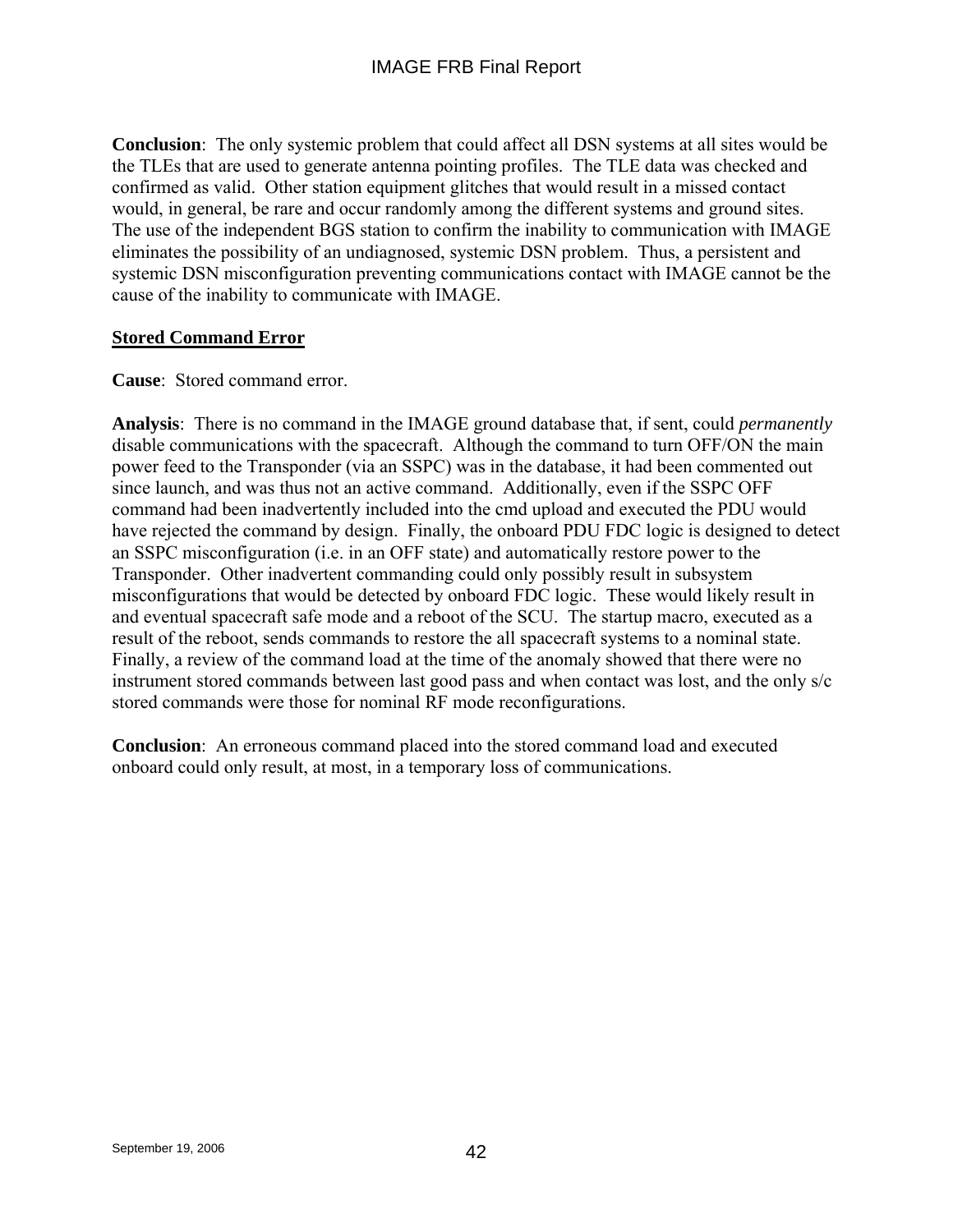**Conclusion**: The only systemic problem that could affect all DSN systems at all sites would be the TLEs that are used to generate antenna pointing profiles. The TLE data was checked and confirmed as valid. Other station equipment glitches that would result in a missed contact would, in general, be rare and occur randomly among the different systems and ground sites. The use of the independent BGS station to confirm the inability to communication with IMAGE eliminates the possibility of an undiagnosed, systemic DSN problem. Thus, a persistent and systemic DSN misconfiguration preventing communications contact with IMAGE cannot be the cause of the inability to communicate with IMAGE.

## Stored Command Error

**Cause**: Stored command error.

**Analysis**: There is no command in the IMAGE ground database that, if sent, could *permanently* disable communications with the spacecraft. Although the command to turn OFF/ON the main power feed to the Transponder (via an SSPC) was in the database, it had been commented out since launch, and was thus not an active command. Additionally, even if the SSPC OFF command had been inadvertently included into the cmd upload and executed the PDU would have rejected the command by design. Finally, the onboard PDU FDC logic is designed to detect an SSPC misconfiguration (i.e. in an OFF state) and automatically restore power to the Transponder. Other inadvertent commanding could only possibly result in subsystem misconfigurations that would be detected by onboard FDC logic. These would likely result in and eventual spacecraft safe mode and a reboot of the SCU. The startup macro, executed as a result of the reboot, sends commands to restore the all spacecraft systems to a nominal state. Finally, a review of the command load at the time of the anomaly showed that there were no instrument stored commands between last good pass and when contact was lost, and the only s/c stored commands were those for nominal RF mode reconfigurations.

**Conclusion**: An erroneous command placed into the stored command load and executed onboard could only result, at most, in a temporary loss of communications.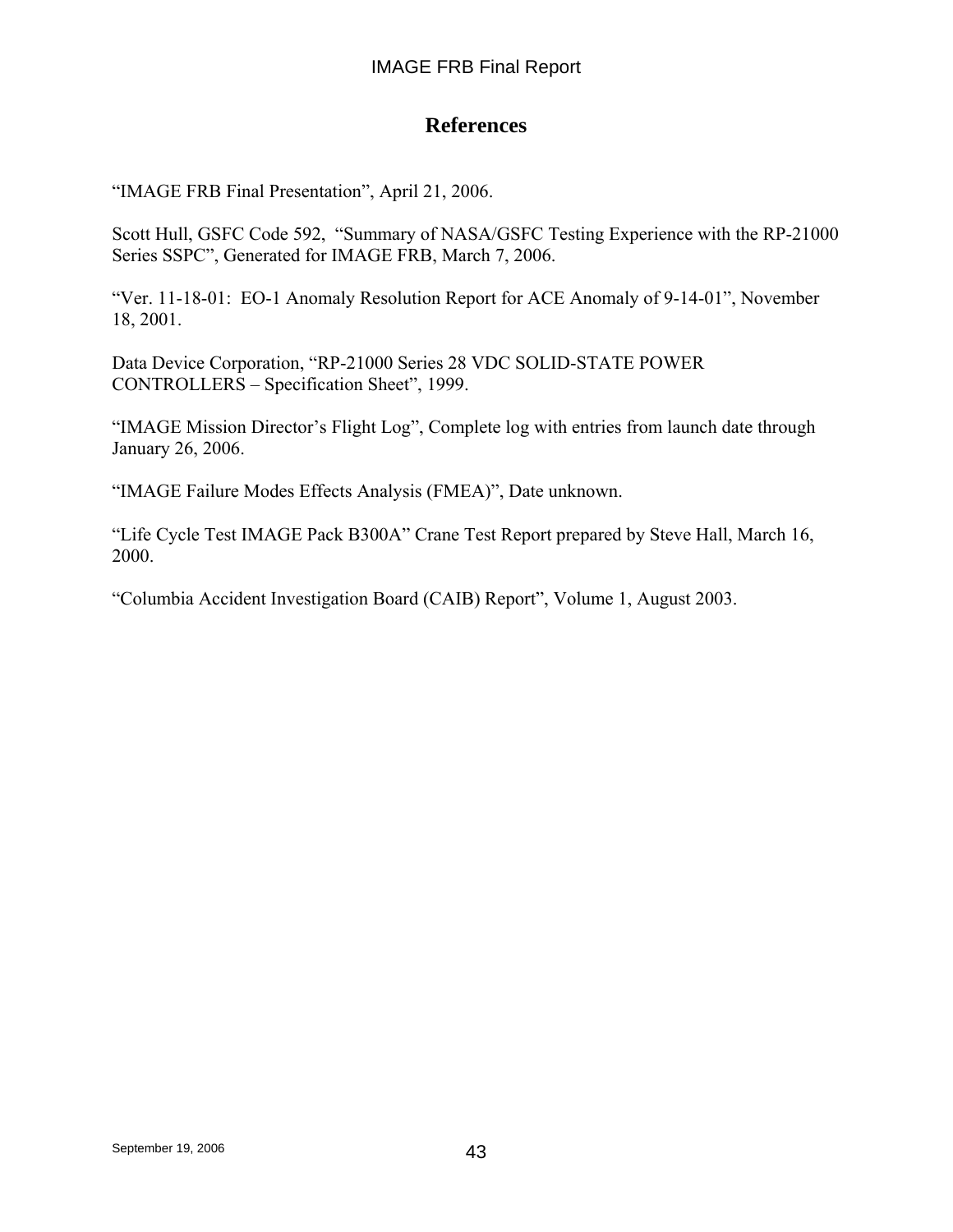# References

“IMAGE FRB Final Presentation”, April 21, 2006.

Scott Hull, GSFC Code 592, “Summary of NASA/GSFC Testing Experience with the RP-21000 Series SSPC”, Generated for IMAGE FRB, March 7, 2006.

“Ver. 11-18-01: EO-1 Anomaly Resolution Report for ACE Anomaly of 9-14-01”, November 18, 2001.

Data Device Corporation, “RP-21000 Series 28 VDC SOLID-STATE POWER CONTROLLERS – Specification Sheet”, 1999.

“IMAGE Mission Director’s Flight Log”, Complete log with entries from launch date through January 26, 2006.

“IMAGE Failure Modes Effects Analysis (FMEA)”, Date unknown.

“Life Cycle Test IMAGE Pack B300A” Crane Test Report prepared by Steve Hall, March 16, 2000.

“Columbia Accident Investigation Board (CAIB) Report”, Volume 1, August 2003.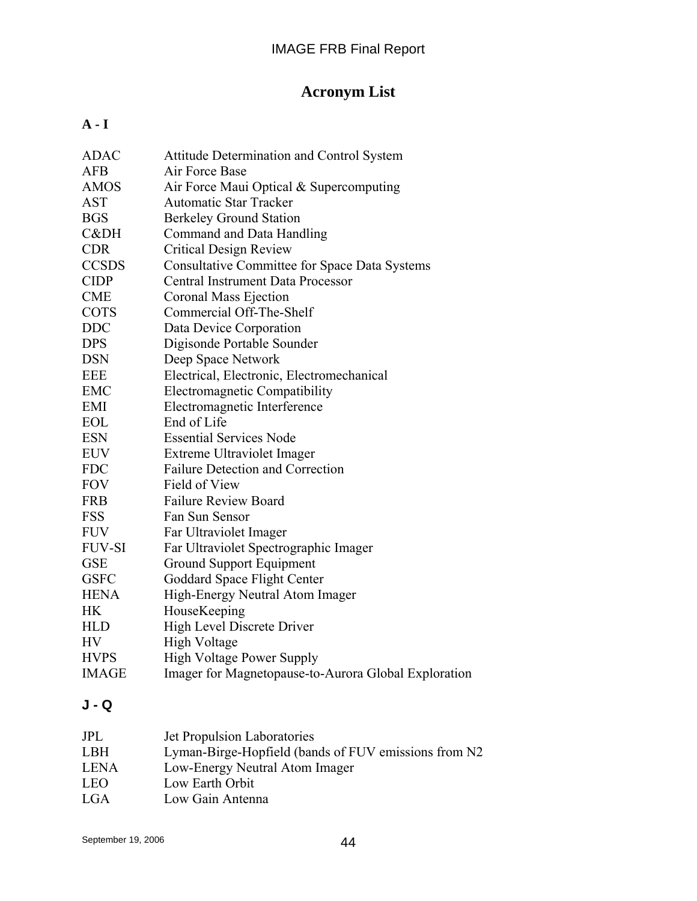# Acronym List

**A - I**

| | |
|---|---|
| ADAC | Attitude Determination and Control System |
| AFB | Air Force Base |
| AMOS | Air Force Maui Optical & Supercomputing |
| AST | Automatic Star Tracker |
| BGS | Berkeley Ground Station |
| C&DH | Command and Data Handling |
| CDR | Critical Design Review |
| CCSDS | Consultative Committee for Space Data Systems |
| CIDP | Central Instrument Data Processor |
| CME | Coronal Mass Ejection |
| COTS | Commercial Off-The-Shelf |
| DDC | Data Device Corporation |
| DPS | Digisonde Portable Sounder |
| DSN | Deep Space Network |
| EEE | Electrical, Electronic, Electromechanical |
| EMC | Electromagnetic Compatibility |
| EMI | Electromagnetic Interference |
| EOL | End of Life |
| ESN | Essential Services Node |
| EUV | Extreme Ultraviolet Imager |
| FDC | Failure Detection and Correction |
| FOV | Field of View |
| FRB | Failure Review Board |
| FSS | Fan Sun Sensor |
| FUV | Far Ultraviolet Imager |
| FUV-SI | Far Ultraviolet Spectrographic Imager |
| GSE | Ground Support Equipment |
| GSFC | Goddard Space Flight Center |
| HENA | High-Energy Neutral Atom Imager |
| HK | HouseKeeping |
| HLD | High Level Discrete Driver |
| HV | High Voltage |
| HVPS | High Voltage Power Supply |
| IMAGE | Imager for Magnetopause-to-Aurora Global Exploration |

**J - Q**

| | |
|---|---|
| JPL | Jet Propulsion Laboratories |
| LBH | Lyman-Birge-Hopfield (bands of FUV emissions from N2 |
| LENA | Low-Energy Neutral Atom Imager |
| LEO | Low Earth Orbit |
| LGA | Low Gain Antenna |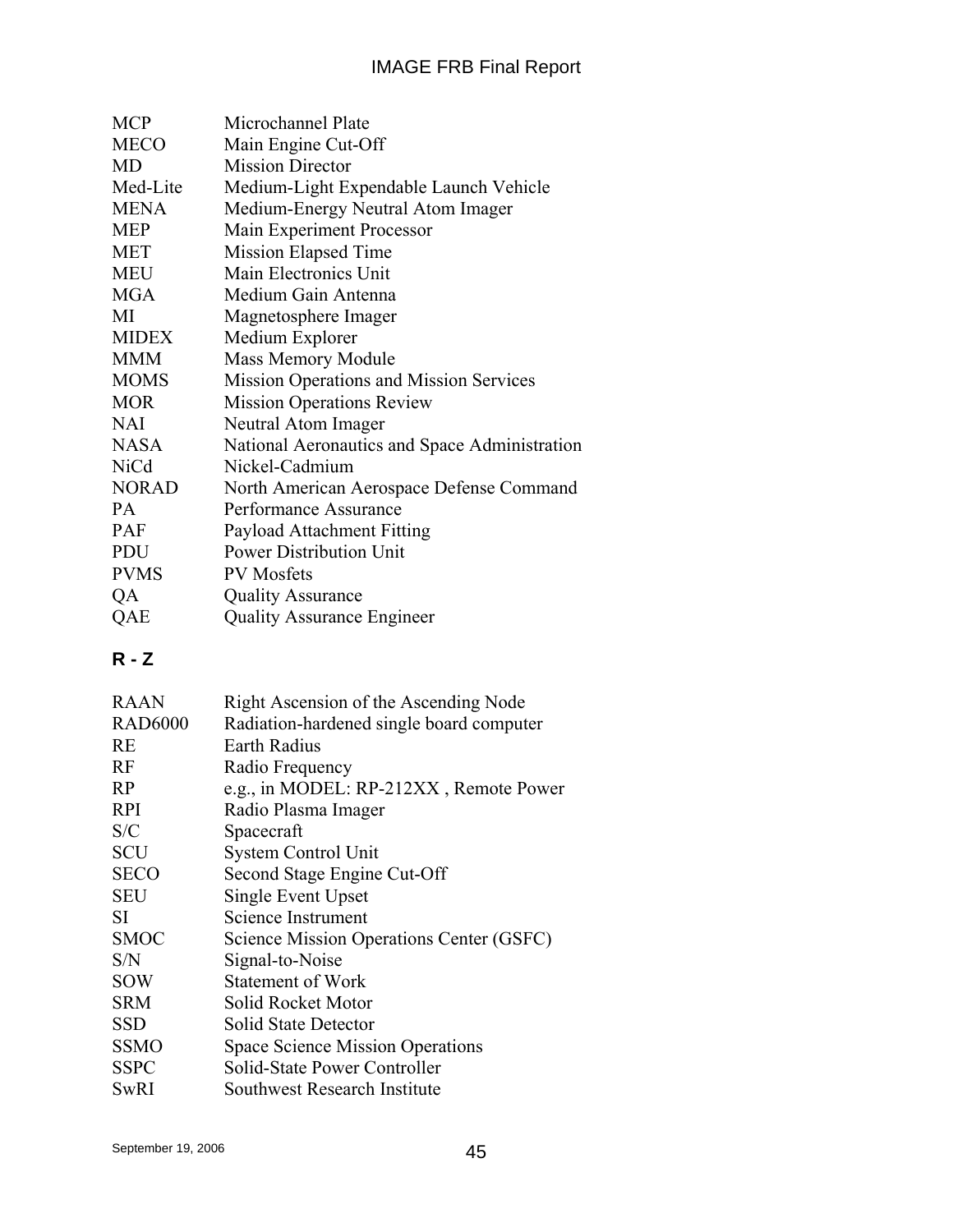| | |
|---|---|
| MCP | Microchannel Plate |
| MECO | Main Engine Cut-Off |
| MD | Mission Director |
| Med-Lite | Medium-Light Expendable Launch Vehicle |
| MENA | Medium-Energy Neutral Atom Imager |
| MEP | Main Experiment Processor |
| MET | Mission Elapsed Time |
| MEU | Main Electronics Unit |
| MGA | Medium Gain Antenna |
| MI | Magnetosphere Imager |
| MIDEX | Medium Explorer |
| MMM | Mass Memory Module |
| MOMS | Mission Operations and Mission Services |
| MOR | Mission Operations Review |
| NAI | Neutral Atom Imager |
| NASA | National Aeronautics and Space Administration |
| NiCd | Nickel-Cadmium |
| NORAD | North American Aerospace Defense Command |
| PA | Performance Assurance |
| PAF | Payload Attachment Fitting |
| PDU | Power Distribution Unit |
| PVMS | PV Mosfets |
| QA | Quality Assurance |
| QAE | Quality Assurance Engineer |

## R - Z

| | |
|---|---|
| RAAN | Right Ascension of the Ascending Node |
| RAD6000 | Radiation-hardened single board computer |
| RE | Earth Radius |
| RF | Radio Frequency |
| RP | e.g., in MODEL: RP-212XX , Remote Power |
| RPI | Radio Plasma Imager |
| S/C | Spacecraft |
| SCU | System Control Unit |
| SECO | Second Stage Engine Cut-Off |
| SEU | Single Event Upset |
| SI | Science Instrument |
| SMOC | Science Mission Operations Center (GSFC) |
| S/N | Signal-to-Noise |
| SOW | Statement of Work |
| SRM | Solid Rocket Motor |
| SSD | Solid State Detector |
| SSMO | Space Science Mission Operations |
| SSPC | Solid-State Power Controller |
| SwRI | Southwest Research Institute |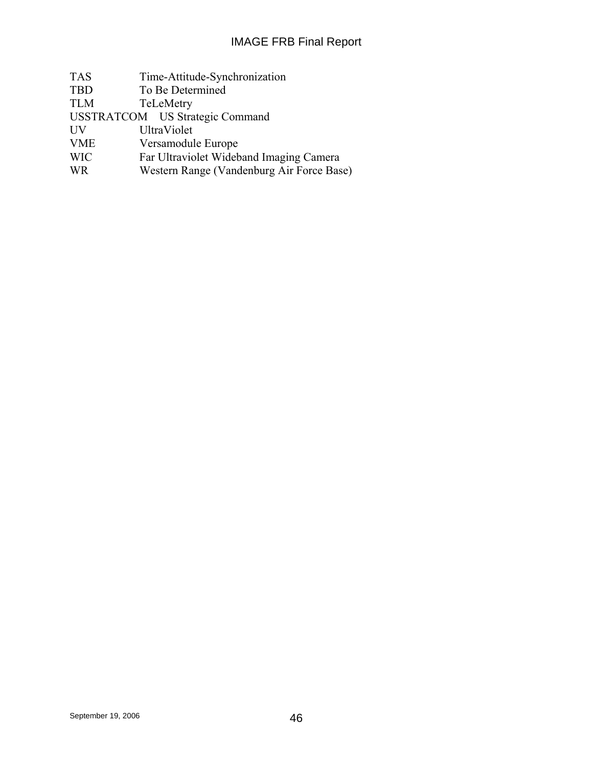| | |
|---|---|
| TAS | Time-Attitude-Synchronization |
| TBD | To Be Determined |
| TLM | TeLeMetry |
| USSTRATCOM | US Strategic Command |
| UV | UltraViolet |
| VME | Versamodule Europe |
| WIC | Far Ultraviolet Wideband Imaging Camera |
| WR | Western Range (Vandenburg Air Force Base) |